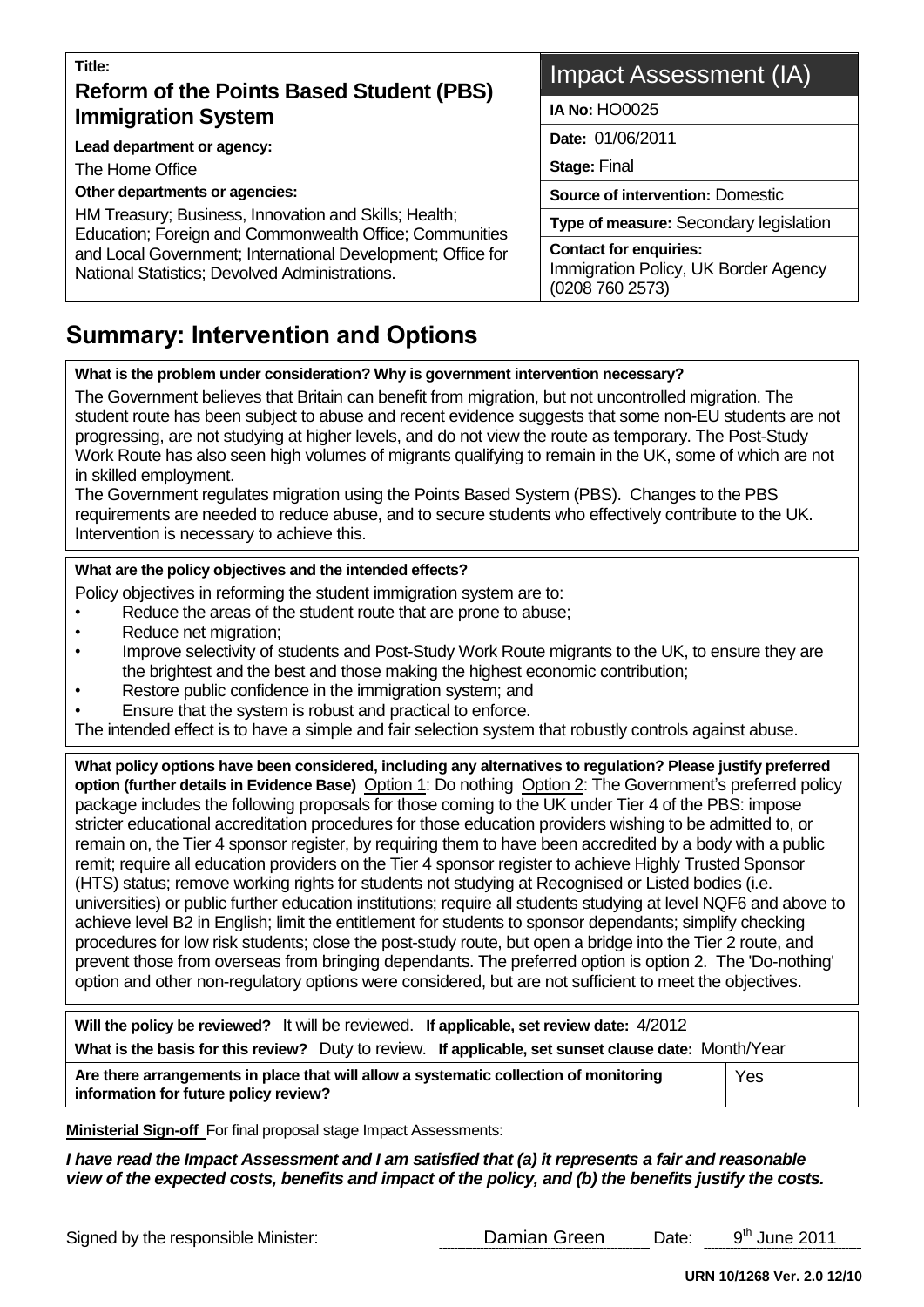**Title:**

## Reform of the Points Based Student (PBS) Immigration System

**Lead department or agency:**

The Home Office

**Other departments or agencies:**

HM Treasury; Business, Innovation and Skills; Health; Education; Foreign and Commonwealth Office; Communities and Local Government; International Development; Office for National Statistics; Devolved Administrations.

| Impact Assessment (IA) |
|---|
| **IA No:** HO0025 |
| **Date:** 01/06/2011 |
| **Stage:** Final |
| **Source of intervention:** Domestic |
| **Type of measure:** Secondary legislation |
| **Contact for enquiries:** Immigration Policy, UK Border Agency (0208 760 2573) |

# Summary: Intervention and Options

**What is the problem under consideration? Why is government intervention necessary?**

The Government believes that Britain can benefit from migration, but not uncontrolled migration. The student route has been subject to abuse and recent evidence suggests that some non-EU students are not progressing, are not studying at higher levels, and do not view the route as temporary. The Post-Study Work Route has also seen high volumes of migrants qualifying to remain in the UK, some of which are not in skilled employment.

The Government regulates migration using the Points Based System (PBS). Changes to the PBS requirements are needed to reduce abuse, and to secure students who effectively contribute to the UK. Intervention is necessary to achieve this.

**What are the policy objectives and the intended effects?**

Policy objectives in reforming the student immigration system are to:

- Reduce the areas of the student route that are prone to abuse;
- Reduce net migration;
- Improve selectivity of students and Post-Study Work Route migrants to the UK, to ensure they are the brightest and the best and those making the highest economic contribution;
- Restore public confidence in the immigration system; and
- Ensure that the system is robust and practical to enforce.

The intended effect is to have a simple and fair selection system that robustly controls against abuse.

**What policy options have been considered, including any alternatives to regulation? Please justify preferred option (further details in Evidence Base)** Option 1: Do nothing Option 2: The Government's preferred policy package includes the following proposals for those coming to the UK under Tier 4 of the PBS: impose stricter educational accreditation procedures for those education providers wishing to be admitted to, or remain on, the Tier 4 sponsor register, by requiring them to have been accredited by a body with a public remit; require all education providers on the Tier 4 sponsor register to achieve Highly Trusted Sponsor (HTS) status; remove working rights for students not studying at Recognised or Listed bodies (i.e. universities) or public further education institutions; require all students studying at level NQF6 and above to achieve level B2 in English; limit the entitlement for students to sponsor dependants; simplify checking procedures for low risk students; close the post-study route, but open a bridge into the Tier 2 route, and prevent those from overseas from bringing dependants. The preferred option is option 2. The 'Do-nothing' option and other non-regulatory options were considered, but are not sufficient to meet the objectives.

**Will the policy be reviewed?** It will be reviewed. **If applicable, set review date:** 4/2012

**What is the basis for this review?** Duty to review. **If applicable, set sunset clause date:** Month/Year

| **Are there arrangements in place that will allow a systematic collection of monitoring information for future policy review?** | Yes |
|---|---|

**Ministerial Sign-off** For final proposal stage Impact Assessments:

***I have read the Impact Assessment and I am satisfied that (a) it represents a fair and reasonable view of the expected costs, benefits and impact of the policy, and (b) the benefits justify the costs.***

Signed by the responsible Minister: Damian Green Date: 9th June 2011

**URN 10/1268 Ver. 2.0 12/10**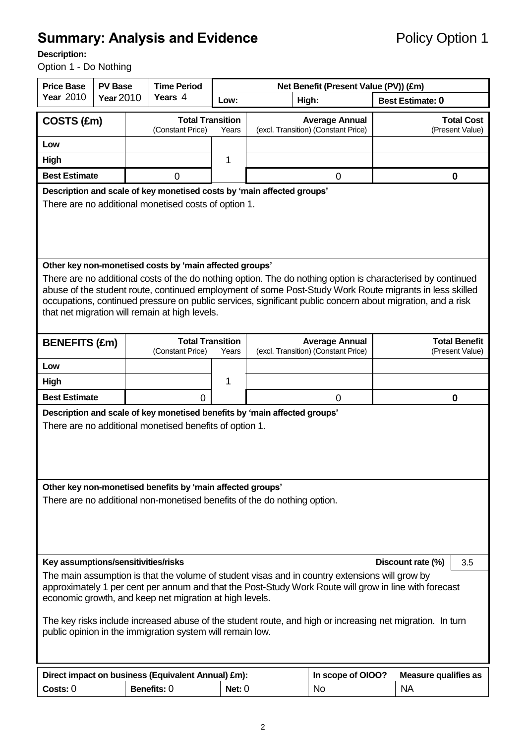# Summary: Analysis and Evidence

Policy Option 1

**Description:**

Option 1 - Do Nothing

| Price Base Year 2010 | PV Base Year 2010 | Time Period Years 4 | Net Benefit (Present Value (PV)) (£m) | | |
|---|---|---|---|---|---|
| | | | Low: | High: | Best Estimate: 0 |

| COSTS (£m) | Total Transition (Constant Price) | Years | Average Annual (excl. Transition) (Constant Price) | Total Cost (Present Value) |
|---|---|---|---|---|
| Low | | | | |
| High | | 1 | | |
| Best Estimate | 0 | | 0 | 0 |

**Description and scale of key monetised costs by 'main affected groups'**

There are no additional monetised costs of option 1.

**Other key non-monetised costs by 'main affected groups'**

There are no additional costs of the do nothing option. The do nothing option is characterised by continued abuse of the student route, continued employment of some Post-Study Work Route migrants in less skilled occupations, continued pressure on public services, significant public concern about migration, and a risk that net migration will remain at high levels.

| BENEFITS (£m) | Total Transition (Constant Price) | Years | Average Annual (excl. Transition) (Constant Price) | Total Benefit (Present Value) |
|---|---|---|---|---|
| Low | | | | |
| High | | 1 | | |
| Best Estimate | 0 | | 0 | 0 |

**Description and scale of key monetised benefits by 'main affected groups'**

There are no additional monetised benefits of option 1.

**Other key non-monetised benefits by 'main affected groups'**

There are no additional non-monetised benefits of the do nothing option.

**Key assumptions/sensitivities/risks** — **Discount rate (%)** 3.5

The main assumption is that the volume of student visas and in country extensions will grow by approximately 1 per cent per annum and that the Post-Study Work Route will grow in line with forecast economic growth, and keep net migration at high levels.

The key risks include increased abuse of the student route, and high or increasing net migration. In turn public opinion in the immigration system will remain low.

| Direct impact on business (Equivalent Annual) £m): | | | In scope of OIOO? | Measure qualifies as |
|---|---|---|---|---|
| Costs: 0 | Benefits: 0 | Net: 0 | No | NA |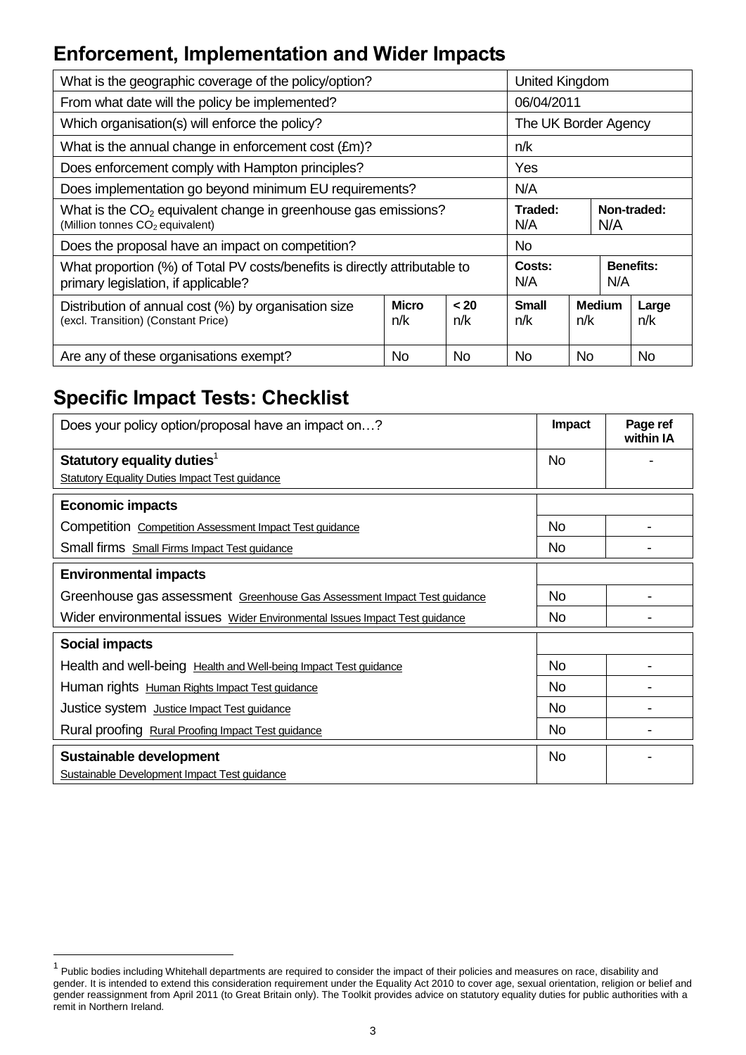## Enforcement, Implementation and Wider Impacts

| What is the geographic coverage of the policy/option? | | | United Kingdom | | | | |
|---|---|---|---|---|---|---|---|
| From what date will the policy be implemented? | | | 06/04/2011 | | | | |
| Which organisation(s) will enforce the policy? | | | The UK Border Agency | | | | |
| What is the annual change in enforcement cost (£m)? | | | n/k | | | | |
| Does enforcement comply with Hampton principles? | | | Yes | | | | |
| Does implementation go beyond minimum EU requirements? | | | N/A | | | | |
| What is the $CO_2$ equivalent change in greenhouse gas emissions? (Million tonnes $CO_2$ equivalent) | | | **Traded:** N/A | | **Non-traded:** N/A | | |
| Does the proposal have an impact on competition? | | | No | | | | |
| What proportion (%) of Total PV costs/benefits is directly attributable to primary legislation, if applicable? | | | **Costs:** N/A | | **Benefits:** N/A | | |
| Distribution of annual cost (%) by organisation size (excl. Transition) (Constant Price) | **Micro** n/k | **< 20** n/k | **Small** n/k | **Medium** n/k | | **Large** n/k | |
| Are any of these organisations exempt? | No | No | No | No | | No | |

## Specific Impact Tests: Checklist

| Does your policy option/proposal have an impact on…? | Impact | Page ref within IA |
|---|---|---|
| **Statutory equality duties**[1] Statutory Equality Duties Impact Test guidance | No | - |
| **Economic impacts** | | |
| Competition Competition Assessment Impact Test guidance | No | - |
| Small firms Small Firms Impact Test guidance | No | - |
| **Environmental impacts** | | |
| Greenhouse gas assessment Greenhouse Gas Assessment Impact Test guidance | No | - |
| Wider environmental issues Wider Environmental Issues Impact Test guidance | No | - |
| **Social impacts** | | |
| Health and well-being Health and Well-being Impact Test guidance | No | - |
| Human rights Human Rights Impact Test guidance | No | - |
| Justice system Justice Impact Test guidance | No | - |
| Rural proofing Rural Proofing Impact Test guidance | No | - |
| **Sustainable development** Sustainable Development Impact Test guidance | No | - |

[1] Public bodies including Whitehall departments are required to consider the impact of their policies and measures on race, disability and gender. It is intended to extend this consideration requirement under the Equality Act 2010 to cover age, sexual orientation, religion or belief and gender reassignment from April 2011 (to Great Britain only). The Toolkit provides advice on statutory equality duties for public authorities with a remit in Northern Ireland.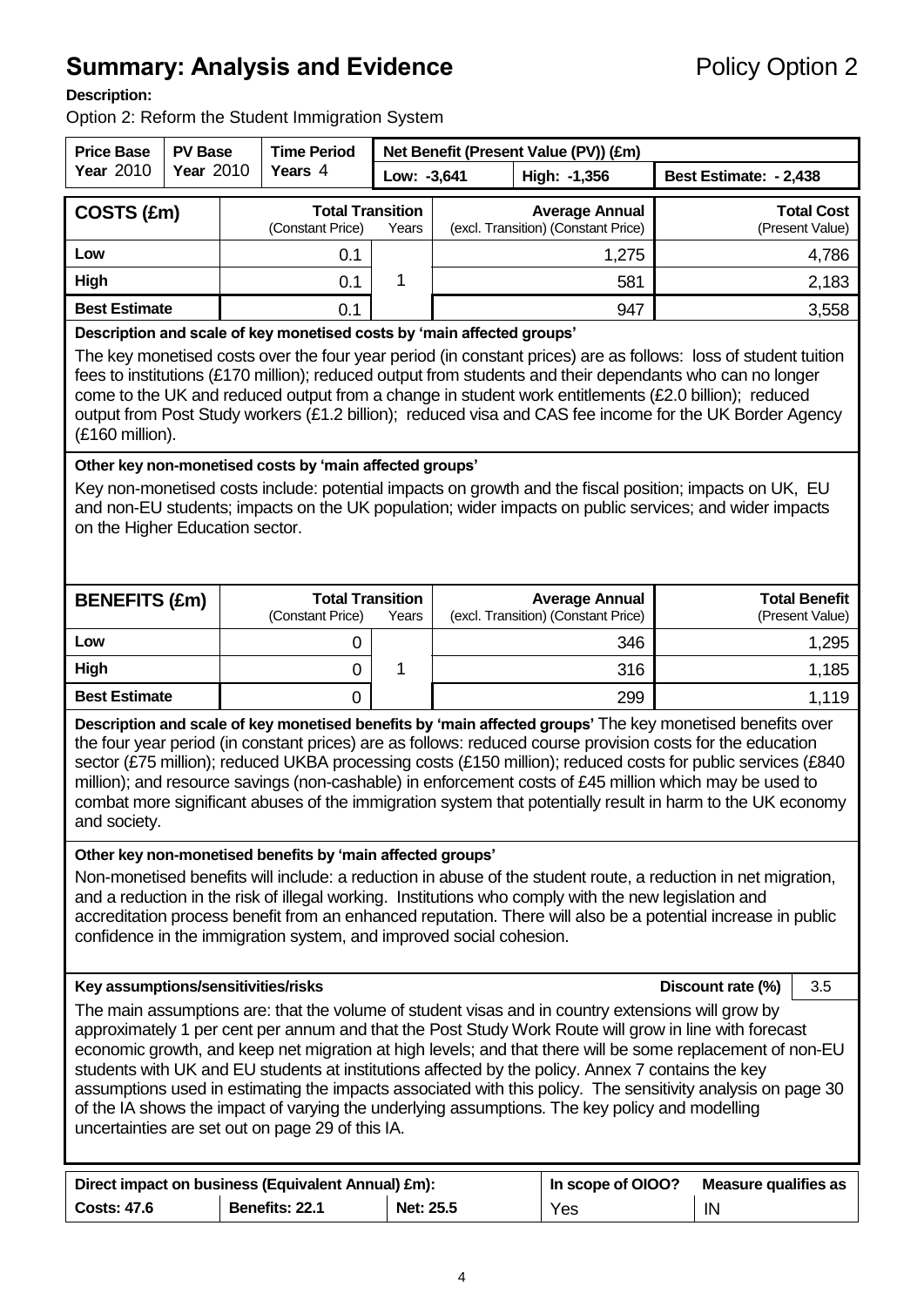# Summary: Analysis and Evidence

Policy Option 2

**Description:**

Option 2: Reform the Student Immigration System

| Price Base Year 2010 | PV Base Year 2010 | Time Period Years 4 | Net Benefit (Present Value (PV)) (£m) | | |
|---|---|---|---|---|---|
| | | | Low: -3,641 | High: -1,356 | Best Estimate: - 2,438 |

| COSTS (£m) | Total Transition (Constant Price) | Years | Average Annual (excl. Transition) (Constant Price) | Total Cost (Present Value) |
|---|---|---|---|---|
| Low | 0.1 | 1 | 1,275 | 4,786 |
| High | 0.1 | | 581 | 2,183 |
| Best Estimate | 0.1 | | 947 | 3,558 |

**Description and scale of key monetised costs by 'main affected groups'**

The key monetised costs over the four year period (in constant prices) are as follows: loss of student tuition fees to institutions (£170 million); reduced output from students and their dependants who can no longer come to the UK and reduced output from a change in student work entitlements (£2.0 billion); reduced output from Post Study workers (£1.2 billion); reduced visa and CAS fee income for the UK Border Agency (£160 million).

**Other key non-monetised costs by 'main affected groups'**

Key non-monetised costs include: potential impacts on growth and the fiscal position; impacts on UK, EU and non-EU students; impacts on the UK population; wider impacts on public services; and wider impacts on the Higher Education sector.

| BENEFITS (£m) | Total Transition (Constant Price) | Years | Average Annual (excl. Transition) (Constant Price) | Total Benefit (Present Value) |
|---|---|---|---|---|
| Low | 0 | 1 | 346 | 1,295 |
| High | 0 | | 316 | 1,185 |
| Best Estimate | 0 | | 299 | 1,119 |

**Description and scale of key monetised benefits by 'main affected groups'** The key monetised benefits over the four year period (in constant prices) are as follows: reduced course provision costs for the education sector (£75 million); reduced UKBA processing costs (£150 million); reduced costs for public services (£840 million); and resource savings (non-cashable) in enforcement costs of £45 million which may be used to combat more significant abuses of the immigration system that potentially result in harm to the UK economy and society.

**Other key non-monetised benefits by 'main affected groups'**

Non-monetised benefits will include: a reduction in abuse of the student route, a reduction in net migration, and a reduction in the risk of illegal working. Institutions who comply with the new legislation and accreditation process benefit from an enhanced reputation. There will also be a potential increase in public confidence in the immigration system, and improved social cohesion.

**Key assumptions/sensitivities/risks** — **Discount rate (%)**: 3.5

The main assumptions are: that the volume of student visas and in country extensions will grow by approximately 1 per cent per annum and that the Post Study Work Route will grow in line with forecast economic growth, and keep net migration at high levels; and that there will be some replacement of non-EU students with UK and EU students at institutions affected by the policy. Annex 7 contains the key assumptions used in estimating the impacts associated with this policy. The sensitivity analysis on page 30 of the IA shows the impact of varying the underlying assumptions. The key policy and modelling uncertainties are set out on page 29 of this IA.

| Direct impact on business (Equivalent Annual) £m): | | | In scope of OIOO? | Measure qualifies as |
|---|---|---|---|---|
| Costs: 47.6 | Benefits: 22.1 | Net: 25.5 | Yes | IN |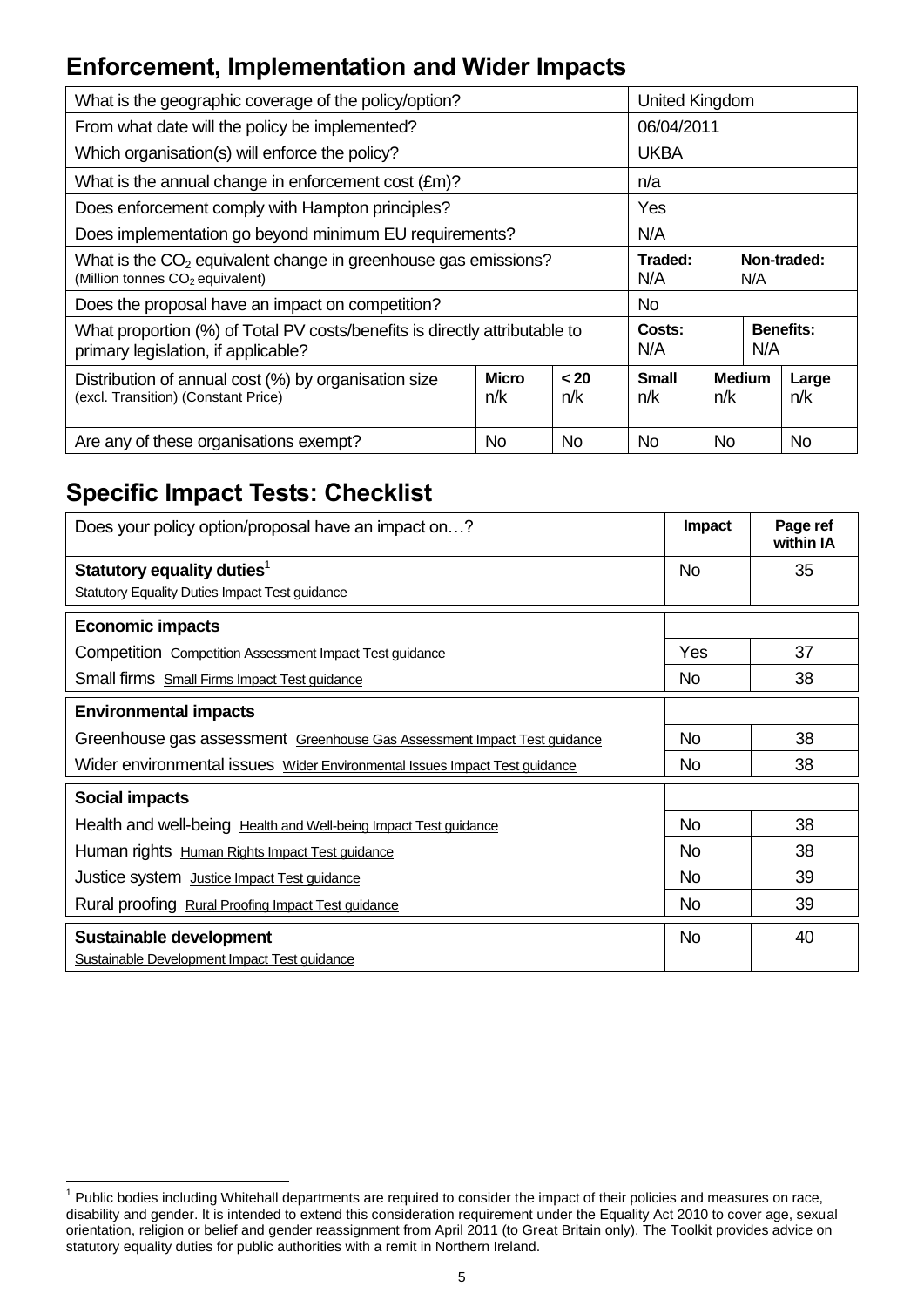## Enforcement, Implementation and Wider Impacts

| What is the geographic coverage of the policy/option? | | | United Kingdom | | |
|---|---|---|---|---|---|
| From what date will the policy be implemented? | | | 06/04/2011 | | |
| Which organisation(s) will enforce the policy? | | | UKBA | | |
| What is the annual change in enforcement cost (£m)? | | | n/a | | |
| Does enforcement comply with Hampton principles? | | | Yes | | |
| Does implementation go beyond minimum EU requirements? | | | N/A | | |
| What is the $CO_2$ equivalent change in greenhouse gas emissions? (Million tonnes $CO_2$ equivalent) | | | **Traded:** N/A | **Non-traded:** N/A | |
| Does the proposal have an impact on competition? | | | No | | |
| What proportion (%) of Total PV costs/benefits is directly attributable to primary legislation, if applicable? | | | **Costs:** N/A | **Benefits:** N/A | |
| Distribution of annual cost (%) by organisation size (excl. Transition) (Constant Price) | **Micro** n/k | **< 20** n/k | **Small** n/k | **Medium** n/k | **Large** n/k |
| Are any of these organisations exempt? | No | No | No | No | No |

## Specific Impact Tests: Checklist

| Does your policy option/proposal have an impact on…? | **Impact** | **Page ref within IA** |
|---|---|---|
| **Statutory equality duties**[1] Statutory Equality Duties Impact Test guidance | No | 35 |
| **Economic impacts** | | |
| Competition Competition Assessment Impact Test guidance | Yes | 37 |
| Small firms Small Firms Impact Test guidance | No | 38 |
| **Environmental impacts** | | |
| Greenhouse gas assessment Greenhouse Gas Assessment Impact Test guidance | No | 38 |
| Wider environmental issues Wider Environmental Issues Impact Test guidance | No | 38 |
| **Social impacts** | | |
| Health and well-being Health and Well-being Impact Test guidance | No | 38 |
| Human rights Human Rights Impact Test guidance | No | 38 |
| Justice system Justice Impact Test guidance | No | 39 |
| Rural proofing Rural Proofing Impact Test guidance | No | 39 |
| **Sustainable development** Sustainable Development Impact Test guidance | No | 40 |

[1] Public bodies including Whitehall departments are required to consider the impact of their policies and measures on race, disability and gender. It is intended to extend this consideration requirement under the Equality Act 2010 to cover age, sexual orientation, religion or belief and gender reassignment from April 2011 (to Great Britain only). The Toolkit provides advice on statutory equality duties for public authorities with a remit in Northern Ireland.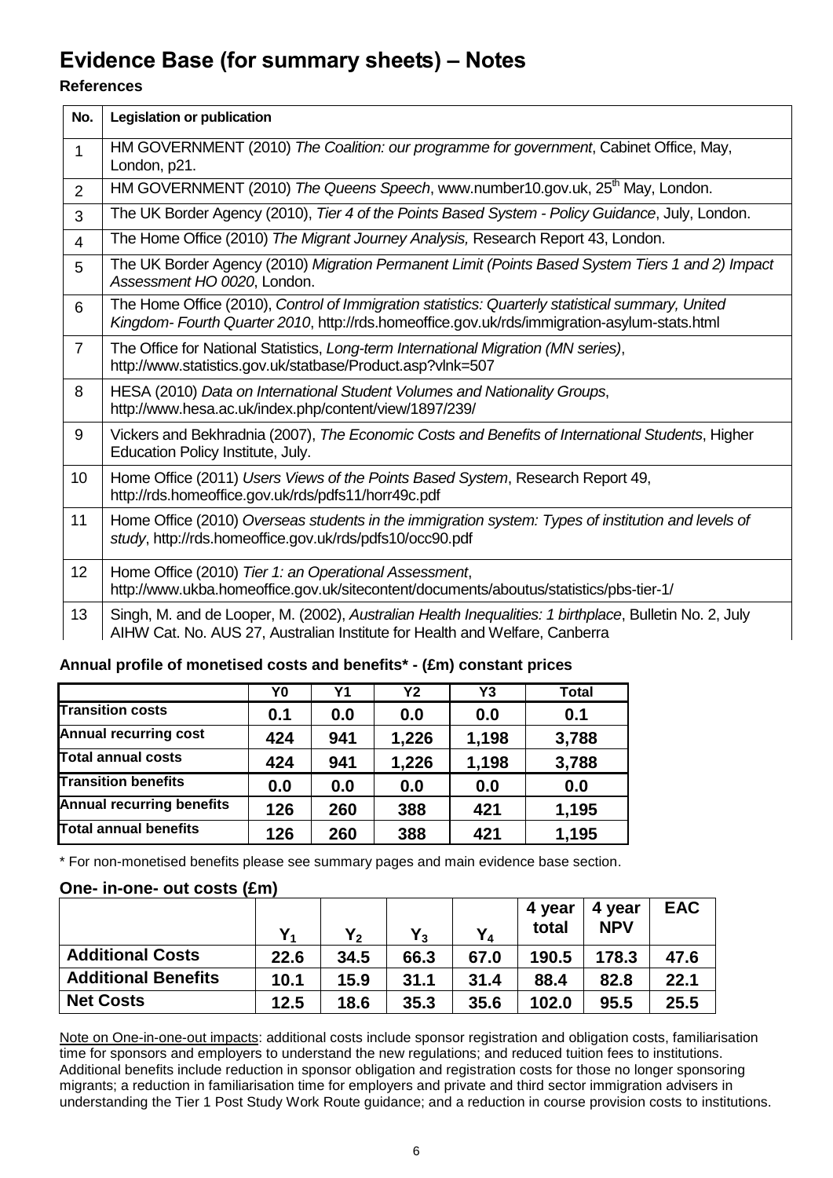# Evidence Base (for summary sheets) – Notes

**References**

| No. | Legislation or publication |
|---|---|
| 1 | HM GOVERNMENT (2010) *The Coalition: our programme for government*, Cabinet Office, May, London, p21. |
| 2 | HM GOVERNMENT (2010) *The Queens Speech*, www.number10.gov.uk, 25th May, London. |
| 3 | The UK Border Agency (2010), *Tier 4 of the Points Based System - Policy Guidance*, July, London. |
| 4 | The Home Office (2010) *The Migrant Journey Analysis,* Research Report 43, London. |
| 5 | The UK Border Agency (2010) *Migration Permanent Limit (Points Based System Tiers 1 and 2) Impact Assessment HO 0020*, London. |
| 6 | The Home Office (2010), *Control of Immigration statistics: Quarterly statistical summary, United Kingdom- Fourth Quarter 2010*, http://rds.homeoffice.gov.uk/rds/immigration-asylum-stats.html |
| 7 | The Office for National Statistics, *Long-term International Migration (MN series)*, http://www.statistics.gov.uk/statbase/Product.asp?vlnk=507 |
| 8 | HESA (2010) *Data on International Student Volumes and Nationality Groups*, http://www.hesa.ac.uk/index.php/content/view/1897/239/ |
| 9 | Vickers and Bekhradnia (2007), *The Economic Costs and Benefits of International Students*, Higher Education Policy Institute, July. |
| 10 | Home Office (2011) *Users Views of the Points Based System*, Research Report 49, http://rds.homeoffice.gov.uk/rds/pdfs11/horr49c.pdf |
| 11 | Home Office (2010) *Overseas students in the immigration system: Types of institution and levels of study*, http://rds.homeoffice.gov.uk/rds/pdfs10/occ90.pdf |
| 12 | Home Office (2010) *Tier 1: an Operational Assessment*, http://www.ukba.homeoffice.gov.uk/sitecontent/documents/aboutus/statistics/pbs-tier-1/ |
| 13 | Singh, M. and de Looper, M. (2002), *Australian Health Inequalities: 1 birthplace*, Bulletin No. 2, July AIHW Cat. No. AUS 27, Australian Institute for Health and Welfare, Canberra |

**Annual profile of monetised costs and benefits\* - (£m) constant prices**

| | Y0 | Y1 | Y2 | Y3 | Total |
|---|---|---|---|---|---|
| **Transition costs** | **0.1** | **0.0** | **0.0** | **0.0** | **0.1** |
| **Annual recurring cost** | **424** | **941** | **1,226** | **1,198** | **3,788** |
| **Total annual costs** | **424** | **941** | **1,226** | **1,198** | **3,788** |
| **Transition benefits** | **0.0** | **0.0** | **0.0** | **0.0** | **0.0** |
| **Annual recurring benefits** | **126** | **260** | **388** | **421** | **1,195** |
| **Total annual benefits** | **126** | **260** | **388** | **421** | **1,195** |

\* For non-monetised benefits please see summary pages and main evidence base section.

**One- in-one- out costs (£m)**

| | $Y_1$ | $Y_2$ | $Y_3$ | $Y_4$ | 4 year total | 4 year NPV | EAC |
|---|---|---|---|---|---|---|---|
| **Additional Costs** | **22.6** | **34.5** | **66.3** | **67.0** | **190.5** | **178.3** | **47.6** |
| **Additional Benefits** | **10.1** | **15.9** | **31.1** | **31.4** | **88.4** | **82.8** | **22.1** |
| **Net Costs** | **12.5** | **18.6** | **35.3** | **35.6** | **102.0** | **95.5** | **25.5** |

Note on One-in-one-out impacts: additional costs include sponsor registration and obligation costs, familiarisation time for sponsors and employers to understand the new regulations; and reduced tuition fees to institutions. Additional benefits include reduction in sponsor obligation and registration costs for those no longer sponsoring migrants; a reduction in familiarisation time for employers and private and third sector immigration advisers in understanding the Tier 1 Post Study Work Route guidance; and a reduction in course provision costs to institutions.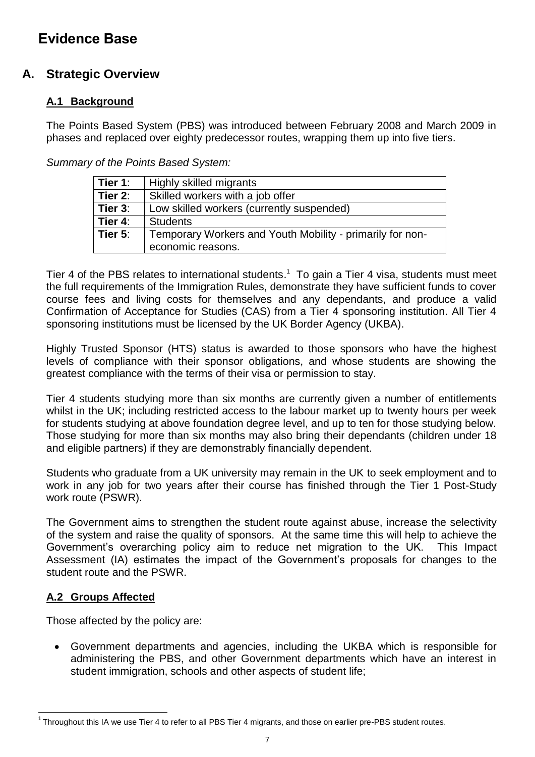# Evidence Base

## A. Strategic Overview

### A.1 Background

The Points Based System (PBS) was introduced between February 2008 and March 2009 in phases and replaced over eighty predecessor routes, wrapping them up into five tiers.

*Summary of the Points Based System:*

| | |
|---|---|
| **Tier 1**: | Highly skilled migrants |
| **Tier 2**: | Skilled workers with a job offer |
| **Tier 3**: | Low skilled workers (currently suspended) |
| **Tier 4**: | Students |
| **Tier 5**: | Temporary Workers and Youth Mobility - primarily for non-economic reasons. |

Tier 4 of the PBS relates to international students.[1] To gain a Tier 4 visa, students must meet the full requirements of the Immigration Rules, demonstrate they have sufficient funds to cover course fees and living costs for themselves and any dependants, and produce a valid Confirmation of Acceptance for Studies (CAS) from a Tier 4 sponsoring institution. All Tier 4 sponsoring institutions must be licensed by the UK Border Agency (UKBA).

Highly Trusted Sponsor (HTS) status is awarded to those sponsors who have the highest levels of compliance with their sponsor obligations, and whose students are showing the greatest compliance with the terms of their visa or permission to stay.

Tier 4 students studying more than six months are currently given a number of entitlements whilst in the UK; including restricted access to the labour market up to twenty hours per week for students studying at above foundation degree level, and up to ten for those studying below. Those studying for more than six months may also bring their dependants (children under 18 and eligible partners) if they are demonstrably financially dependent.

Students who graduate from a UK university may remain in the UK to seek employment and to work in any job for two years after their course has finished through the Tier 1 Post-Study work route (PSWR).

The Government aims to strengthen the student route against abuse, increase the selectivity of the system and raise the quality of sponsors. At the same time this will help to achieve the Government's overarching policy aim to reduce net migration to the UK. This Impact Assessment (IA) estimates the impact of the Government's proposals for changes to the student route and the PSWR.

### A.2 Groups Affected

Those affected by the policy are:

- Government departments and agencies, including the UKBA which is responsible for administering the PBS, and other Government departments which have an interest in student immigration, schools and other aspects of student life;

[1] Throughout this IA we use Tier 4 to refer to all PBS Tier 4 migrants, and those on earlier pre-PBS student routes.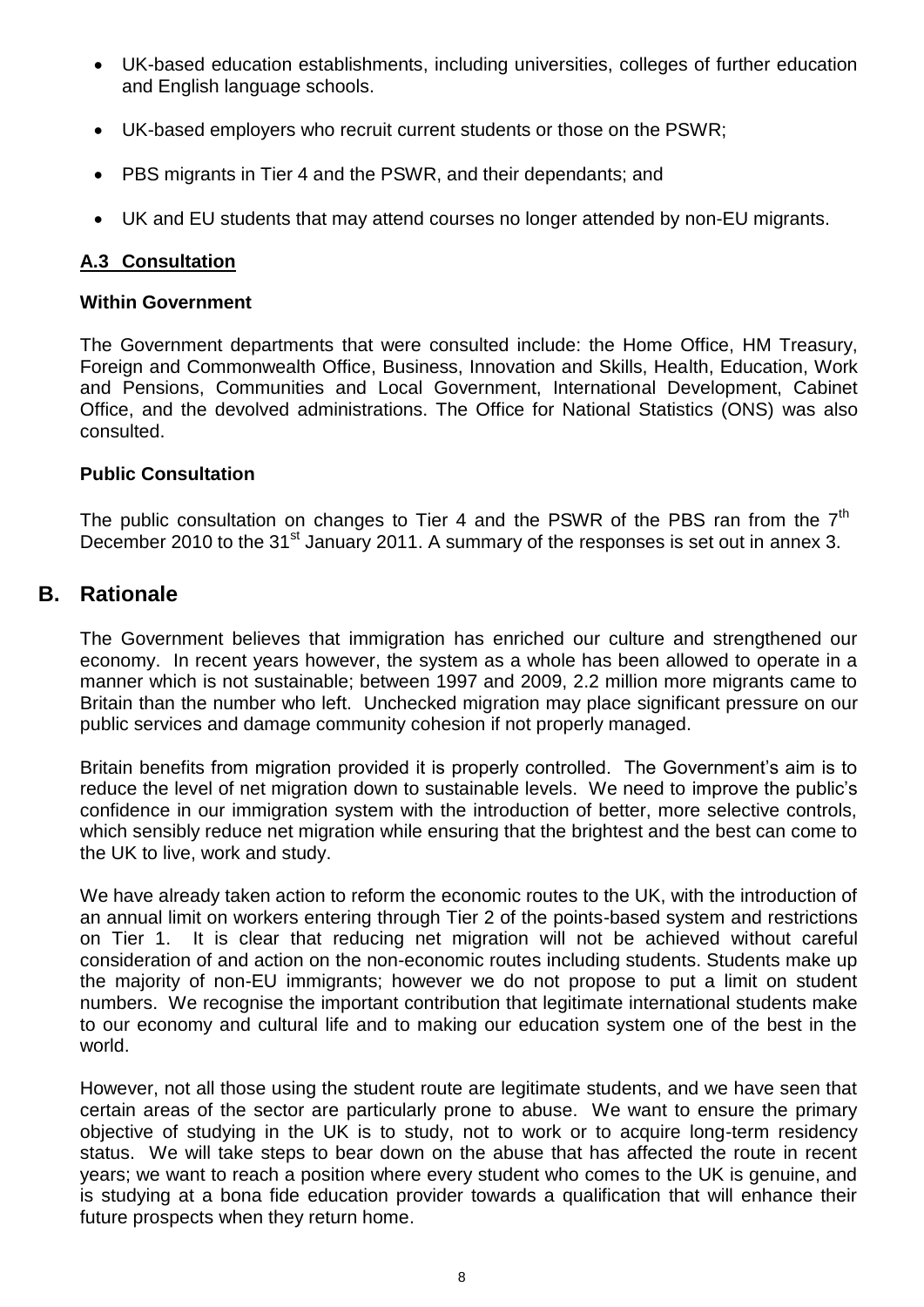- UK-based education establishments, including universities, colleges of further education and English language schools.
- UK-based employers who recruit current students or those on the PSWR;
- PBS migrants in Tier 4 and the PSWR, and their dependants; and
- UK and EU students that may attend courses no longer attended by non-EU migrants.

### A.3 Consultation

**Within Government**

The Government departments that were consulted include: the Home Office, HM Treasury, Foreign and Commonwealth Office, Business, Innovation and Skills, Health, Education, Work and Pensions, Communities and Local Government, International Development, Cabinet Office, and the devolved administrations. The Office for National Statistics (ONS) was also consulted.

**Public Consultation**

The public consultation on changes to Tier 4 and the PSWR of the PBS ran from the 7th December 2010 to the 31st January 2011. A summary of the responses is set out in annex 3.

## B. Rationale

The Government believes that immigration has enriched our culture and strengthened our economy. In recent years however, the system as a whole has been allowed to operate in a manner which is not sustainable; between 1997 and 2009, 2.2 million more migrants came to Britain than the number who left. Unchecked migration may place significant pressure on our public services and damage community cohesion if not properly managed.

Britain benefits from migration provided it is properly controlled. The Government's aim is to reduce the level of net migration down to sustainable levels. We need to improve the public's confidence in our immigration system with the introduction of better, more selective controls, which sensibly reduce net migration while ensuring that the brightest and the best can come to the UK to live, work and study.

We have already taken action to reform the economic routes to the UK, with the introduction of an annual limit on workers entering through Tier 2 of the points-based system and restrictions on Tier 1. It is clear that reducing net migration will not be achieved without careful consideration of and action on the non-economic routes including students. Students make up the majority of non-EU immigrants; however we do not propose to put a limit on student numbers. We recognise the important contribution that legitimate international students make to our economy and cultural life and to making our education system one of the best in the world.

However, not all those using the student route are legitimate students, and we have seen that certain areas of the sector are particularly prone to abuse. We want to ensure the primary objective of studying in the UK is to study, not to work or to acquire long-term residency status. We will take steps to bear down on the abuse that has affected the route in recent years; we want to reach a position where every student who comes to the UK is genuine, and is studying at a bona fide education provider towards a qualification that will enhance their future prospects when they return home.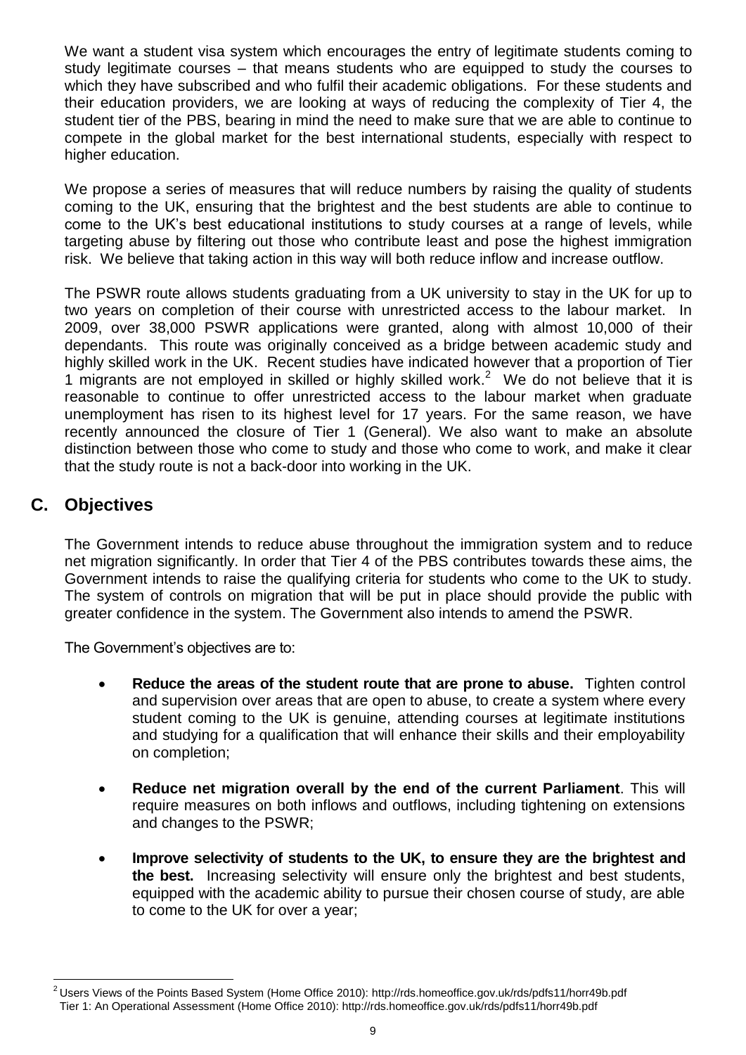We want a student visa system which encourages the entry of legitimate students coming to study legitimate courses – that means students who are equipped to study the courses to which they have subscribed and who fulfil their academic obligations. For these students and their education providers, we are looking at ways of reducing the complexity of Tier 4, the student tier of the PBS, bearing in mind the need to make sure that we are able to continue to compete in the global market for the best international students, especially with respect to higher education.

We propose a series of measures that will reduce numbers by raising the quality of students coming to the UK, ensuring that the brightest and the best students are able to continue to come to the UK's best educational institutions to study courses at a range of levels, while targeting abuse by filtering out those who contribute least and pose the highest immigration risk. We believe that taking action in this way will both reduce inflow and increase outflow.

The PSWR route allows students graduating from a UK university to stay in the UK for up to two years on completion of their course with unrestricted access to the labour market. In 2009, over 38,000 PSWR applications were granted, along with almost 10,000 of their dependants. This route was originally conceived as a bridge between academic study and highly skilled work in the UK. Recent studies have indicated however that a proportion of Tier 1 migrants are not employed in skilled or highly skilled work.[2] We do not believe that it is reasonable to continue to offer unrestricted access to the labour market when graduate unemployment has risen to its highest level for 17 years. For the same reason, we have recently announced the closure of Tier 1 (General). We also want to make an absolute distinction between those who come to study and those who come to work, and make it clear that the study route is not a back-door into working in the UK.

## C. Objectives

The Government intends to reduce abuse throughout the immigration system and to reduce net migration significantly. In order that Tier 4 of the PBS contributes towards these aims, the Government intends to raise the qualifying criteria for students who come to the UK to study. The system of controls on migration that will be put in place should provide the public with greater confidence in the system. The Government also intends to amend the PSWR.

The Government's objectives are to:

- **Reduce the areas of the student route that are prone to abuse.** Tighten control and supervision over areas that are open to abuse, to create a system where every student coming to the UK is genuine, attending courses at legitimate institutions and studying for a qualification that will enhance their skills and their employability on completion;

- **Reduce net migration overall by the end of the current Parliament**. This will require measures on both inflows and outflows, including tightening on extensions and changes to the PSWR;

- **Improve selectivity of students to the UK, to ensure they are the brightest and the best.** Increasing selectivity will ensure only the brightest and best students, equipped with the academic ability to pursue their chosen course of study, are able to come to the UK for over a year;

---

[2] Users Views of the Points Based System (Home Office 2010): http://rds.homeoffice.gov.uk/rds/pdfs11/horr49b.pdf
Tier 1: An Operational Assessment (Home Office 2010): http://rds.homeoffice.gov.uk/rds/pdfs11/horr49b.pdf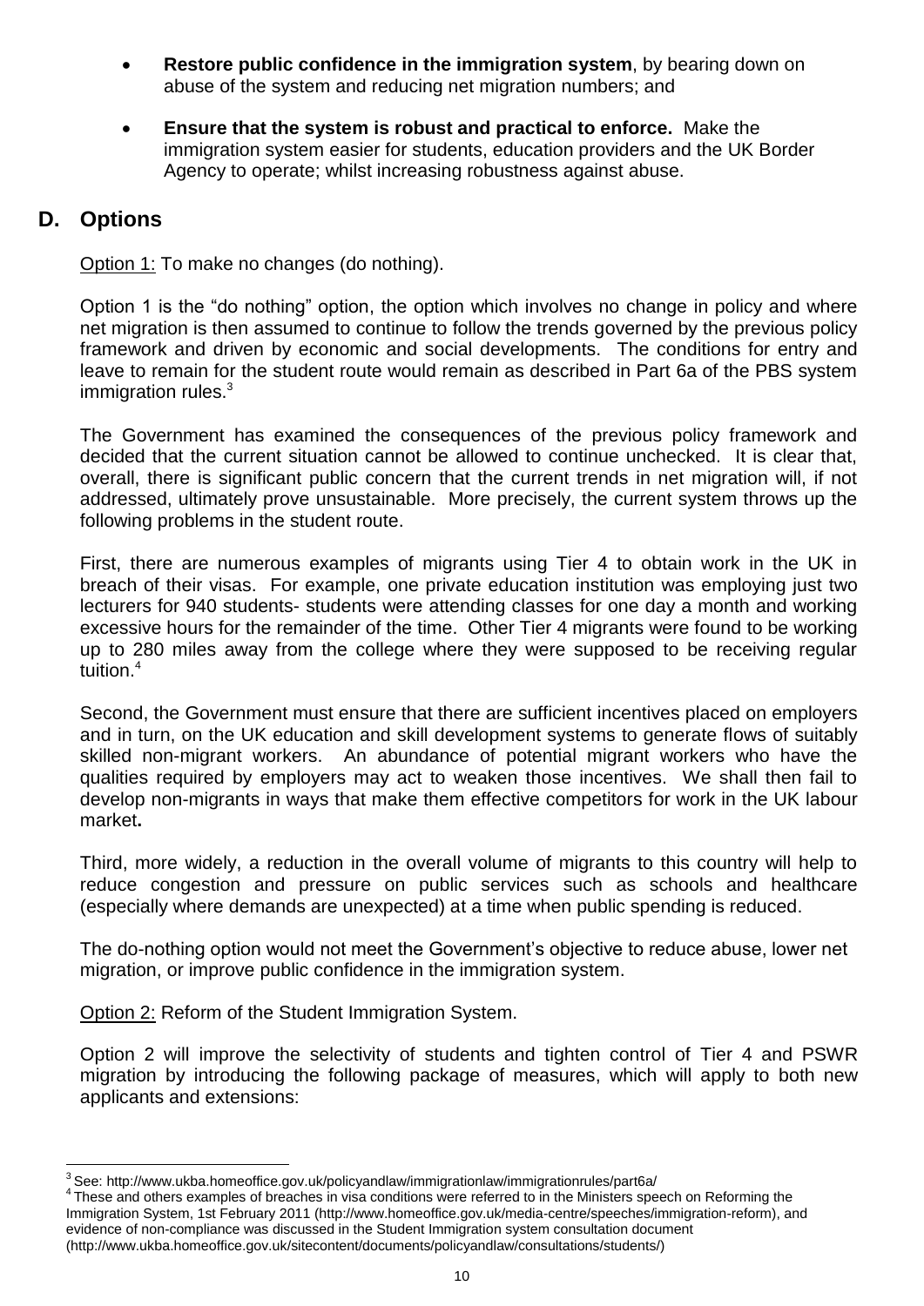- **Restore public confidence in the immigration system**, by bearing down on abuse of the system and reducing net migration numbers; and
- **Ensure that the system is robust and practical to enforce.** Make the immigration system easier for students, education providers and the UK Border Agency to operate; whilst increasing robustness against abuse.

## D. Options

Option 1: To make no changes (do nothing).

Option 1 is the "do nothing" option, the option which involves no change in policy and where net migration is then assumed to continue to follow the trends governed by the previous policy framework and driven by economic and social developments. The conditions for entry and leave to remain for the student route would remain as described in Part 6a of the PBS system immigration rules.[3]

The Government has examined the consequences of the previous policy framework and decided that the current situation cannot be allowed to continue unchecked. It is clear that, overall, there is significant public concern that the current trends in net migration will, if not addressed, ultimately prove unsustainable. More precisely, the current system throws up the following problems in the student route.

First, there are numerous examples of migrants using Tier 4 to obtain work in the UK in breach of their visas. For example, one private education institution was employing just two lecturers for 940 students- students were attending classes for one day a month and working excessive hours for the remainder of the time. Other Tier 4 migrants were found to be working up to 280 miles away from the college where they were supposed to be receiving regular tuition.[4]

Second, the Government must ensure that there are sufficient incentives placed on employers and in turn, on the UK education and skill development systems to generate flows of suitably skilled non-migrant workers. An abundance of potential migrant workers who have the qualities required by employers may act to weaken those incentives. We shall then fail to develop non-migrants in ways that make them effective competitors for work in the UK labour market**.**

Third, more widely, a reduction in the overall volume of migrants to this country will help to reduce congestion and pressure on public services such as schools and healthcare (especially where demands are unexpected) at a time when public spending is reduced.

The do-nothing option would not meet the Government's objective to reduce abuse, lower net migration, or improve public confidence in the immigration system.

Option 2: Reform of the Student Immigration System.

Option 2 will improve the selectivity of students and tighten control of Tier 4 and PSWR migration by introducing the following package of measures, which will apply to both new applicants and extensions:

---

[3] See: http://www.ukba.homeoffice.gov.uk/policyandlaw/immigrationlaw/immigrationrules/part6a/

[4] These and others examples of breaches in visa conditions were referred to in the Ministers speech on Reforming the Immigration System, 1st February 2011 (http://www.homeoffice.gov.uk/media-centre/speeches/immigration-reform), and evidence of non-compliance was discussed in the Student Immigration system consultation document (http://www.ukba.homeoffice.gov.uk/sitecontent/documents/policyandlaw/consultations/students/)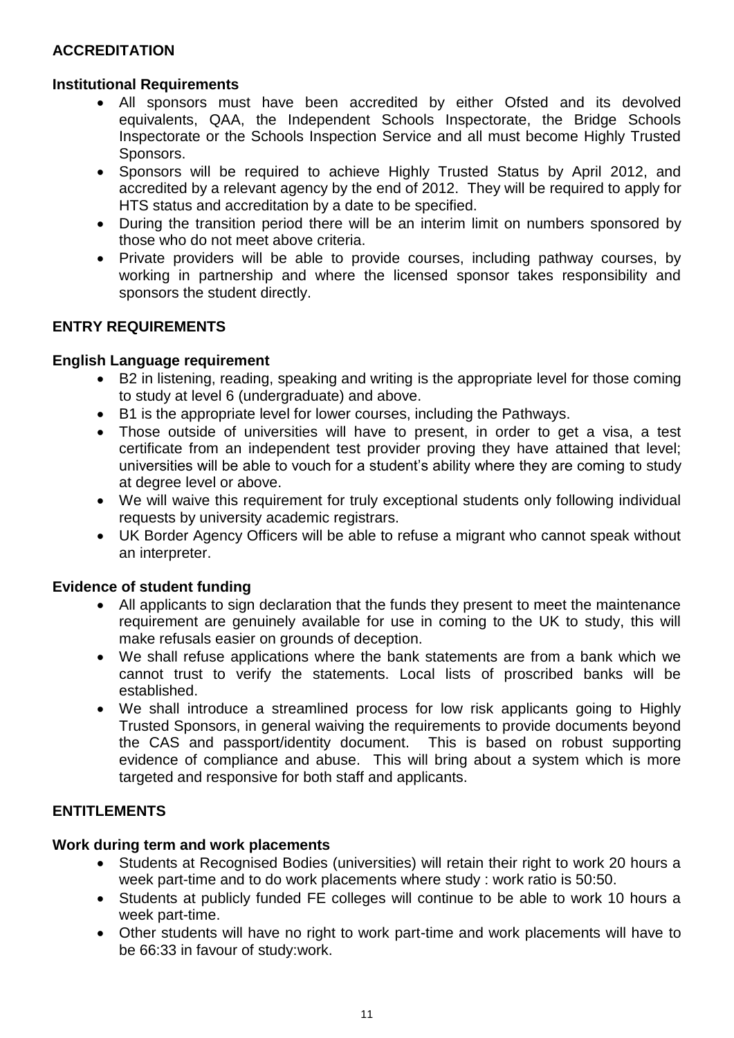## ACCREDITATION

### Institutional Requirements

- All sponsors must have been accredited by either Ofsted and its devolved equivalents, QAA, the Independent Schools Inspectorate, the Bridge Schools Inspectorate or the Schools Inspection Service and all must become Highly Trusted Sponsors.
- Sponsors will be required to achieve Highly Trusted Status by April 2012, and accredited by a relevant agency by the end of 2012. They will be required to apply for HTS status and accreditation by a date to be specified.
- During the transition period there will be an interim limit on numbers sponsored by those who do not meet above criteria.
- Private providers will be able to provide courses, including pathway courses, by working in partnership and where the licensed sponsor takes responsibility and sponsors the student directly.

## ENTRY REQUIREMENTS

### English Language requirement

- B2 in listening, reading, speaking and writing is the appropriate level for those coming to study at level 6 (undergraduate) and above.
- B1 is the appropriate level for lower courses, including the Pathways.
- Those outside of universities will have to present, in order to get a visa, a test certificate from an independent test provider proving they have attained that level; universities will be able to vouch for a student's ability where they are coming to study at degree level or above.
- We will waive this requirement for truly exceptional students only following individual requests by university academic registrars.
- UK Border Agency Officers will be able to refuse a migrant who cannot speak without an interpreter.

### Evidence of student funding

- All applicants to sign declaration that the funds they present to meet the maintenance requirement are genuinely available for use in coming to the UK to study, this will make refusals easier on grounds of deception.
- We shall refuse applications where the bank statements are from a bank which we cannot trust to verify the statements. Local lists of proscribed banks will be established.
- We shall introduce a streamlined process for low risk applicants going to Highly Trusted Sponsors, in general waiving the requirements to provide documents beyond the CAS and passport/identity document. This is based on robust supporting evidence of compliance and abuse. This will bring about a system which is more targeted and responsive for both staff and applicants.

## ENTITLEMENTS

### Work during term and work placements

- Students at Recognised Bodies (universities) will retain their right to work 20 hours a week part-time and to do work placements where study : work ratio is 50:50.
- Students at publicly funded FE colleges will continue to be able to work 10 hours a week part-time.
- Other students will have no right to work part-time and work placements will have to be 66:33 in favour of study:work.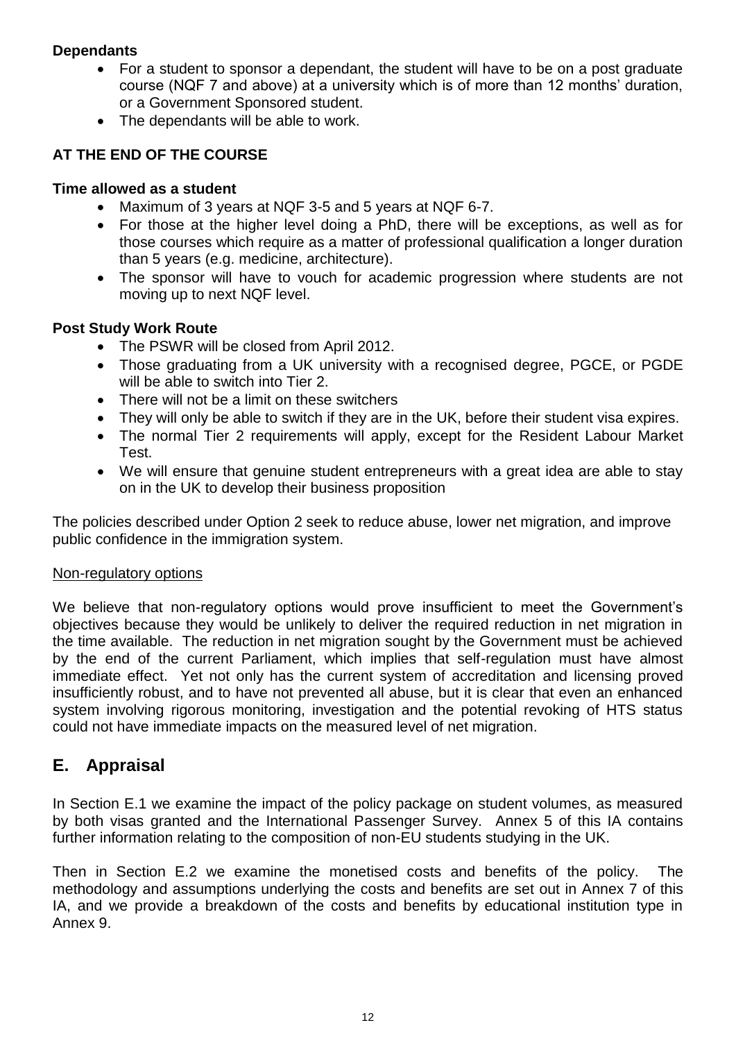**Dependants**

- For a student to sponsor a dependant, the student will have to be on a post graduate course (NQF 7 and above) at a university which is of more than 12 months' duration, or a Government Sponsored student.
- The dependants will be able to work.

**AT THE END OF THE COURSE**

**Time allowed as a student**

- Maximum of 3 years at NQF 3-5 and 5 years at NQF 6-7.
- For those at the higher level doing a PhD, there will be exceptions, as well as for those courses which require as a matter of professional qualification a longer duration than 5 years (e.g. medicine, architecture).
- The sponsor will have to vouch for academic progression where students are not moving up to next NQF level.

**Post Study Work Route**

- The PSWR will be closed from April 2012.
- Those graduating from a UK university with a recognised degree, PGCE, or PGDE will be able to switch into Tier 2.
- There will not be a limit on these switchers
- They will only be able to switch if they are in the UK, before their student visa expires.
- The normal Tier 2 requirements will apply, except for the Resident Labour Market Test.
- We will ensure that genuine student entrepreneurs with a great idea are able to stay on in the UK to develop their business proposition

The policies described under Option 2 seek to reduce abuse, lower net migration, and improve public confidence in the immigration system.

Non-regulatory options

We believe that non-regulatory options would prove insufficient to meet the Government's objectives because they would be unlikely to deliver the required reduction in net migration in the time available. The reduction in net migration sought by the Government must be achieved by the end of the current Parliament, which implies that self-regulation must have almost immediate effect. Yet not only has the current system of accreditation and licensing proved insufficiently robust, and to have not prevented all abuse, but it is clear that even an enhanced system involving rigorous monitoring, investigation and the potential revoking of HTS status could not have immediate impacts on the measured level of net migration.

## E. Appraisal

In Section E.1 we examine the impact of the policy package on student volumes, as measured by both visas granted and the International Passenger Survey. Annex 5 of this IA contains further information relating to the composition of non-EU students studying in the UK.

Then in Section E.2 we examine the monetised costs and benefits of the policy. The methodology and assumptions underlying the costs and benefits are set out in Annex 7 of this IA, and we provide a breakdown of the costs and benefits by educational institution type in Annex 9.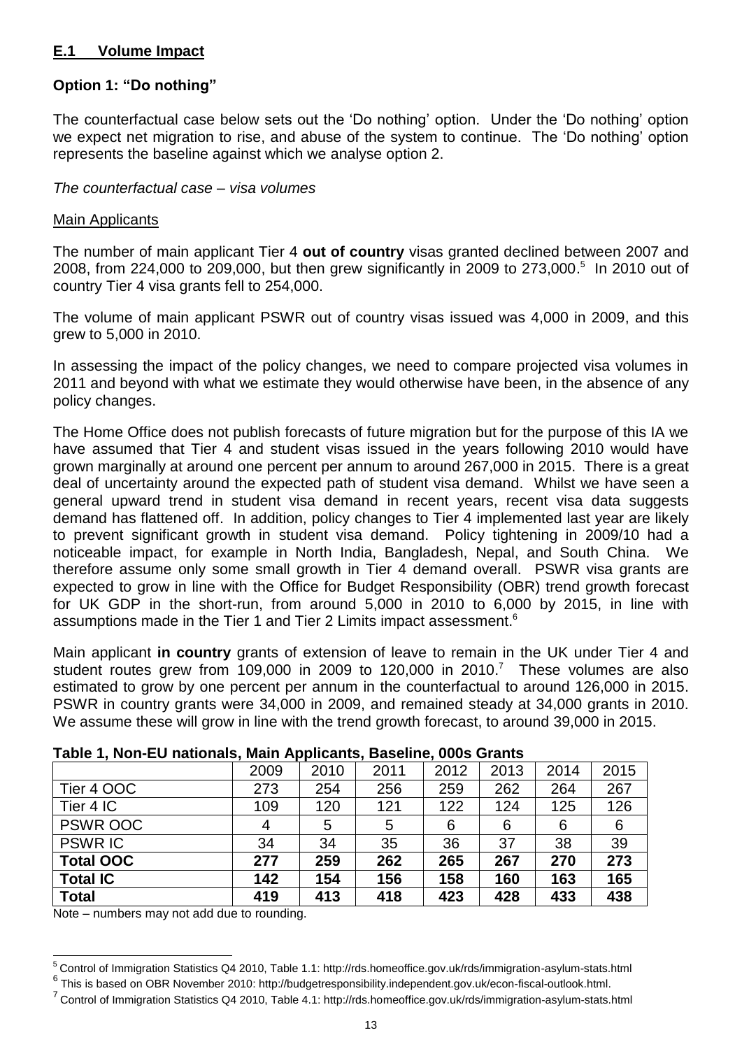## E.1 Volume Impact

### Option 1: "Do nothing"

The counterfactual case below sets out the 'Do nothing' option. Under the 'Do nothing' option we expect net migration to rise, and abuse of the system to continue. The 'Do nothing' option represents the baseline against which we analyse option 2.

*The counterfactual case – visa volumes*

Main Applicants

The number of main applicant Tier 4 **out of country** visas granted declined between 2007 and 2008, from 224,000 to 209,000, but then grew significantly in 2009 to 273,000.[5] In 2010 out of country Tier 4 visa grants fell to 254,000.

The volume of main applicant PSWR out of country visas issued was 4,000 in 2009, and this grew to 5,000 in 2010.

In assessing the impact of the policy changes, we need to compare projected visa volumes in 2011 and beyond with what we estimate they would otherwise have been, in the absence of any policy changes.

The Home Office does not publish forecasts of future migration but for the purpose of this IA we have assumed that Tier 4 and student visas issued in the years following 2010 would have grown marginally at around one percent per annum to around 267,000 in 2015. There is a great deal of uncertainty around the expected path of student visa demand. Whilst we have seen a general upward trend in student visa demand in recent years, recent visa data suggests demand has flattened off. In addition, policy changes to Tier 4 implemented last year are likely to prevent significant growth in student visa demand. Policy tightening in 2009/10 had a noticeable impact, for example in North India, Bangladesh, Nepal, and South China. We therefore assume only some small growth in Tier 4 demand overall. PSWR visa grants are expected to grow in line with the Office for Budget Responsibility (OBR) trend growth forecast for UK GDP in the short-run, from around 5,000 in 2010 to 6,000 by 2015, in line with assumptions made in the Tier 1 and Tier 2 Limits impact assessment.[6]

Main applicant **in country** grants of extension of leave to remain in the UK under Tier 4 and student routes grew from 109,000 in 2009 to 120,000 in 2010.[7] These volumes are also estimated to grow by one percent per annum in the counterfactual to around 126,000 in 2015. PSWR in country grants were 34,000 in 2009, and remained steady at 34,000 grants in 2010. We assume these will grow in line with the trend growth forecast, to around 39,000 in 2015.

**Table 1, Non-EU nationals, Main Applicants, Baseline, 000s Grants**

| | 2009 | 2010 | 2011 | 2012 | 2013 | 2014 | 2015 |
|---|---|---|---|---|---|---|---|
| Tier 4 OOC | 273 | 254 | 256 | 259 | 262 | 264 | 267 |
| Tier 4 IC | 109 | 120 | 121 | 122 | 124 | 125 | 126 |
| PSWR OOC | 4 | 5 | 5 | 6 | 6 | 6 | 6 |
| PSWR IC | 34 | 34 | 35 | 36 | 37 | 38 | 39 |
| **Total OOC** | **277** | **259** | **262** | **265** | **267** | **270** | **273** |
| **Total IC** | **142** | **154** | **156** | **158** | **160** | **163** | **165** |
| **Total** | **419** | **413** | **418** | **423** | **428** | **433** | **438** |

Note – numbers may not add due to rounding.

---

[5] Control of Immigration Statistics Q4 2010, Table 1.1: http://rds.homeoffice.gov.uk/rds/immigration-asylum-stats.html

[6] This is based on OBR November 2010: http://budgetresponsibility.independent.gov.uk/econ-fiscal-outlook.html.

[7] Control of Immigration Statistics Q4 2010, Table 4.1: http://rds.homeoffice.gov.uk/rds/immigration-asylum-stats.html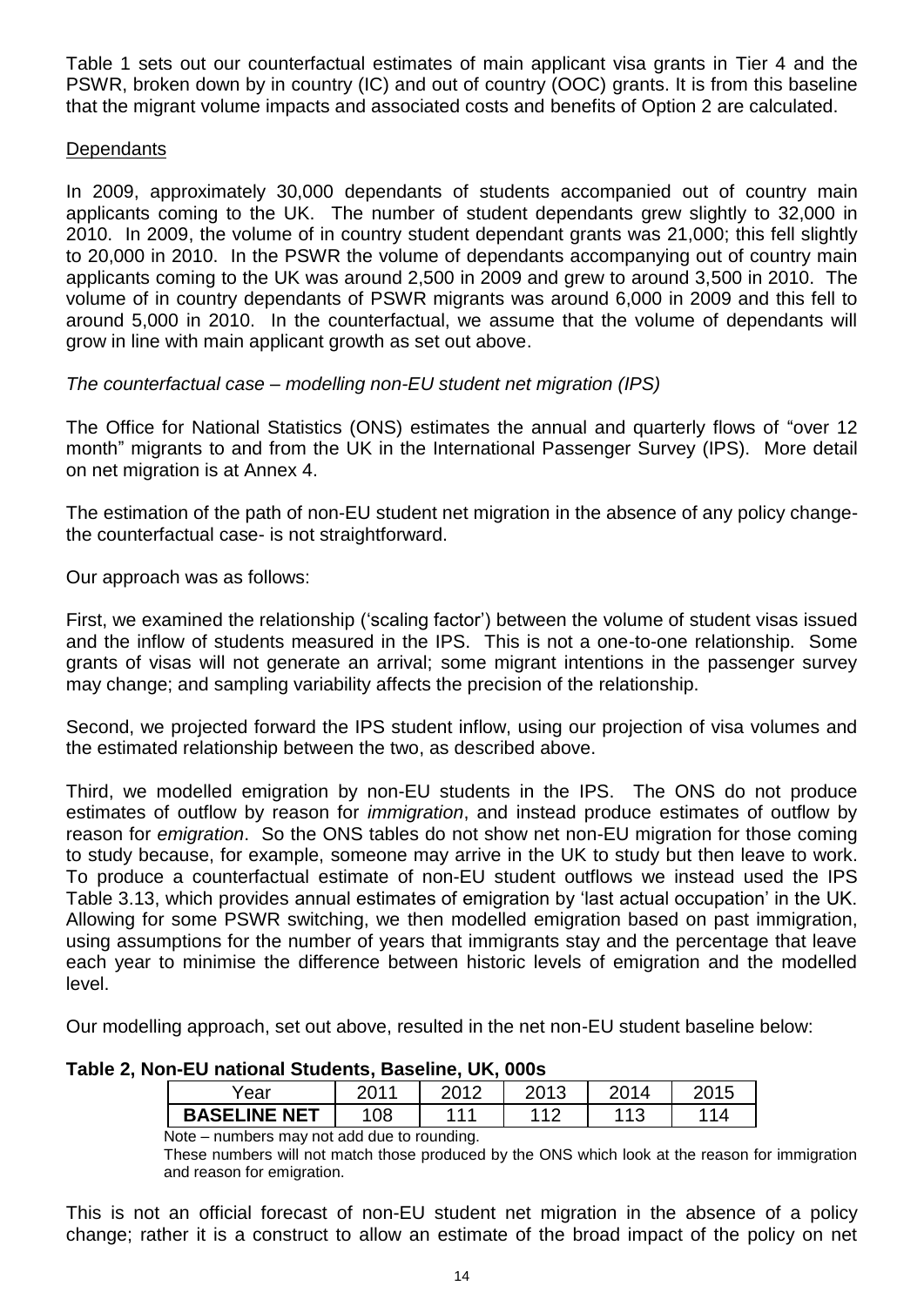Table 1 sets out our counterfactual estimates of main applicant visa grants in Tier 4 and the PSWR, broken down by in country (IC) and out of country (OOC) grants. It is from this baseline that the migrant volume impacts and associated costs and benefits of Option 2 are calculated.

Dependants

In 2009, approximately 30,000 dependants of students accompanied out of country main applicants coming to the UK. The number of student dependants grew slightly to 32,000 in 2010. In 2009, the volume of in country student dependant grants was 21,000; this fell slightly to 20,000 in 2010. In the PSWR the volume of dependants accompanying out of country main applicants coming to the UK was around 2,500 in 2009 and grew to around 3,500 in 2010. The volume of in country dependants of PSWR migrants was around 6,000 in 2009 and this fell to around 5,000 in 2010. In the counterfactual, we assume that the volume of dependants will grow in line with main applicant growth as set out above.

*The counterfactual case – modelling non-EU student net migration (IPS)*

The Office for National Statistics (ONS) estimates the annual and quarterly flows of "over 12 month" migrants to and from the UK in the International Passenger Survey (IPS). More detail on net migration is at Annex 4.

The estimation of the path of non-EU student net migration in the absence of any policy change- the counterfactual case- is not straightforward.

Our approach was as follows:

First, we examined the relationship ('scaling factor') between the volume of student visas issued and the inflow of students measured in the IPS. This is not a one-to-one relationship. Some grants of visas will not generate an arrival; some migrant intentions in the passenger survey may change; and sampling variability affects the precision of the relationship.

Second, we projected forward the IPS student inflow, using our projection of visa volumes and the estimated relationship between the two, as described above.

Third, we modelled emigration by non-EU students in the IPS. The ONS do not produce estimates of outflow by reason for *immigration*, and instead produce estimates of outflow by reason for *emigration*. So the ONS tables do not show net non-EU migration for those coming to study because, for example, someone may arrive in the UK to study but then leave to work. To produce a counterfactual estimate of non-EU student outflows we instead used the IPS Table 3.13, which provides annual estimates of emigration by 'last actual occupation' in the UK. Allowing for some PSWR switching, we then modelled emigration based on past immigration, using assumptions for the number of years that immigrants stay and the percentage that leave each year to minimise the difference between historic levels of emigration and the modelled level.

Our modelling approach, set out above, resulted in the net non-EU student baseline below:

**Table 2, Non-EU national Students, Baseline, UK, 000s**

| Year | 2011 | 2012 | 2013 | 2014 | 2015 |
|---|---|---|---|---|---|
| **BASELINE NET** | 108 | 111 | 112 | 113 | 114 |

Note – numbers may not add due to rounding.

These numbers will not match those produced by the ONS which look at the reason for immigration and reason for emigration.

This is not an official forecast of non-EU student net migration in the absence of a policy change; rather it is a construct to allow an estimate of the broad impact of the policy on net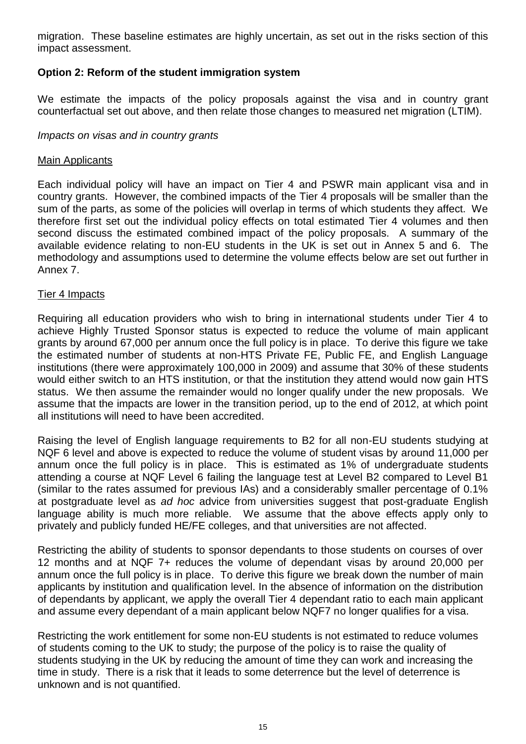migration. These baseline estimates are highly uncertain, as set out in the risks section of this impact assessment.

### Option 2: Reform of the student immigration system

We estimate the impacts of the policy proposals against the visa and in country grant counterfactual set out above, and then relate those changes to measured net migration (LTIM).

*Impacts on visas and in country grants*

Main Applicants

Each individual policy will have an impact on Tier 4 and PSWR main applicant visa and in country grants. However, the combined impacts of the Tier 4 proposals will be smaller than the sum of the parts, as some of the policies will overlap in terms of which students they affect. We therefore first set out the individual policy effects on total estimated Tier 4 volumes and then second discuss the estimated combined impact of the policy proposals. A summary of the available evidence relating to non-EU students in the UK is set out in Annex 5 and 6. The methodology and assumptions used to determine the volume effects below are set out further in Annex 7.

Tier 4 Impacts

Requiring all education providers who wish to bring in international students under Tier 4 to achieve Highly Trusted Sponsor status is expected to reduce the volume of main applicant grants by around 67,000 per annum once the full policy is in place. To derive this figure we take the estimated number of students at non-HTS Private FE, Public FE, and English Language institutions (there were approximately 100,000 in 2009) and assume that 30% of these students would either switch to an HTS institution, or that the institution they attend would now gain HTS status. We then assume the remainder would no longer qualify under the new proposals. We assume that the impacts are lower in the transition period, up to the end of 2012, at which point all institutions will need to have been accredited.

Raising the level of English language requirements to B2 for all non-EU students studying at NQF 6 level and above is expected to reduce the volume of student visas by around 11,000 per annum once the full policy is in place. This is estimated as 1% of undergraduate students attending a course at NQF Level 6 failing the language test at Level B2 compared to Level B1 (similar to the rates assumed for previous IAs) and a considerably smaller percentage of 0.1% at postgraduate level as *ad hoc* advice from universities suggest that post-graduate English language ability is much more reliable. We assume that the above effects apply only to privately and publicly funded HE/FE colleges, and that universities are not affected.

Restricting the ability of students to sponsor dependants to those students on courses of over 12 months and at NQF 7+ reduces the volume of dependant visas by around 20,000 per annum once the full policy is in place. To derive this figure we break down the number of main applicants by institution and qualification level. In the absence of information on the distribution of dependants by applicant, we apply the overall Tier 4 dependant ratio to each main applicant and assume every dependant of a main applicant below NQF7 no longer qualifies for a visa.

Restricting the work entitlement for some non-EU students is not estimated to reduce volumes of students coming to the UK to study; the purpose of the policy is to raise the quality of students studying in the UK by reducing the amount of time they can work and increasing the time in study. There is a risk that it leads to some deterrence but the level of deterrence is unknown and is not quantified.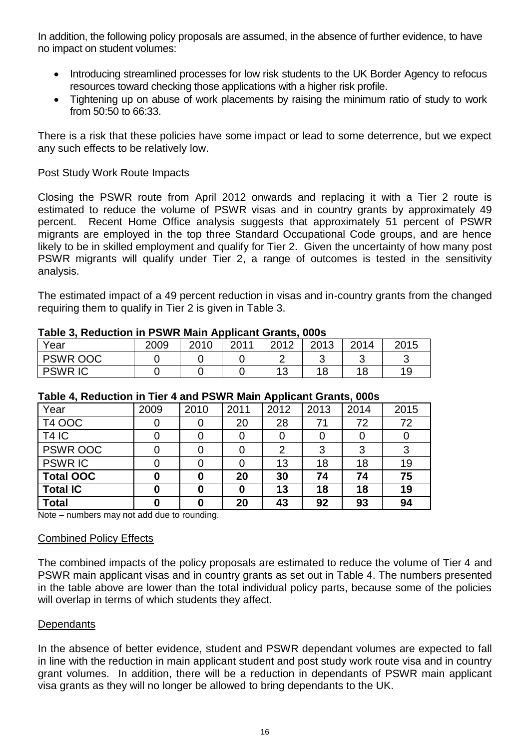In addition, the following policy proposals are assumed, in the absence of further evidence, to have no impact on student volumes:

- Introducing streamlined processes for low risk students to the UK Border Agency to refocus resources toward checking those applications with a higher risk profile.
- Tightening up on abuse of work placements by raising the minimum ratio of study to work from 50:50 to 66:33.

There is a risk that these policies have some impact or lead to some deterrence, but we expect any such effects to be relatively low.

Post Study Work Route Impacts

Closing the PSWR route from April 2012 onwards and replacing it with a Tier 2 route is estimated to reduce the volume of PSWR visas and in country grants by approximately 49 percent. Recent Home Office analysis suggests that approximately 51 percent of PSWR migrants are employed in the top three Standard Occupational Code groups, and are hence likely to be in skilled employment and qualify for Tier 2. Given the uncertainty of how many post PSWR migrants will qualify under Tier 2, a range of outcomes is tested in the sensitivity analysis.

The estimated impact of a 49 percent reduction in visas and in-country grants from the changed requiring them to qualify in Tier 2 is given in Table 3.

**Table 3, Reduction in PSWR Main Applicant Grants, 000s**

| Year | 2009 | 2010 | 2011 | 2012 | 2013 | 2014 | 2015 |
|---|---|---|---|---|---|---|---|
| PSWR OOC | 0 | 0 | 0 | 2 | 3 | 3 | 3 |
| PSWR IC | 0 | 0 | 0 | 13 | 18 | 18 | 19 |

**Table 4, Reduction in Tier 4 and PSWR Main Applicant Grants, 000s**

| Year | 2009 | 2010 | 2011 | 2012 | 2013 | 2014 | 2015 |
|---|---|---|---|---|---|---|---|
| T4 OOC | 0 | 0 | 20 | 28 | 71 | 72 | 72 |
| T4 IC | 0 | 0 | 0 | 0 | 0 | 0 | 0 |
| PSWR OOC | 0 | 0 | 0 | 2 | 3 | 3 | 3 |
| PSWR IC | 0 | 0 | 0 | 13 | 18 | 18 | 19 |
| **Total OOC** | **0** | **0** | **20** | **30** | **74** | **74** | **75** |
| **Total IC** | **0** | **0** | **0** | **13** | **18** | **18** | **19** |
| **Total** | **0** | **0** | **20** | **43** | **92** | **93** | **94** |

Note – numbers may not add due to rounding.

Combined Policy Effects

The combined impacts of the policy proposals are estimated to reduce the volume of Tier 4 and PSWR main applicant visas and in country grants as set out in Table 4. The numbers presented in the table above are lower than the total individual policy parts, because some of the policies will overlap in terms of which students they affect.

Dependants

In the absence of better evidence, student and PSWR dependant volumes are expected to fall in line with the reduction in main applicant student and post study work route visa and in country grant volumes. In addition, there will be a reduction in dependants of PSWR main applicant visa grants as they will no longer be allowed to bring dependants to the UK.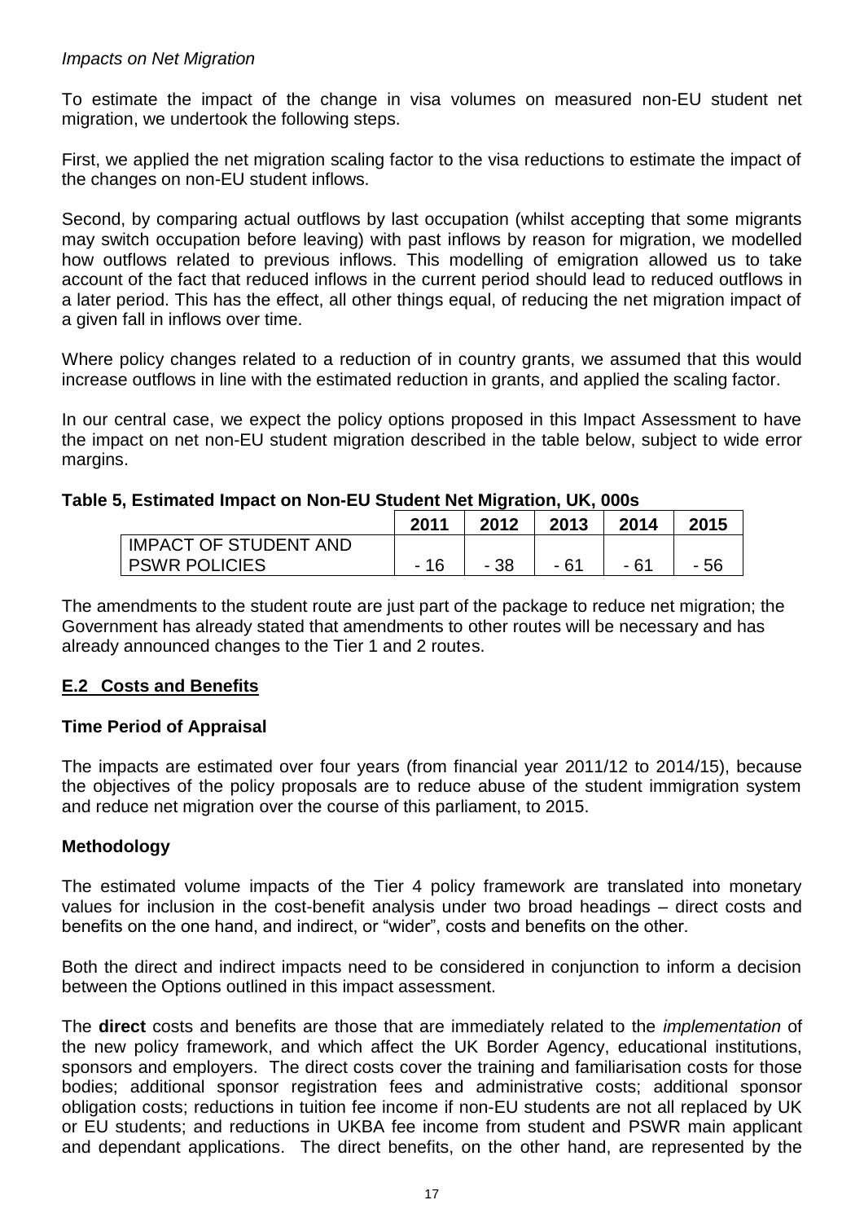*Impacts on Net Migration*

To estimate the impact of the change in visa volumes on measured non-EU student net migration, we undertook the following steps.

First, we applied the net migration scaling factor to the visa reductions to estimate the impact of the changes on non-EU student inflows.

Second, by comparing actual outflows by last occupation (whilst accepting that some migrants may switch occupation before leaving) with past inflows by reason for migration, we modelled how outflows related to previous inflows. This modelling of emigration allowed us to take account of the fact that reduced inflows in the current period should lead to reduced outflows in a later period. This has the effect, all other things equal, of reducing the net migration impact of a given fall in inflows over time.

Where policy changes related to a reduction of in country grants, we assumed that this would increase outflows in line with the estimated reduction in grants, and applied the scaling factor.

In our central case, we expect the policy options proposed in this Impact Assessment to have the impact on net non-EU student migration described in the table below, subject to wide error margins.

**Table 5, Estimated Impact on Non-EU Student Net Migration, UK, 000s**

| | 2011 | 2012 | 2013 | 2014 | 2015 |
|---|---|---|---|---|---|
| IMPACT OF STUDENT AND PSWR POLICIES | - 16 | - 38 | - 61 | - 61 | - 56 |

The amendments to the student route are just part of the package to reduce net migration; the Government has already stated that amendments to other routes will be necessary and has already announced changes to the Tier 1 and 2 routes.

## E.2 Costs and Benefits

### Time Period of Appraisal

The impacts are estimated over four years (from financial year 2011/12 to 2014/15), because the objectives of the policy proposals are to reduce abuse of the student immigration system and reduce net migration over the course of this parliament, to 2015.

### Methodology

The estimated volume impacts of the Tier 4 policy framework are translated into monetary values for inclusion in the cost-benefit analysis under two broad headings – direct costs and benefits on the one hand, and indirect, or "wider", costs and benefits on the other.

Both the direct and indirect impacts need to be considered in conjunction to inform a decision between the Options outlined in this impact assessment.

The **direct** costs and benefits are those that are immediately related to the *implementation* of the new policy framework, and which affect the UK Border Agency, educational institutions, sponsors and employers. The direct costs cover the training and familiarisation costs for those bodies; additional sponsor registration fees and administrative costs; additional sponsor obligation costs; reductions in tuition fee income if non-EU students are not all replaced by UK or EU students; and reductions in UKBA fee income from student and PSWR main applicant and dependant applications. The direct benefits, on the other hand, are represented by the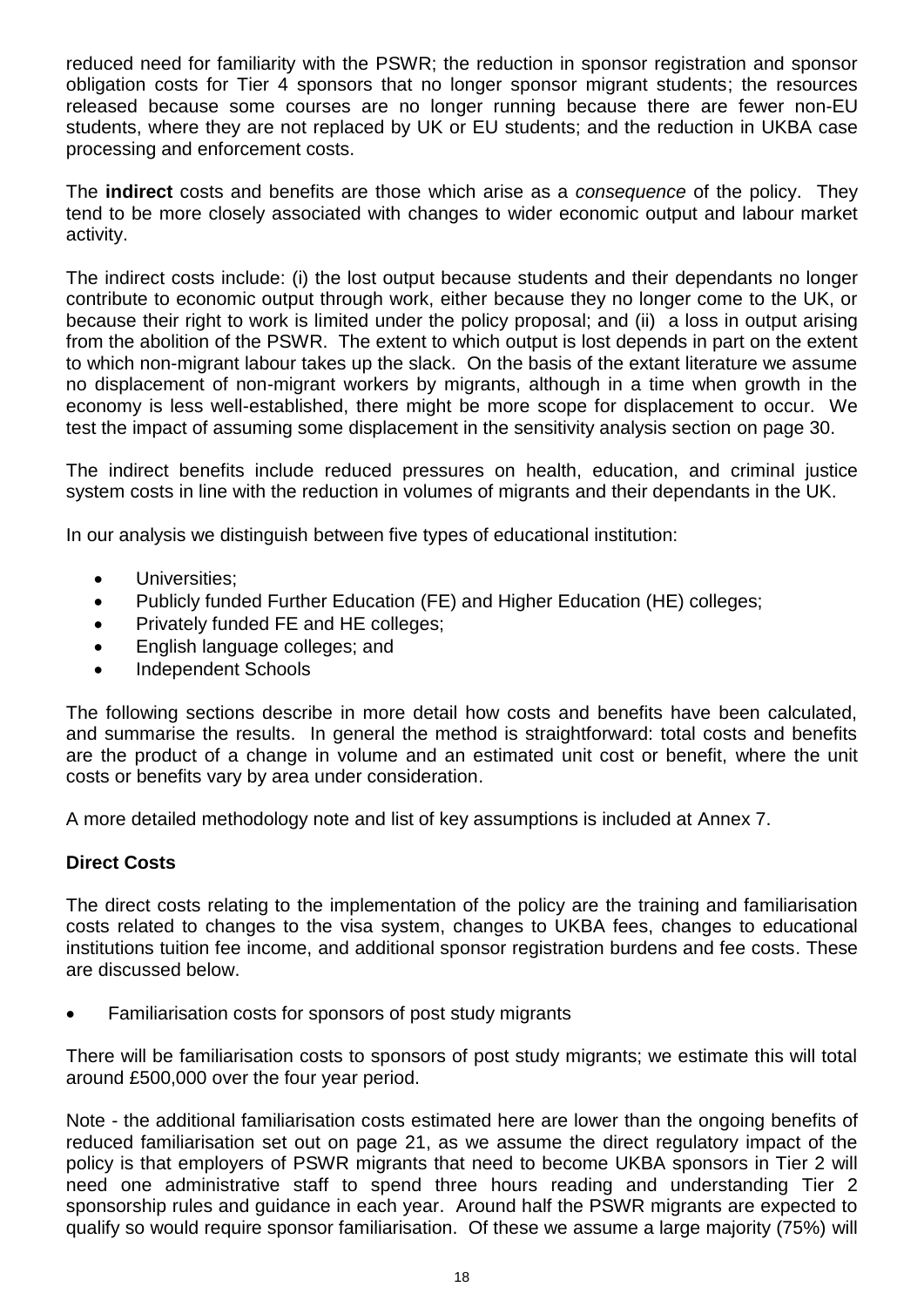reduced need for familiarity with the PSWR; the reduction in sponsor registration and sponsor obligation costs for Tier 4 sponsors that no longer sponsor migrant students; the resources released because some courses are no longer running because there are fewer non-EU students, where they are not replaced by UK or EU students; and the reduction in UKBA case processing and enforcement costs.

The **indirect** costs and benefits are those which arise as a *consequence* of the policy. They tend to be more closely associated with changes to wider economic output and labour market activity.

The indirect costs include: (i) the lost output because students and their dependants no longer contribute to economic output through work, either because they no longer come to the UK, or because their right to work is limited under the policy proposal; and (ii) a loss in output arising from the abolition of the PSWR. The extent to which output is lost depends in part on the extent to which non-migrant labour takes up the slack. On the basis of the extant literature we assume no displacement of non-migrant workers by migrants, although in a time when growth in the economy is less well-established, there might be more scope for displacement to occur. We test the impact of assuming some displacement in the sensitivity analysis section on page 30.

The indirect benefits include reduced pressures on health, education, and criminal justice system costs in line with the reduction in volumes of migrants and their dependants in the UK.

In our analysis we distinguish between five types of educational institution:

- Universities;
- Publicly funded Further Education (FE) and Higher Education (HE) colleges;
- Privately funded FE and HE colleges;
- English language colleges; and
- Independent Schools

The following sections describe in more detail how costs and benefits have been calculated, and summarise the results. In general the method is straightforward: total costs and benefits are the product of a change in volume and an estimated unit cost or benefit, where the unit costs or benefits vary by area under consideration.

A more detailed methodology note and list of key assumptions is included at Annex 7.

### Direct Costs

The direct costs relating to the implementation of the policy are the training and familiarisation costs related to changes to the visa system, changes to UKBA fees, changes to educational institutions tuition fee income, and additional sponsor registration burdens and fee costs. These are discussed below.

- Familiarisation costs for sponsors of post study migrants

There will be familiarisation costs to sponsors of post study migrants; we estimate this will total around £500,000 over the four year period.

Note - the additional familiarisation costs estimated here are lower than the ongoing benefits of reduced familiarisation set out on page 21, as we assume the direct regulatory impact of the policy is that employers of PSWR migrants that need to become UKBA sponsors in Tier 2 will need one administrative staff to spend three hours reading and understanding Tier 2 sponsorship rules and guidance in each year. Around half the PSWR migrants are expected to qualify so would require sponsor familiarisation. Of these we assume a large majority (75%) will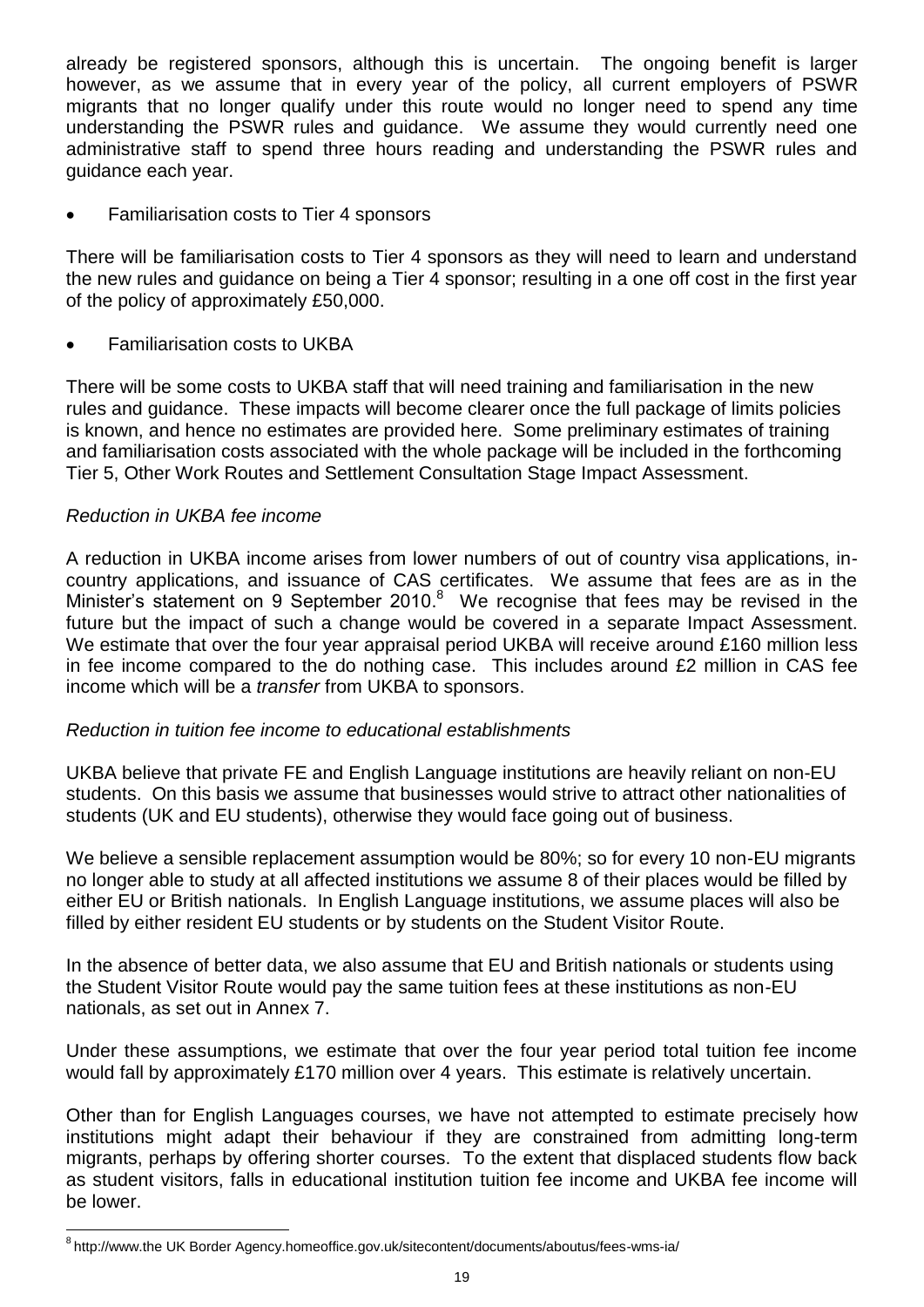already be registered sponsors, although this is uncertain. The ongoing benefit is larger however, as we assume that in every year of the policy, all current employers of PSWR migrants that no longer qualify under this route would no longer need to spend any time understanding the PSWR rules and guidance. We assume they would currently need one administrative staff to spend three hours reading and understanding the PSWR rules and guidance each year.

- Familiarisation costs to Tier 4 sponsors

There will be familiarisation costs to Tier 4 sponsors as they will need to learn and understand the new rules and guidance on being a Tier 4 sponsor; resulting in a one off cost in the first year of the policy of approximately £50,000.

- Familiarisation costs to UKBA

There will be some costs to UKBA staff that will need training and familiarisation in the new rules and guidance. These impacts will become clearer once the full package of limits policies is known, and hence no estimates are provided here. Some preliminary estimates of training and familiarisation costs associated with the whole package will be included in the forthcoming Tier 5, Other Work Routes and Settlement Consultation Stage Impact Assessment.

*Reduction in UKBA fee income*

A reduction in UKBA income arises from lower numbers of out of country visa applications, in-country applications, and issuance of CAS certificates. We assume that fees are as in the Minister's statement on 9 September 2010.[8] We recognise that fees may be revised in the future but the impact of such a change would be covered in a separate Impact Assessment. We estimate that over the four year appraisal period UKBA will receive around £160 million less in fee income compared to the do nothing case. This includes around £2 million in CAS fee income which will be a *transfer* from UKBA to sponsors.

*Reduction in tuition fee income to educational establishments*

UKBA believe that private FE and English Language institutions are heavily reliant on non-EU students. On this basis we assume that businesses would strive to attract other nationalities of students (UK and EU students), otherwise they would face going out of business.

We believe a sensible replacement assumption would be 80%; so for every 10 non-EU migrants no longer able to study at all affected institutions we assume 8 of their places would be filled by either EU or British nationals. In English Language institutions, we assume places will also be filled by either resident EU students or by students on the Student Visitor Route.

In the absence of better data, we also assume that EU and British nationals or students using the Student Visitor Route would pay the same tuition fees at these institutions as non-EU nationals, as set out in Annex 7.

Under these assumptions, we estimate that over the four year period total tuition fee income would fall by approximately £170 million over 4 years. This estimate is relatively uncertain.

Other than for English Languages courses, we have not attempted to estimate precisely how institutions might adapt their behaviour if they are constrained from admitting long-term migrants, perhaps by offering shorter courses. To the extent that displaced students flow back as student visitors, falls in educational institution tuition fee income and UKBA fee income will be lower.

---

[8] http://www.the UK Border Agency.homeoffice.gov.uk/sitecontent/documents/aboutus/fees-wms-ia/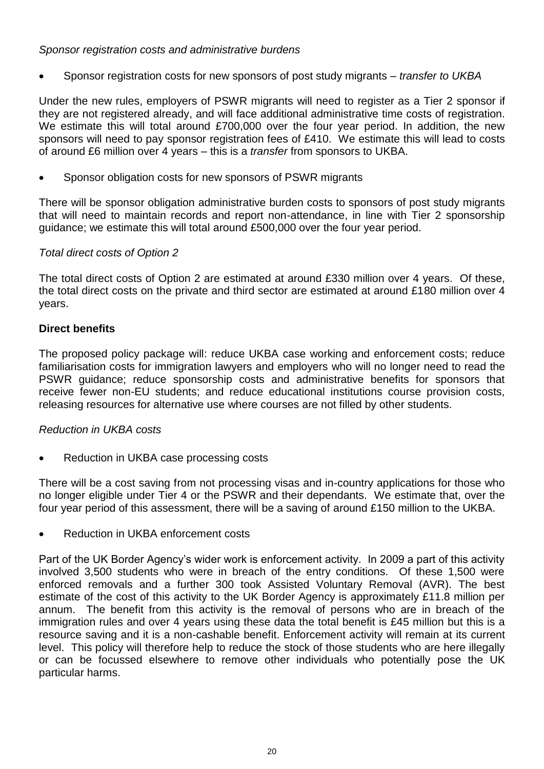*Sponsor registration costs and administrative burdens*

- Sponsor registration costs for new sponsors of post study migrants – *transfer to UKBA*

Under the new rules, employers of PSWR migrants will need to register as a Tier 2 sponsor if they are not registered already, and will face additional administrative time costs of registration. We estimate this will total around £700,000 over the four year period. In addition, the new sponsors will need to pay sponsor registration fees of £410. We estimate this will lead to costs of around £6 million over 4 years – this is a *transfer* from sponsors to UKBA.

- Sponsor obligation costs for new sponsors of PSWR migrants

There will be sponsor obligation administrative burden costs to sponsors of post study migrants that will need to maintain records and report non-attendance, in line with Tier 2 sponsorship guidance; we estimate this will total around £500,000 over the four year period.

*Total direct costs of Option 2*

The total direct costs of Option 2 are estimated at around £330 million over 4 years. Of these, the total direct costs on the private and third sector are estimated at around £180 million over 4 years.

**Direct benefits**

The proposed policy package will: reduce UKBA case working and enforcement costs; reduce familiarisation costs for immigration lawyers and employers who will no longer need to read the PSWR guidance; reduce sponsorship costs and administrative benefits for sponsors that receive fewer non-EU students; and reduce educational institutions course provision costs, releasing resources for alternative use where courses are not filled by other students.

*Reduction in UKBA costs*

- Reduction in UKBA case processing costs

There will be a cost saving from not processing visas and in-country applications for those who no longer eligible under Tier 4 or the PSWR and their dependants. We estimate that, over the four year period of this assessment, there will be a saving of around £150 million to the UKBA.

- Reduction in UKBA enforcement costs

Part of the UK Border Agency's wider work is enforcement activity. In 2009 a part of this activity involved 3,500 students who were in breach of the entry conditions. Of these 1,500 were enforced removals and a further 300 took Assisted Voluntary Removal (AVR). The best estimate of the cost of this activity to the UK Border Agency is approximately £11.8 million per annum. The benefit from this activity is the removal of persons who are in breach of the immigration rules and over 4 years using these data the total benefit is £45 million but this is a resource saving and it is a non-cashable benefit. Enforcement activity will remain at its current level. This policy will therefore help to reduce the stock of those students who are here illegally or can be focussed elsewhere to remove other individuals who potentially pose the UK particular harms.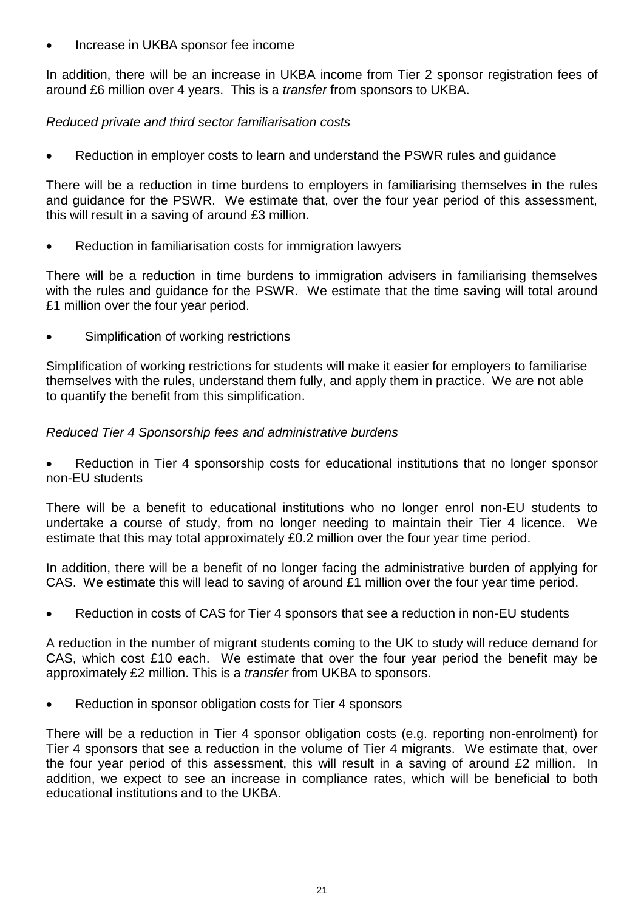- Increase in UKBA sponsor fee income

In addition, there will be an increase in UKBA income from Tier 2 sponsor registration fees of around £6 million over 4 years. This is a *transfer* from sponsors to UKBA.

*Reduced private and third sector familiarisation costs*

- Reduction in employer costs to learn and understand the PSWR rules and guidance

There will be a reduction in time burdens to employers in familiarising themselves in the rules and guidance for the PSWR. We estimate that, over the four year period of this assessment, this will result in a saving of around £3 million.

- Reduction in familiarisation costs for immigration lawyers

There will be a reduction in time burdens to immigration advisers in familiarising themselves with the rules and guidance for the PSWR. We estimate that the time saving will total around £1 million over the four year period.

- Simplification of working restrictions

Simplification of working restrictions for students will make it easier for employers to familiarise themselves with the rules, understand them fully, and apply them in practice. We are not able to quantify the benefit from this simplification.

*Reduced Tier 4 Sponsorship fees and administrative burdens*

- Reduction in Tier 4 sponsorship costs for educational institutions that no longer sponsor non-EU students

There will be a benefit to educational institutions who no longer enrol non-EU students to undertake a course of study, from no longer needing to maintain their Tier 4 licence. We estimate that this may total approximately £0.2 million over the four year time period.

In addition, there will be a benefit of no longer facing the administrative burden of applying for CAS. We estimate this will lead to saving of around £1 million over the four year time period.

- Reduction in costs of CAS for Tier 4 sponsors that see a reduction in non-EU students

A reduction in the number of migrant students coming to the UK to study will reduce demand for CAS, which cost £10 each. We estimate that over the four year period the benefit may be approximately £2 million. This is a *transfer* from UKBA to sponsors.

- Reduction in sponsor obligation costs for Tier 4 sponsors

There will be a reduction in Tier 4 sponsor obligation costs (e.g. reporting non-enrolment) for Tier 4 sponsors that see a reduction in the volume of Tier 4 migrants. We estimate that, over the four year period of this assessment, this will result in a saving of around £2 million. In addition, we expect to see an increase in compliance rates, which will be beneficial to both educational institutions and to the UKBA.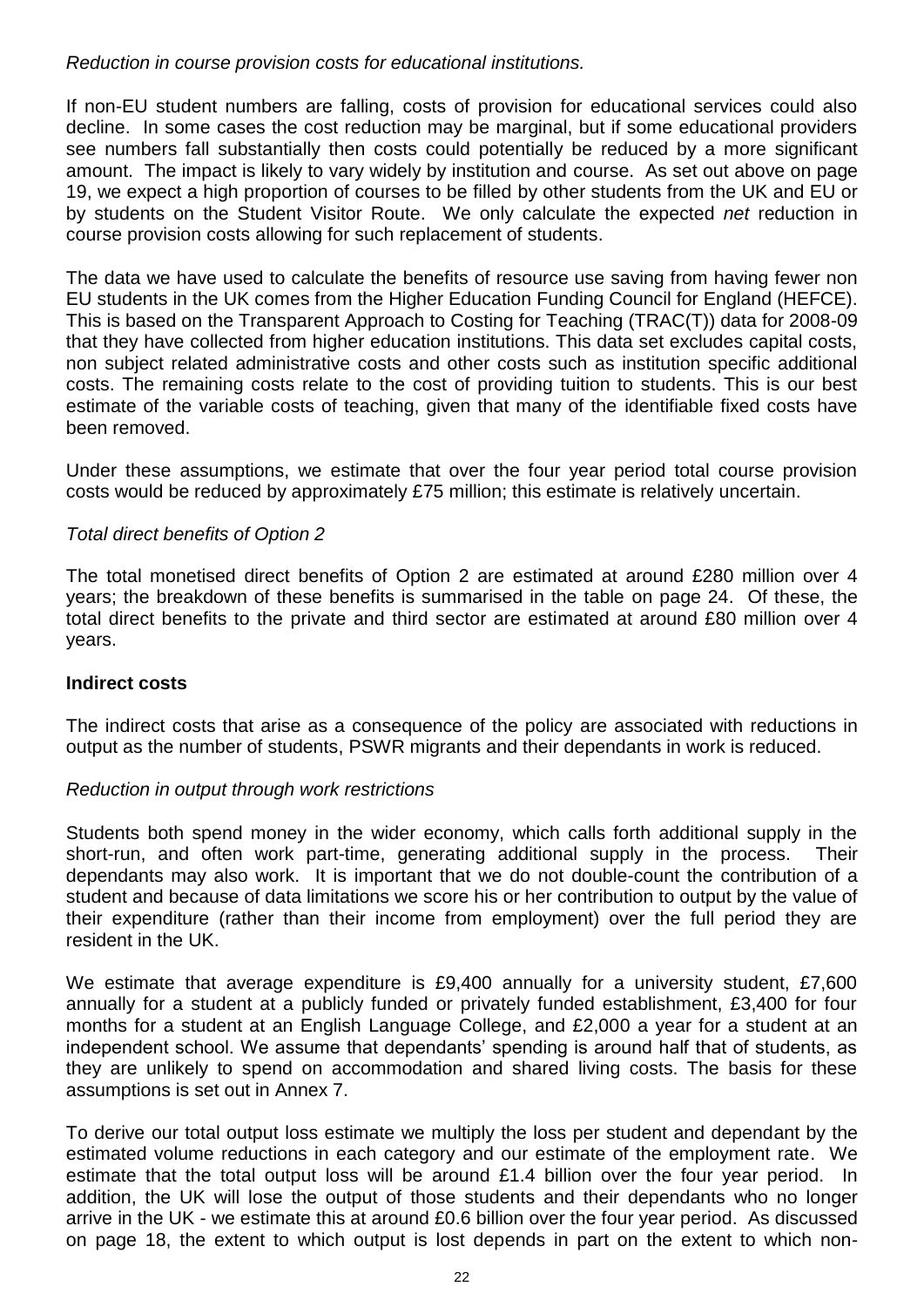*Reduction in course provision costs for educational institutions.*

If non-EU student numbers are falling, costs of provision for educational services could also decline. In some cases the cost reduction may be marginal, but if some educational providers see numbers fall substantially then costs could potentially be reduced by a more significant amount. The impact is likely to vary widely by institution and course. As set out above on page 19, we expect a high proportion of courses to be filled by other students from the UK and EU or by students on the Student Visitor Route. We only calculate the expected *net* reduction in course provision costs allowing for such replacement of students.

The data we have used to calculate the benefits of resource use saving from having fewer non EU students in the UK comes from the Higher Education Funding Council for England (HEFCE). This is based on the Transparent Approach to Costing for Teaching (TRAC(T)) data for 2008-09 that they have collected from higher education institutions. This data set excludes capital costs, non subject related administrative costs and other costs such as institution specific additional costs. The remaining costs relate to the cost of providing tuition to students. This is our best estimate of the variable costs of teaching, given that many of the identifiable fixed costs have been removed.

Under these assumptions, we estimate that over the four year period total course provision costs would be reduced by approximately £75 million; this estimate is relatively uncertain.

*Total direct benefits of Option 2*

The total monetised direct benefits of Option 2 are estimated at around £280 million over 4 years; the breakdown of these benefits is summarised in the table on page 24. Of these, the total direct benefits to the private and third sector are estimated at around £80 million over 4 years.

**Indirect costs**

The indirect costs that arise as a consequence of the policy are associated with reductions in output as the number of students, PSWR migrants and their dependants in work is reduced.

*Reduction in output through work restrictions*

Students both spend money in the wider economy, which calls forth additional supply in the short-run, and often work part-time, generating additional supply in the process. Their dependants may also work. It is important that we do not double-count the contribution of a student and because of data limitations we score his or her contribution to output by the value of their expenditure (rather than their income from employment) over the full period they are resident in the UK.

We estimate that average expenditure is £9,400 annually for a university student, £7,600 annually for a student at a publicly funded or privately funded establishment, £3,400 for four months for a student at an English Language College, and £2,000 a year for a student at an independent school. We assume that dependants' spending is around half that of students, as they are unlikely to spend on accommodation and shared living costs. The basis for these assumptions is set out in Annex 7.

To derive our total output loss estimate we multiply the loss per student and dependant by the estimated volume reductions in each category and our estimate of the employment rate. We estimate that the total output loss will be around £1.4 billion over the four year period. In addition, the UK will lose the output of those students and their dependants who no longer arrive in the UK - we estimate this at around £0.6 billion over the four year period. As discussed on page 18, the extent to which output is lost depends in part on the extent to which non-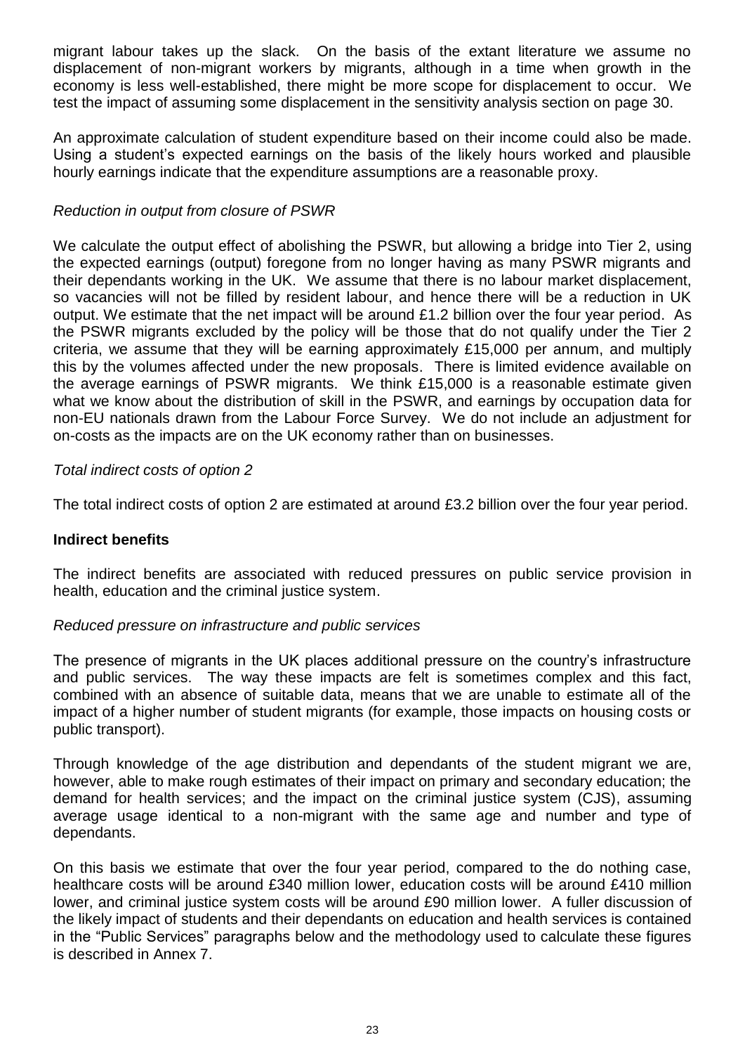migrant labour takes up the slack. On the basis of the extant literature we assume no displacement of non-migrant workers by migrants, although in a time when growth in the economy is less well-established, there might be more scope for displacement to occur. We test the impact of assuming some displacement in the sensitivity analysis section on page 30.

An approximate calculation of student expenditure based on their income could also be made. Using a student's expected earnings on the basis of the likely hours worked and plausible hourly earnings indicate that the expenditure assumptions are a reasonable proxy.

*Reduction in output from closure of PSWR*

We calculate the output effect of abolishing the PSWR, but allowing a bridge into Tier 2, using the expected earnings (output) foregone from no longer having as many PSWR migrants and their dependants working in the UK. We assume that there is no labour market displacement, so vacancies will not be filled by resident labour, and hence there will be a reduction in UK output. We estimate that the net impact will be around £1.2 billion over the four year period. As the PSWR migrants excluded by the policy will be those that do not qualify under the Tier 2 criteria, we assume that they will be earning approximately £15,000 per annum, and multiply this by the volumes affected under the new proposals. There is limited evidence available on the average earnings of PSWR migrants. We think £15,000 is a reasonable estimate given what we know about the distribution of skill in the PSWR, and earnings by occupation data for non-EU nationals drawn from the Labour Force Survey. We do not include an adjustment for on-costs as the impacts are on the UK economy rather than on businesses.

*Total indirect costs of option 2*

The total indirect costs of option 2 are estimated at around £3.2 billion over the four year period.

**Indirect benefits**

The indirect benefits are associated with reduced pressures on public service provision in health, education and the criminal justice system.

*Reduced pressure on infrastructure and public services*

The presence of migrants in the UK places additional pressure on the country's infrastructure and public services. The way these impacts are felt is sometimes complex and this fact, combined with an absence of suitable data, means that we are unable to estimate all of the impact of a higher number of student migrants (for example, those impacts on housing costs or public transport).

Through knowledge of the age distribution and dependants of the student migrant we are, however, able to make rough estimates of their impact on primary and secondary education; the demand for health services; and the impact on the criminal justice system (CJS), assuming average usage identical to a non-migrant with the same age and number and type of dependants.

On this basis we estimate that over the four year period, compared to the do nothing case, healthcare costs will be around £340 million lower, education costs will be around £410 million lower, and criminal justice system costs will be around £90 million lower. A fuller discussion of the likely impact of students and their dependants on education and health services is contained in the "Public Services" paragraphs below and the methodology used to calculate these figures is described in Annex 7.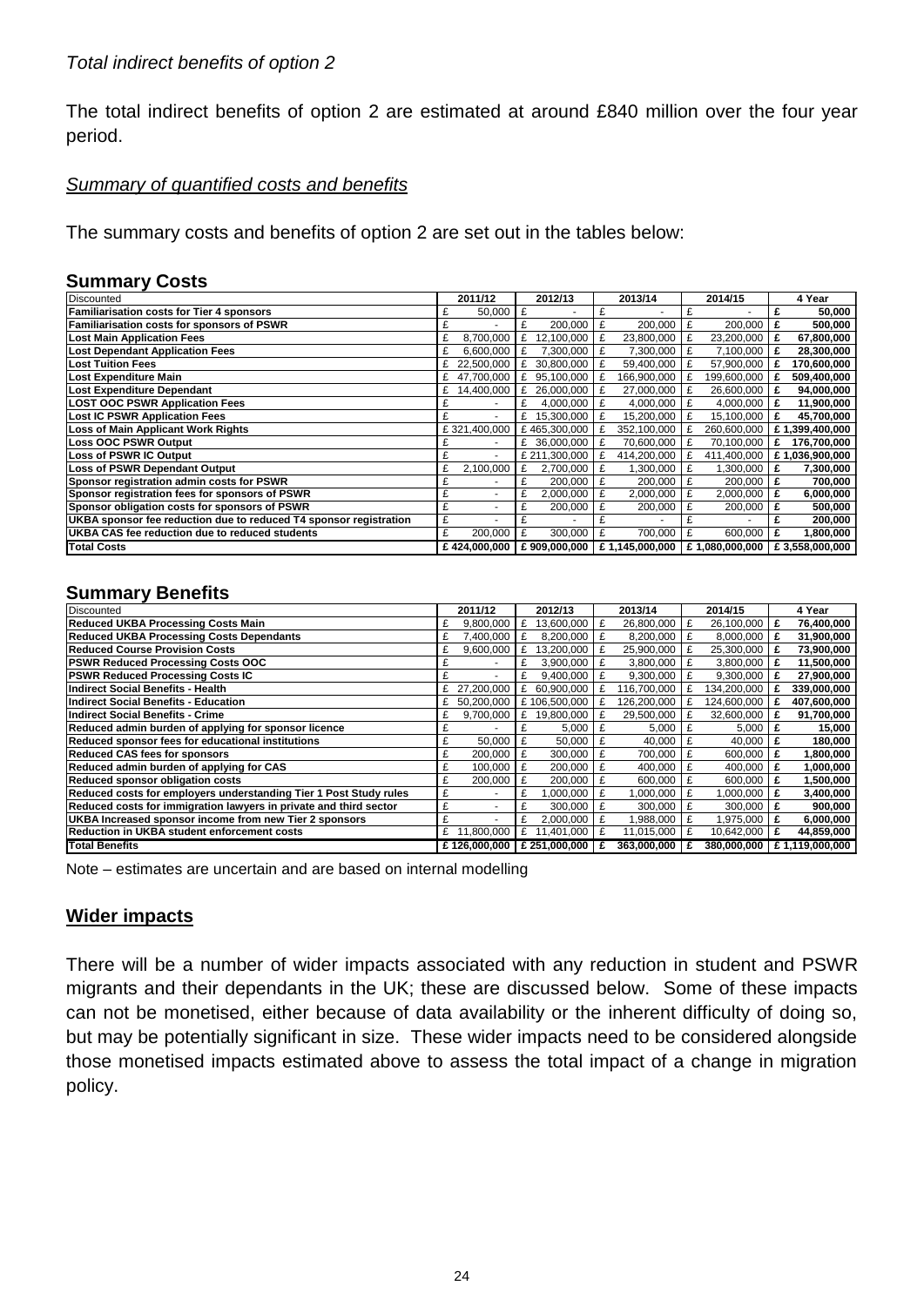*Total indirect benefits of option 2*

The total indirect benefits of option 2 are estimated at around £840 million over the four year period.

<u>*Summary of quantified costs and benefits*</u>

The summary costs and benefits of option 2 are set out in the tables below:

**Summary Costs**

| Discounted | 2011/12 | 2012/13 | 2013/14 | 2014/15 | 4 Year |
|---|---|---|---|---|---|
| **Familiarisation costs for Tier 4 sponsors** | £ 50,000 | £ - | £ - | £ - | **£ 50,000** |
| **Familiarisation costs for sponsors of PSWR** | £ - | £ 200,000 | £ 200,000 | £ 200,000 | **£ 500,000** |
| **Lost Main Application Fees** | £ 8,700,000 | £ 12,100,000 | £ 23,800,000 | £ 23,200,000 | **£ 67,800,000** |
| **Lost Dependant Application Fees** | £ 6,600,000 | £ 7,300,000 | £ 7,300,000 | £ 7,100,000 | **£ 28,300,000** |
| **Lost Tuition Fees** | £ 22,500,000 | £ 30,800,000 | £ 59,400,000 | £ 57,900,000 | **£ 170,600,000** |
| **Lost Expenditure Main** | £ 47,700,000 | £ 95,100,000 | £ 166,900,000 | £ 199,600,000 | **£ 509,400,000** |
| **Lost Expenditure Dependant** | £ 14,400,000 | £ 26,000,000 | £ 27,000,000 | £ 26,600,000 | **£ 94,000,000** |
| **LOST OOC PSWR Application Fees** | £ - | £ 4,000,000 | £ 4,000,000 | £ 4,000,000 | **£ 11,900,000** |
| **Lost IC PSWR Application Fees** | £ - | £ 15,300,000 | £ 15,200,000 | £ 15,100,000 | **£ 45,700,000** |
| **Loss of Main Applicant Work Rights** | £ 321,400,000 | £ 465,300,000 | £ 352,100,000 | £ 260,600,000 | **£ 1,399,400,000** |
| **Loss OOC PSWR Output** | £ - | £ 36,000,000 | £ 70,600,000 | £ 70,100,000 | **£ 176,700,000** |
| **Loss of PSWR IC Output** | £ - | £ 211,300,000 | £ 414,200,000 | £ 411,400,000 | **£ 1,036,900,000** |
| **Loss of PSWR Dependant Output** | £ 2,100,000 | £ 2,700,000 | £ 1,300,000 | £ 1,300,000 | **£ 7,300,000** |
| **Sponsor registration admin costs for PSWR** | £ - | £ 200,000 | £ 200,000 | £ 200,000 | **£ 700,000** |
| **Sponsor registration fees for sponsors of PSWR** | £ - | £ 2,000,000 | £ 2,000,000 | £ 2,000,000 | **£ 6,000,000** |
| **Sponsor obligation costs for sponsors of PSWR** | £ - | £ 200,000 | £ 200,000 | £ 200,000 | **£ 500,000** |
| **UKBA sponsor fee reduction due to reduced T4 sponsor registration** | £ - | £ - | £ - | £ - | **£ 200,000** |
| **UKBA CAS fee reduction due to reduced students** | £ 200,000 | £ 300,000 | £ 700,000 | £ 600,000 | **£ 1,800,000** |
| **Total Costs** | **£ 424,000,000** | **£ 909,000,000** | **£ 1,145,000,000** | **£ 1,080,000,000** | **£ 3,558,000,000** |

**Summary Benefits**

| Discounted | 2011/12 | 2012/13 | 2013/14 | 2014/15 | 4 Year |
|---|---|---|---|---|---|
| **Reduced UKBA Processing Costs Main** | £ 9,800,000 | £ 13,600,000 | £ 26,800,000 | £ 26,100,000 | **£ 76,400,000** |
| **Reduced UKBA Processing Costs Dependants** | £ 7,400,000 | £ 8,200,000 | £ 8,200,000 | £ 8,000,000 | **£ 31,900,000** |
| **Reduced Course Provision Costs** | £ 9,600,000 | £ 13,200,000 | £ 25,900,000 | £ 25,300,000 | **£ 73,900,000** |
| **PSWR Reduced Processing Costs OOC** | £ - | £ 3,900,000 | £ 3,800,000 | £ 3,800,000 | **£ 11,500,000** |
| **PSWR Reduced Processing Costs IC** | £ - | £ 9,400,000 | £ 9,300,000 | £ 9,300,000 | **£ 27,900,000** |
| **Indirect Social Benefits - Health** | £ 27,200,000 | £ 60,900,000 | £ 116,700,000 | £ 134,200,000 | **£ 339,000,000** |
| **Indirect Social Benefits - Education** | £ 50,200,000 | £ 106,500,000 | £ 126,200,000 | £ 124,600,000 | **£ 407,600,000** |
| **Indirect Social Benefits - Crime** | £ 9,700,000 | £ 19,800,000 | £ 29,500,000 | £ 32,600,000 | **£ 91,700,000** |
| **Reduced admin burden of applying for sponsor licence** | £ - | £ 5,000 | £ 5,000 | £ 5,000 | **£ 15,000** |
| **Reduced sponsor fees for educational institutions** | £ 50,000 | £ 50,000 | £ 40,000 | £ 40,000 | **£ 180,000** |
| **Reduced CAS fees for sponsors** | £ 200,000 | £ 300,000 | £ 700,000 | £ 600,000 | **£ 1,800,000** |
| **Reduced admin burden of applying for CAS** | £ 100,000 | £ 200,000 | £ 400,000 | £ 400,000 | **£ 1,000,000** |
| **Reduced sponsor obligation costs** | £ 200,000 | £ 200,000 | £ 600,000 | £ 600,000 | **£ 1,500,000** |
| **Reduced costs for employers understanding Tier 1 Post Study rules** | £ - | £ 1,000,000 | £ 1,000,000 | £ 1,000,000 | **£ 3,400,000** |
| **Reduced costs for immigration lawyers in private and third sector** | £ - | £ 300,000 | £ 300,000 | £ 300,000 | **£ 900,000** |
| **UKBA Increased sponsor income from new Tier 2 sponsors** | £ - | £ 2,000,000 | £ 1,988,000 | £ 1,975,000 | **£ 6,000,000** |
| **Reduction in UKBA student enforcement costs** | £ 11,800,000 | £ 11,401,000 | £ 11,015,000 | £ 10,642,000 | **£ 44,859,000** |
| **Total Benefits** | **£ 126,000,000** | **£ 251,000,000** | **£ 363,000,000** | **£ 380,000,000** | **£ 1,119,000,000** |

Note – estimates are uncertain and are based on internal modelling

## <u>Wider impacts</u>

There will be a number of wider impacts associated with any reduction in student and PSWR migrants and their dependants in the UK; these are discussed below. Some of these impacts can not be monetised, either because of data availability or the inherent difficulty of doing so, but may be potentially significant in size. These wider impacts need to be considered alongside those monetised impacts estimated above to assess the total impact of a change in migration policy.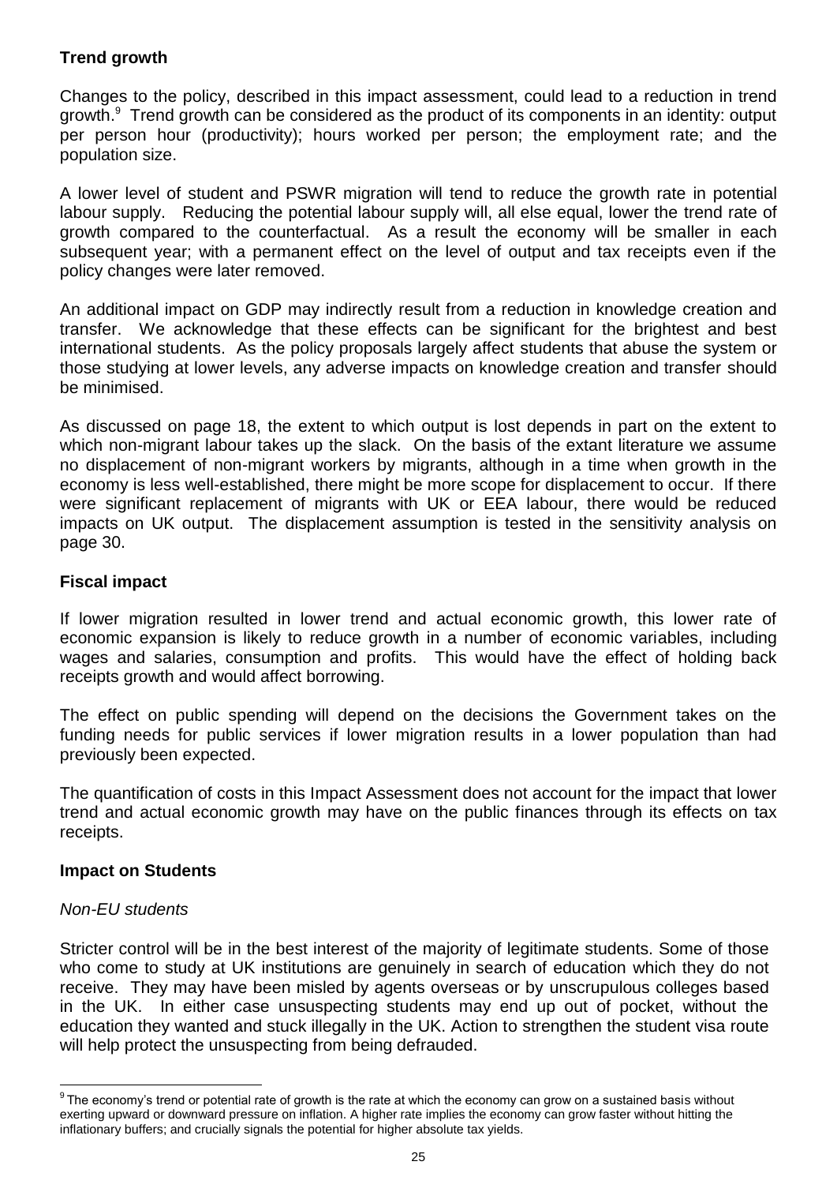### Trend growth

Changes to the policy, described in this impact assessment, could lead to a reduction in trend growth.[9] Trend growth can be considered as the product of its components in an identity: output per person hour (productivity); hours worked per person; the employment rate; and the population size.

A lower level of student and PSWR migration will tend to reduce the growth rate in potential labour supply. Reducing the potential labour supply will, all else equal, lower the trend rate of growth compared to the counterfactual. As a result the economy will be smaller in each subsequent year; with a permanent effect on the level of output and tax receipts even if the policy changes were later removed.

An additional impact on GDP may indirectly result from a reduction in knowledge creation and transfer. We acknowledge that these effects can be significant for the brightest and best international students. As the policy proposals largely affect students that abuse the system or those studying at lower levels, any adverse impacts on knowledge creation and transfer should be minimised.

As discussed on page 18, the extent to which output is lost depends in part on the extent to which non-migrant labour takes up the slack. On the basis of the extant literature we assume no displacement of non-migrant workers by migrants, although in a time when growth in the economy is less well-established, there might be more scope for displacement to occur. If there were significant replacement of migrants with UK or EEA labour, there would be reduced impacts on UK output. The displacement assumption is tested in the sensitivity analysis on page 30.

### Fiscal impact

If lower migration resulted in lower trend and actual economic growth, this lower rate of economic expansion is likely to reduce growth in a number of economic variables, including wages and salaries, consumption and profits. This would have the effect of holding back receipts growth and would affect borrowing.

The effect on public spending will depend on the decisions the Government takes on the funding needs for public services if lower migration results in a lower population than had previously been expected.

The quantification of costs in this Impact Assessment does not account for the impact that lower trend and actual economic growth may have on the public finances through its effects on tax receipts.

### Impact on Students

*Non-EU students*

Stricter control will be in the best interest of the majority of legitimate students. Some of those who come to study at UK institutions are genuinely in search of education which they do not receive. They may have been misled by agents overseas or by unscrupulous colleges based in the UK. In either case unsuspecting students may end up out of pocket, without the education they wanted and stuck illegally in the UK. Action to strengthen the student visa route will help protect the unsuspecting from being defrauded.

---

[9] The economy's trend or potential rate of growth is the rate at which the economy can grow on a sustained basis without exerting upward or downward pressure on inflation. A higher rate implies the economy can grow faster without hitting the inflationary buffers; and crucially signals the potential for higher absolute tax yields.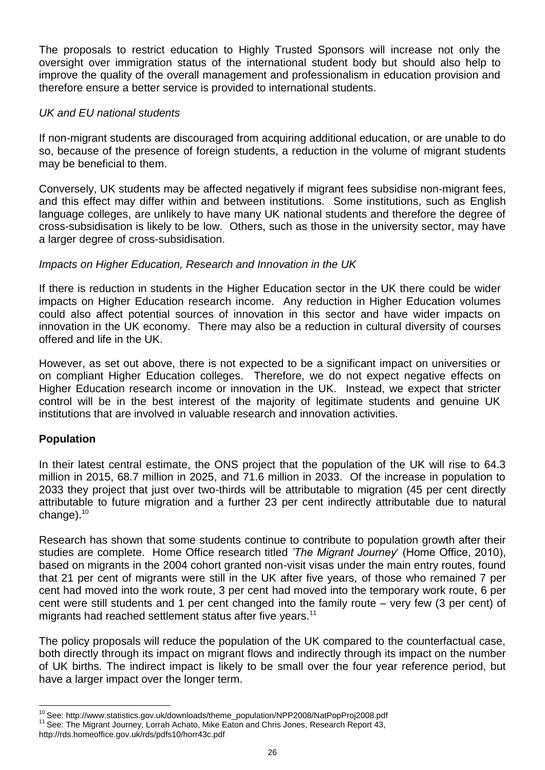The proposals to restrict education to Highly Trusted Sponsors will increase not only the oversight over immigration status of the international student body but should also help to improve the quality of the overall management and professionalism in education provision and therefore ensure a better service is provided to international students.

*UK and EU national students*

If non-migrant students are discouraged from acquiring additional education, or are unable to do so, because of the presence of foreign students, a reduction in the volume of migrant students may be beneficial to them.

Conversely, UK students may be affected negatively if migrant fees subsidise non-migrant fees, and this effect may differ within and between institutions. Some institutions, such as English language colleges, are unlikely to have many UK national students and therefore the degree of cross-subsidisation is likely to be low. Others, such as those in the university sector, may have a larger degree of cross-subsidisation.

*Impacts on Higher Education, Research and Innovation in the UK*

If there is reduction in students in the Higher Education sector in the UK there could be wider impacts on Higher Education research income. Any reduction in Higher Education volumes could also affect potential sources of innovation in this sector and have wider impacts on innovation in the UK economy. There may also be a reduction in cultural diversity of courses offered and life in the UK.

However, as set out above, there is not expected to be a significant impact on universities or on compliant Higher Education colleges. Therefore, we do not expect negative effects on Higher Education research income or innovation in the UK. Instead, we expect that stricter control will be in the best interest of the majority of legitimate students and genuine UK institutions that are involved in valuable research and innovation activities.

**Population**

In their latest central estimate, the ONS project that the population of the UK will rise to 64.3 million in 2015, 68.7 million in 2025, and 71.6 million in 2033. Of the increase in population to 2033 they project that just over two-thirds will be attributable to migration (45 per cent directly attributable to future migration and a further 23 per cent indirectly attributable due to natural change).[10]

Research has shown that some students continue to contribute to population growth after their studies are complete. Home Office research titled *'The Migrant Journey*' (Home Office, 2010), based on migrants in the 2004 cohort granted non-visit visas under the main entry routes, found that 21 per cent of migrants were still in the UK after five years, of those who remained 7 per cent had moved into the work route, 3 per cent had moved into the temporary work route, 6 per cent were still students and 1 per cent changed into the family route – very few (3 per cent) of migrants had reached settlement status after five years.[11]

The policy proposals will reduce the population of the UK compared to the counterfactual case, both directly through its impact on migrant flows and indirectly through its impact on the number of UK births. The indirect impact is likely to be small over the four year reference period, but have a larger impact over the longer term.

[10] See: http://www.statistics.gov.uk/downloads/theme_population/NPP2008/NatPopProj2008.pdf

[11] See: The Migrant Journey, Lorrah Achato, Mike Eaton and Chris Jones, Research Report 43, http://rds.homeoffice.gov.uk/rds/pdfs10/horr43c.pdf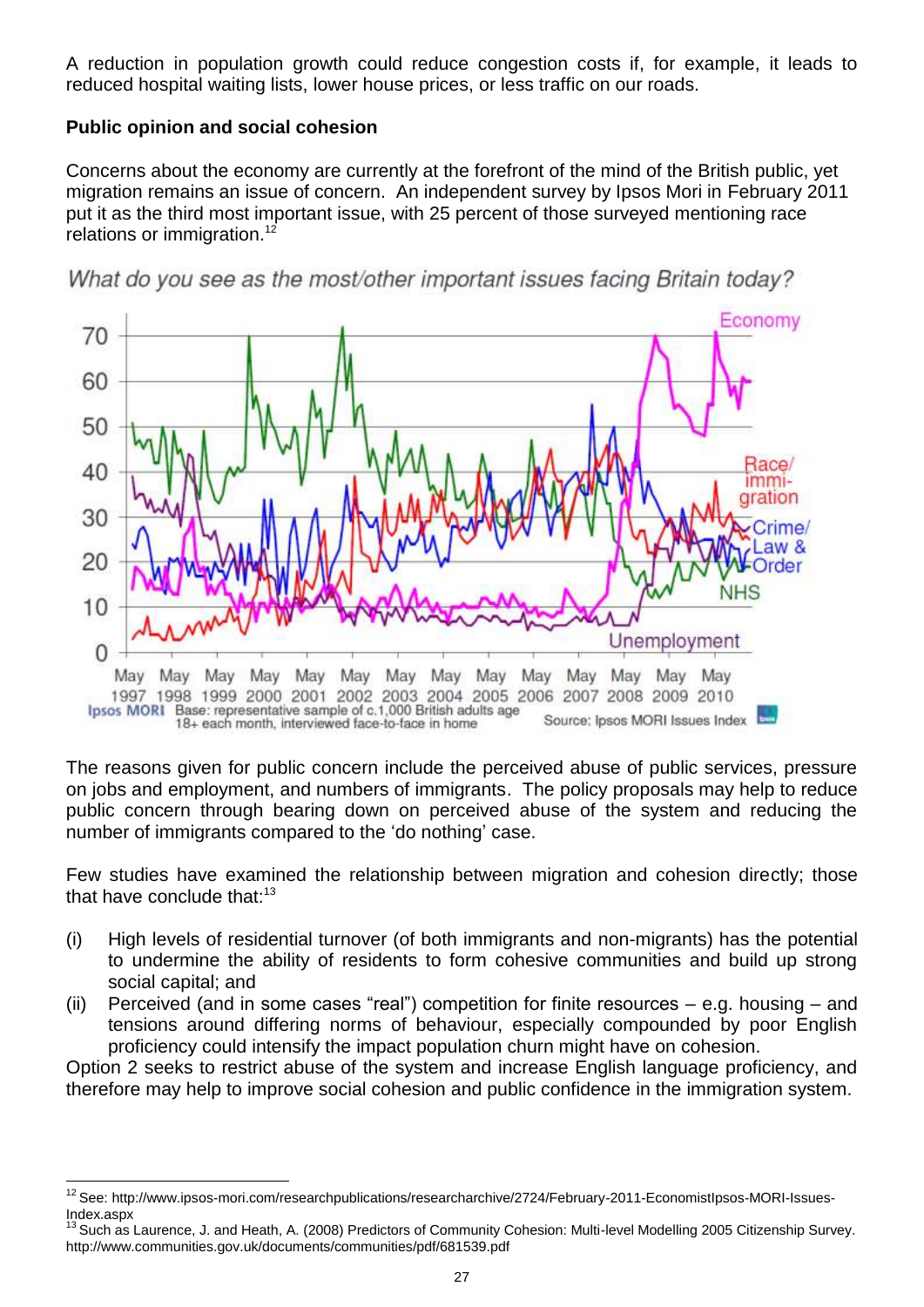A reduction in population growth could reduce congestion costs if, for example, it leads to reduced hospital waiting lists, lower house prices, or less traffic on our roads.

**Public opinion and social cohesion**

Concerns about the economy are currently at the forefront of the mind of the British public, yet migration remains an issue of concern. An independent survey by Ipsos Mori in February 2011 put it as the third most important issue, with 25 percent of those surveyed mentioning race relations or immigration.[12]

*What do you see as the most/other important issues facing Britain today?*

The reasons given for public concern include the perceived abuse of public services, pressure on jobs and employment, and numbers of immigrants. The policy proposals may help to reduce public concern through bearing down on perceived abuse of the system and reducing the number of immigrants compared to the 'do nothing' case.

Few studies have examined the relationship between migration and cohesion directly; those that have conclude that:[13]

(i) High levels of residential turnover (of both immigrants and non-migrants) has the potential to undermine the ability of residents to form cohesive communities and build up strong social capital; and

(ii) Perceived (and in some cases "real") competition for finite resources – e.g. housing – and tensions around differing norms of behaviour, especially compounded by poor English proficiency could intensify the impact population churn might have on cohesion.

Option 2 seeks to restrict abuse of the system and increase English language proficiency, and therefore may help to improve social cohesion and public confidence in the immigration system.

---

[12] See: http://www.ipsos-mori.com/researchpublications/researcharchive/2724/February-2011-EconomistIpsos-MORI-Issues-Index.aspx

[13] Such as Laurence, J. and Heath, A. (2008) Predictors of Community Cohesion: Multi-level Modelling 2005 Citizenship Survey. http://www.communities.gov.uk/documents/communities/pdf/681539.pdf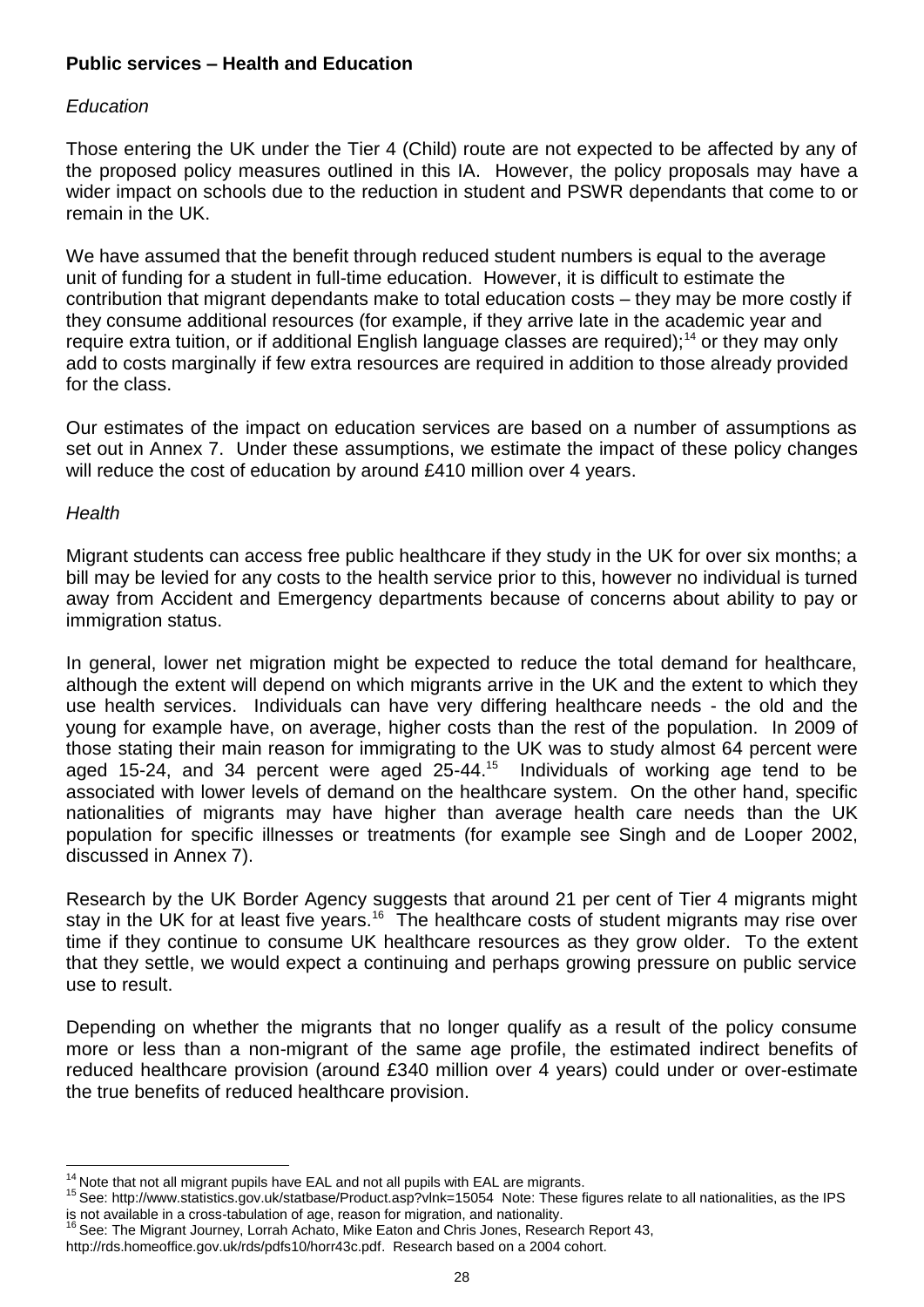**Public services – Health and Education**

*Education*

Those entering the UK under the Tier 4 (Child) route are not expected to be affected by any of the proposed policy measures outlined in this IA. However, the policy proposals may have a wider impact on schools due to the reduction in student and PSWR dependants that come to or remain in the UK.

We have assumed that the benefit through reduced student numbers is equal to the average unit of funding for a student in full-time education. However, it is difficult to estimate the contribution that migrant dependants make to total education costs – they may be more costly if they consume additional resources (for example, if they arrive late in the academic year and require extra tuition, or if additional English language classes are required);[14] or they may only add to costs marginally if few extra resources are required in addition to those already provided for the class.

Our estimates of the impact on education services are based on a number of assumptions as set out in Annex 7. Under these assumptions, we estimate the impact of these policy changes will reduce the cost of education by around £410 million over 4 years.

*Health*

Migrant students can access free public healthcare if they study in the UK for over six months; a bill may be levied for any costs to the health service prior to this, however no individual is turned away from Accident and Emergency departments because of concerns about ability to pay or immigration status.

In general, lower net migration might be expected to reduce the total demand for healthcare, although the extent will depend on which migrants arrive in the UK and the extent to which they use health services. Individuals can have very differing healthcare needs - the old and the young for example have, on average, higher costs than the rest of the population. In 2009 of those stating their main reason for immigrating to the UK was to study almost 64 percent were aged 15-24, and 34 percent were aged 25-44.[15] Individuals of working age tend to be associated with lower levels of demand on the healthcare system. On the other hand, specific nationalities of migrants may have higher than average health care needs than the UK population for specific illnesses or treatments (for example see Singh and de Looper 2002, discussed in Annex 7).

Research by the UK Border Agency suggests that around 21 per cent of Tier 4 migrants might stay in the UK for at least five years.[16] The healthcare costs of student migrants may rise over time if they continue to consume UK healthcare resources as they grow older. To the extent that they settle, we would expect a continuing and perhaps growing pressure on public service use to result.

Depending on whether the migrants that no longer qualify as a result of the policy consume more or less than a non-migrant of the same age profile, the estimated indirect benefits of reduced healthcare provision (around £340 million over 4 years) could under or over-estimate the true benefits of reduced healthcare provision.

---

[14] Note that not all migrant pupils have EAL and not all pupils with EAL are migrants.

[15] See: http://www.statistics.gov.uk/statbase/Product.asp?vlnk=15054 Note: These figures relate to all nationalities, as the IPS is not available in a cross-tabulation of age, reason for migration, and nationality.

[16] See: The Migrant Journey, Lorrah Achato, Mike Eaton and Chris Jones, Research Report 43, http://rds.homeoffice.gov.uk/rds/pdfs10/horr43c.pdf. Research based on a 2004 cohort.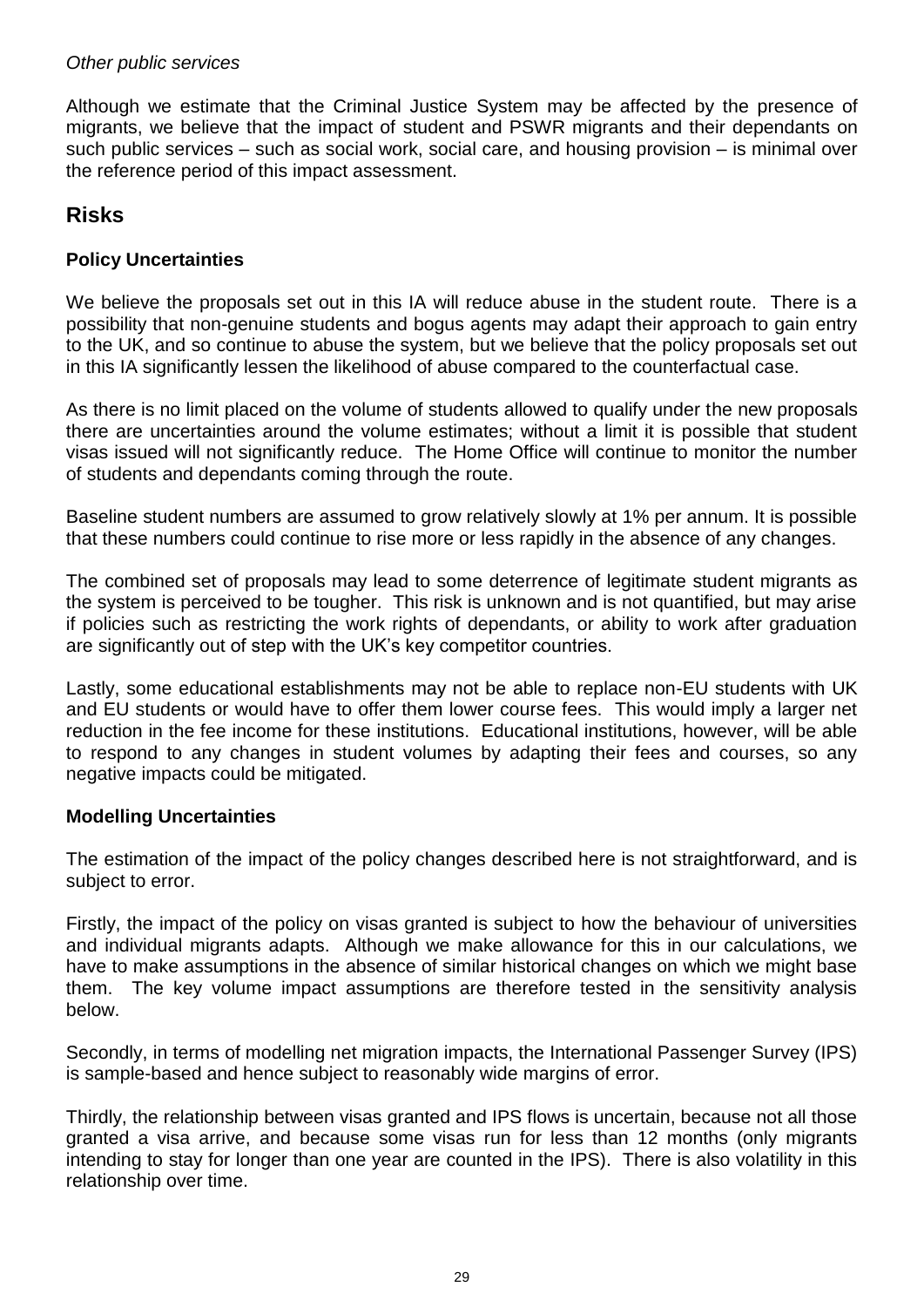*Other public services*

Although we estimate that the Criminal Justice System may be affected by the presence of migrants, we believe that the impact of student and PSWR migrants and their dependants on such public services – such as social work, social care, and housing provision – is minimal over the reference period of this impact assessment.

## Risks

### Policy Uncertainties

We believe the proposals set out in this IA will reduce abuse in the student route. There is a possibility that non-genuine students and bogus agents may adapt their approach to gain entry to the UK, and so continue to abuse the system, but we believe that the policy proposals set out in this IA significantly lessen the likelihood of abuse compared to the counterfactual case.

As there is no limit placed on the volume of students allowed to qualify under the new proposals there are uncertainties around the volume estimates; without a limit it is possible that student visas issued will not significantly reduce. The Home Office will continue to monitor the number of students and dependants coming through the route.

Baseline student numbers are assumed to grow relatively slowly at 1% per annum. It is possible that these numbers could continue to rise more or less rapidly in the absence of any changes.

The combined set of proposals may lead to some deterrence of legitimate student migrants as the system is perceived to be tougher. This risk is unknown and is not quantified, but may arise if policies such as restricting the work rights of dependants, or ability to work after graduation are significantly out of step with the UK's key competitor countries.

Lastly, some educational establishments may not be able to replace non-EU students with UK and EU students or would have to offer them lower course fees. This would imply a larger net reduction in the fee income for these institutions. Educational institutions, however, will be able to respond to any changes in student volumes by adapting their fees and courses, so any negative impacts could be mitigated.

### Modelling Uncertainties

The estimation of the impact of the policy changes described here is not straightforward, and is subject to error.

Firstly, the impact of the policy on visas granted is subject to how the behaviour of universities and individual migrants adapts. Although we make allowance for this in our calculations, we have to make assumptions in the absence of similar historical changes on which we might base them. The key volume impact assumptions are therefore tested in the sensitivity analysis below.

Secondly, in terms of modelling net migration impacts, the International Passenger Survey (IPS) is sample-based and hence subject to reasonably wide margins of error.

Thirdly, the relationship between visas granted and IPS flows is uncertain, because not all those granted a visa arrive, and because some visas run for less than 12 months (only migrants intending to stay for longer than one year are counted in the IPS). There is also volatility in this relationship over time.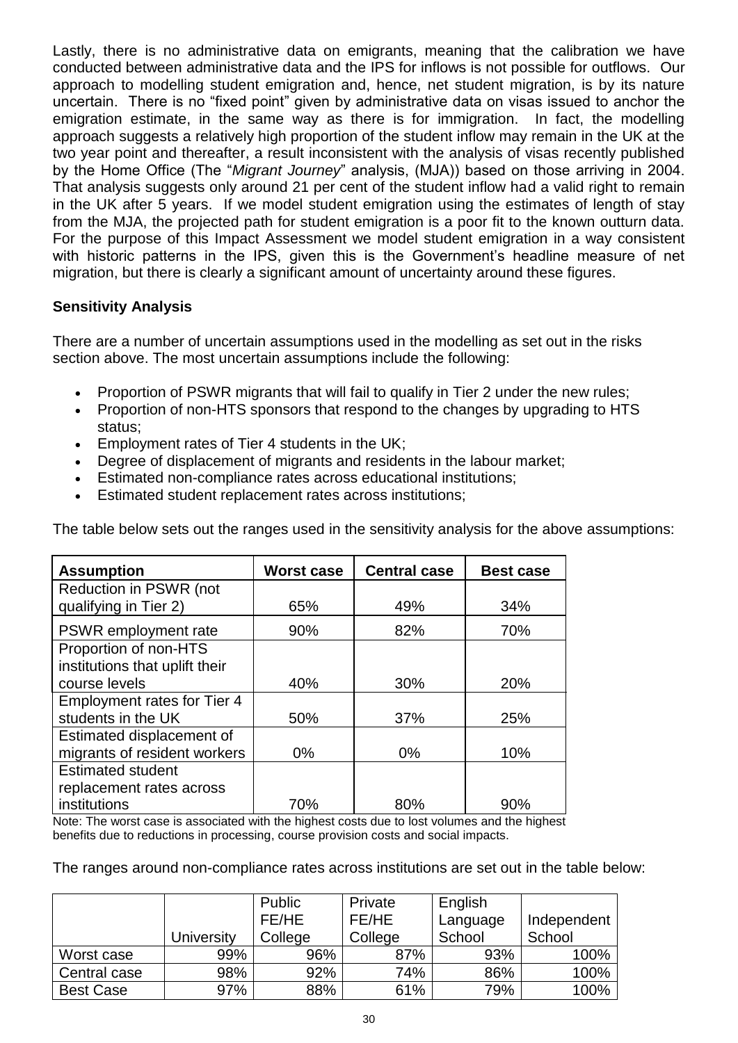Lastly, there is no administrative data on emigrants, meaning that the calibration we have conducted between administrative data and the IPS for inflows is not possible for outflows. Our approach to modelling student emigration and, hence, net student migration, is by its nature uncertain. There is no "fixed point" given by administrative data on visas issued to anchor the emigration estimate, in the same way as there is for immigration. In fact, the modelling approach suggests a relatively high proportion of the student inflow may remain in the UK at the two year point and thereafter, a result inconsistent with the analysis of visas recently published by the Home Office (The "*Migrant Journey*" analysis, (MJA)) based on those arriving in 2004. That analysis suggests only around 21 per cent of the student inflow had a valid right to remain in the UK after 5 years. If we model student emigration using the estimates of length of stay from the MJA, the projected path for student emigration is a poor fit to the known outturn data. For the purpose of this Impact Assessment we model student emigration in a way consistent with historic patterns in the IPS, given this is the Government's headline measure of net migration, but there is clearly a significant amount of uncertainty around these figures.

**Sensitivity Analysis**

There are a number of uncertain assumptions used in the modelling as set out in the risks section above. The most uncertain assumptions include the following:

- Proportion of PSWR migrants that will fail to qualify in Tier 2 under the new rules;
- Proportion of non-HTS sponsors that respond to the changes by upgrading to HTS status;
- Employment rates of Tier 4 students in the UK;
- Degree of displacement of migrants and residents in the labour market;
- Estimated non-compliance rates across educational institutions;
- Estimated student replacement rates across institutions;

The table below sets out the ranges used in the sensitivity analysis for the above assumptions:

| Assumption | Worst case | Central case | Best case |
|---|---|---|---|
| Reduction in PSWR (not qualifying in Tier 2) | 65% | 49% | 34% |
| PSWR employment rate | 90% | 82% | 70% |
| Proportion of non-HTS institutions that uplift their course levels | 40% | 30% | 20% |
| Employment rates for Tier 4 students in the UK | 50% | 37% | 25% |
| Estimated displacement of migrants of resident workers | 0% | 0% | 10% |
| Estimated student replacement rates across institutions | 70% | 80% | 90% |

Note: The worst case is associated with the highest costs due to lost volumes and the highest benefits due to reductions in processing, course provision costs and social impacts.

The ranges around non-compliance rates across institutions are set out in the table below:

| | University | Public FE/HE College | Private FE/HE College | English Language School | Independent School |
|---|---|---|---|---|---|
| Worst case | 99% | 96% | 87% | 93% | 100% |
| Central case | 98% | 92% | 74% | 86% | 100% |
| Best Case | 97% | 88% | 61% | 79% | 100% |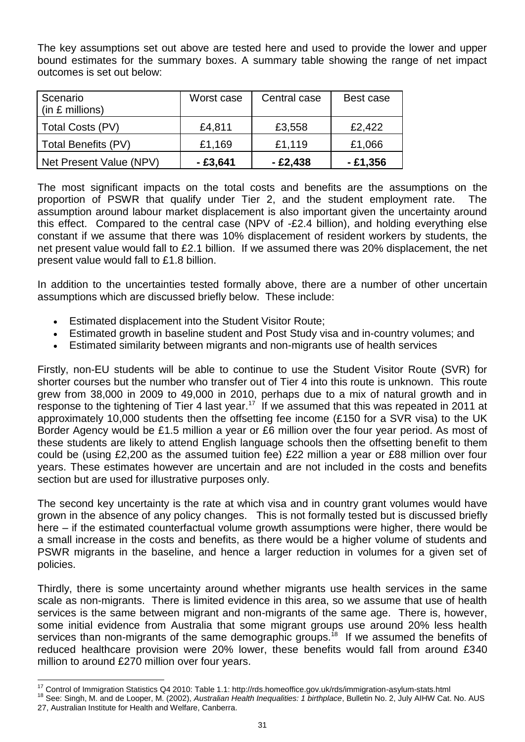The key assumptions set out above are tested here and used to provide the lower and upper bound estimates for the summary boxes. A summary table showing the range of net impact outcomes is set out below:

| Scenario (in £ millions) | Worst case | Central case | Best case |
|---|---|---|---|
| Total Costs (PV) | £4,811 | £3,558 | £2,422 |
| Total Benefits (PV) | £1,169 | £1,119 | £1,066 |
| Net Present Value (NPV) | **- £3,641** | **- £2,438** | **- £1,356** |

The most significant impacts on the total costs and benefits are the assumptions on the proportion of PSWR that qualify under Tier 2, and the student employment rate. The assumption around labour market displacement is also important given the uncertainty around this effect. Compared to the central case (NPV of -£2.4 billion), and holding everything else constant if we assume that there was 10% displacement of resident workers by students, the net present value would fall to £2.1 billion. If we assumed there was 20% displacement, the net present value would fall to £1.8 billion.

In addition to the uncertainties tested formally above, there are a number of other uncertain assumptions which are discussed briefly below. These include:

- Estimated displacement into the Student Visitor Route;
- Estimated growth in baseline student and Post Study visa and in-country volumes; and
- Estimated similarity between migrants and non-migrants use of health services

Firstly, non-EU students will be able to continue to use the Student Visitor Route (SVR) for shorter courses but the number who transfer out of Tier 4 into this route is unknown. This route grew from 38,000 in 2009 to 49,000 in 2010, perhaps due to a mix of natural growth and in response to the tightening of Tier 4 last year.[17] If we assumed that this was repeated in 2011 at approximately 10,000 students then the offsetting fee income (£150 for a SVR visa) to the UK Border Agency would be £1.5 million a year or £6 million over the four year period. As most of these students are likely to attend English language schools then the offsetting benefit to them could be (using £2,200 as the assumed tuition fee) £22 million a year or £88 million over four years. These estimates however are uncertain and are not included in the costs and benefits section but are used for illustrative purposes only.

The second key uncertainty is the rate at which visa and in country grant volumes would have grown in the absence of any policy changes. This is not formally tested but is discussed briefly here – if the estimated counterfactual volume growth assumptions were higher, there would be a small increase in the costs and benefits, as there would be a higher volume of students and PSWR migrants in the baseline, and hence a larger reduction in volumes for a given set of policies.

Thirdly, there is some uncertainty around whether migrants use health services in the same scale as non-migrants. There is limited evidence in this area, so we assume that use of health services is the same between migrant and non-migrants of the same age. There is, however, some initial evidence from Australia that some migrant groups use around 20% less health services than non-migrants of the same demographic groups.[18] If we assumed the benefits of reduced healthcare provision were 20% lower, these benefits would fall from around £340 million to around £270 million over four years.

---

[17] Control of Immigration Statistics Q4 2010: Table 1.1: http://rds.homeoffice.gov.uk/rds/immigration-asylum-stats.html

[18] See: Singh, M. and de Looper, M. (2002), *Australian Health Inequalities: 1 birthplace*, Bulletin No. 2, July AIHW Cat. No. AUS 27, Australian Institute for Health and Welfare, Canberra.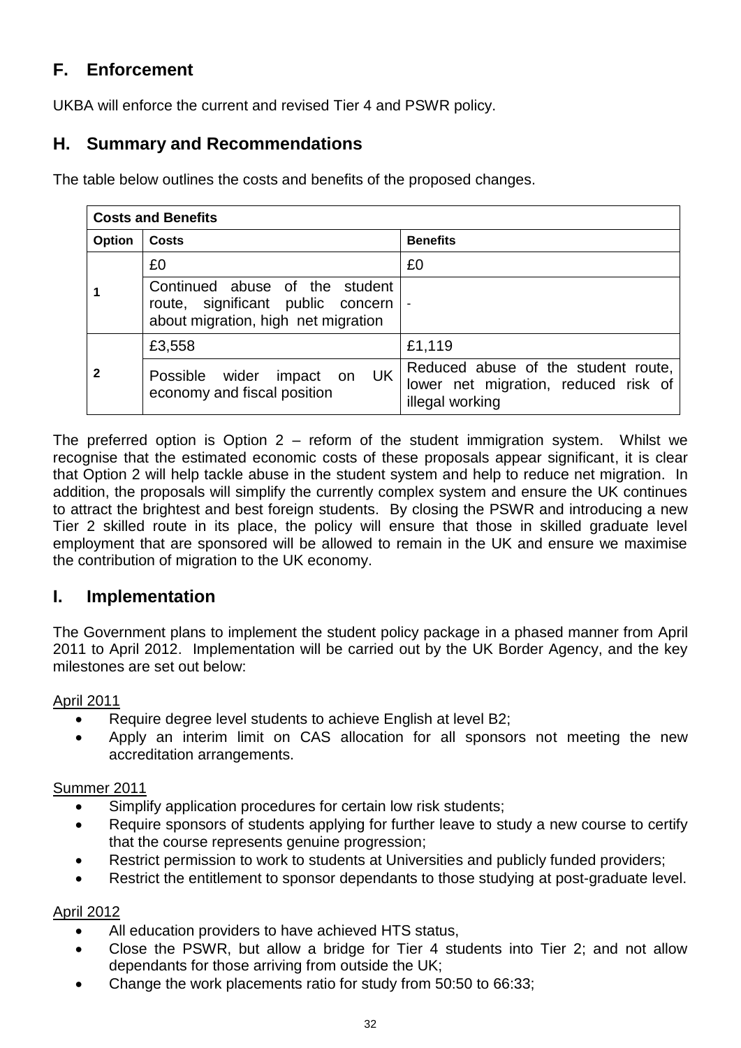## F. Enforcement

UKBA will enforce the current and revised Tier 4 and PSWR policy.

## H. Summary and Recommendations

The table below outlines the costs and benefits of the proposed changes.

| **Costs and Benefits** | | |
|---|---|---|
| **Option** | **Costs** | **Benefits** |
| 1 | £0 | £0 |
| | Continued abuse of the student route, significant public concern about migration, high net migration | - |
| 2 | £3,558 | £1,119 |
| | Possible wider impact on UK economy and fiscal position | Reduced abuse of the student route, lower net migration, reduced risk of illegal working |

The preferred option is Option 2 – reform of the student immigration system. Whilst we recognise that the estimated economic costs of these proposals appear significant, it is clear that Option 2 will help tackle abuse in the student system and help to reduce net migration. In addition, the proposals will simplify the currently complex system and ensure the UK continues to attract the brightest and best foreign students. By closing the PSWR and introducing a new Tier 2 skilled route in its place, the policy will ensure that those in skilled graduate level employment that are sponsored will be allowed to remain in the UK and ensure we maximise the contribution of migration to the UK economy.

## I. Implementation

The Government plans to implement the student policy package in a phased manner from April 2011 to April 2012. Implementation will be carried out by the UK Border Agency, and the key milestones are set out below:

April 2011

- Require degree level students to achieve English at level B2;
- Apply an interim limit on CAS allocation for all sponsors not meeting the new accreditation arrangements.

Summer 2011

- Simplify application procedures for certain low risk students;
- Require sponsors of students applying for further leave to study a new course to certify that the course represents genuine progression;
- Restrict permission to work to students at Universities and publicly funded providers;
- Restrict the entitlement to sponsor dependants to those studying at post-graduate level.

April 2012

- All education providers to have achieved HTS status,
- Close the PSWR, but allow a bridge for Tier 4 students into Tier 2; and not allow dependants for those arriving from outside the UK;
- Change the work placements ratio for study from 50:50 to 66:33;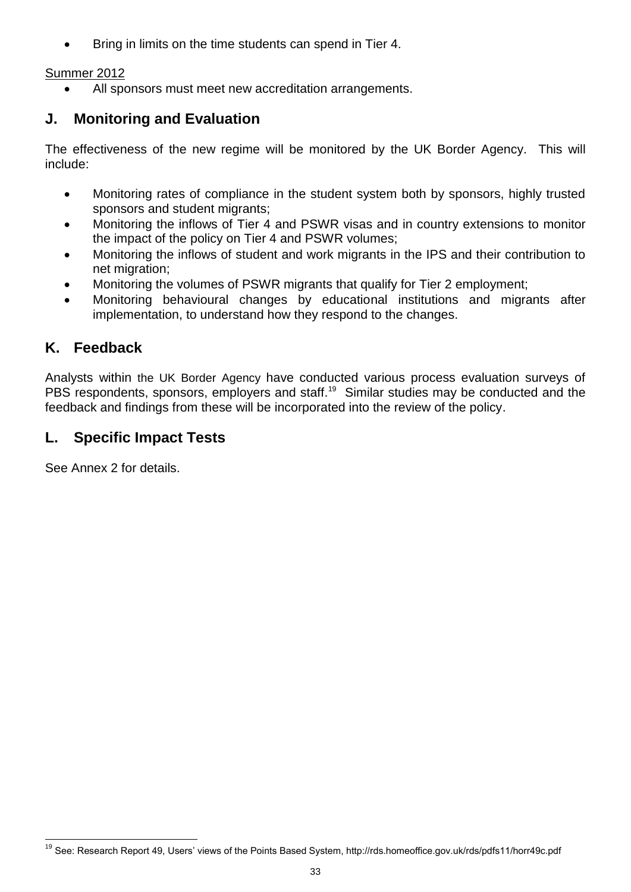- Bring in limits on the time students can spend in Tier 4.

Summer 2012

- All sponsors must meet new accreditation arrangements.

## J. Monitoring and Evaluation

The effectiveness of the new regime will be monitored by the UK Border Agency. This will include:

- Monitoring rates of compliance in the student system both by sponsors, highly trusted sponsors and student migrants;
- Monitoring the inflows of Tier 4 and PSWR visas and in country extensions to monitor the impact of the policy on Tier 4 and PSWR volumes;
- Monitoring the inflows of student and work migrants in the IPS and their contribution to net migration;
- Monitoring the volumes of PSWR migrants that qualify for Tier 2 employment;
- Monitoring behavioural changes by educational institutions and migrants after implementation, to understand how they respond to the changes.

## K. Feedback

Analysts within the UK Border Agency have conducted various process evaluation surveys of PBS respondents, sponsors, employers and staff.[19] Similar studies may be conducted and the feedback and findings from these will be incorporated into the review of the policy.

## L. Specific Impact Tests

See Annex 2 for details.

---

[19] See: Research Report 49, Users' views of the Points Based System, http://rds.homeoffice.gov.uk/rds/pdfs11/horr49c.pdf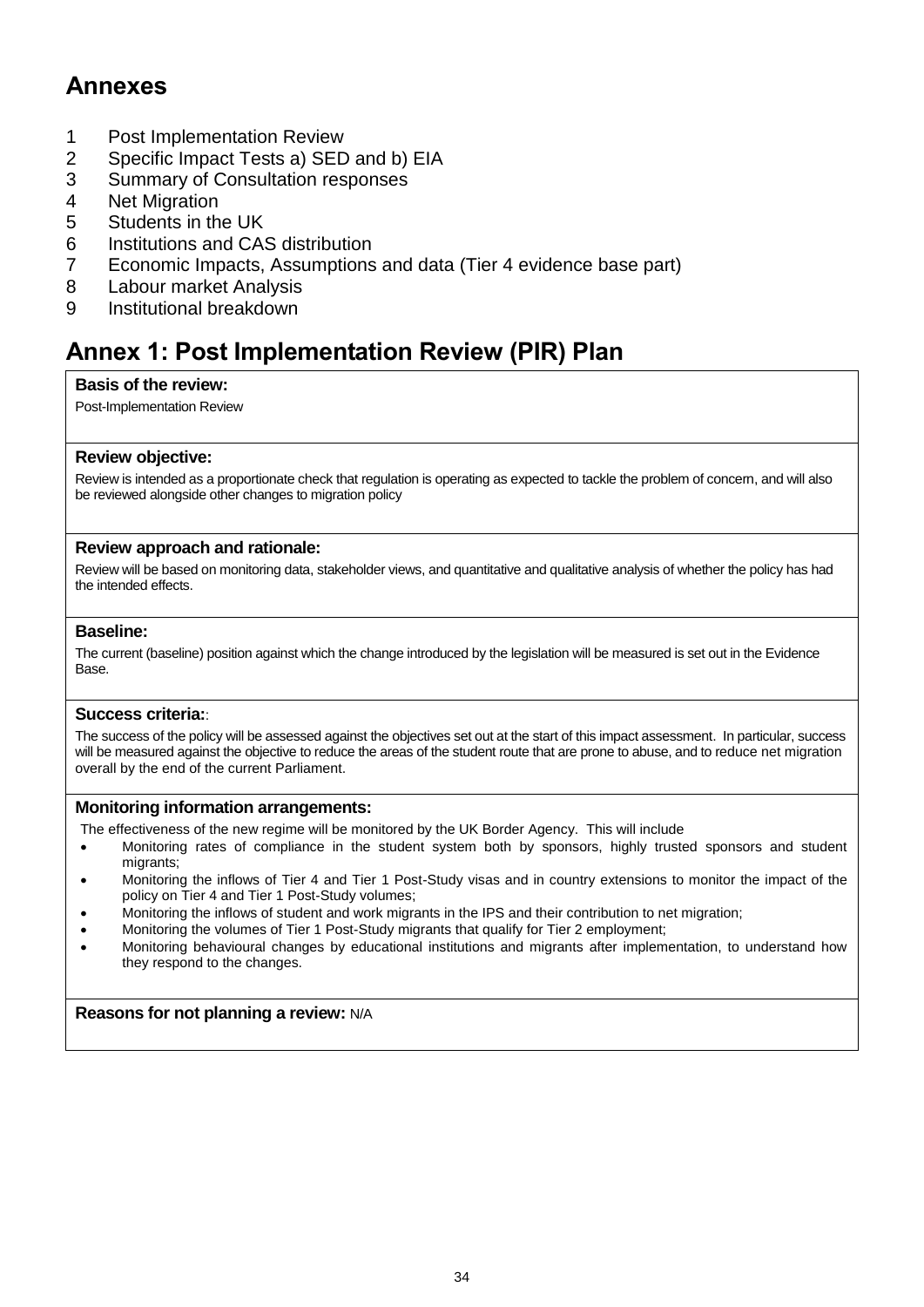## Annexes

1. Post Implementation Review
2. Specific Impact Tests a) SED and b) EIA
3. Summary of Consultation responses
4. Net Migration
5. Students in the UK
6. Institutions and CAS distribution
7. Economic Impacts, Assumptions and data (Tier 4 evidence base part)
8. Labour market Analysis
9. Institutional breakdown

## Annex 1: Post Implementation Review (PIR) Plan

**Basis of the review:**

Post-Implementation Review

**Review objective:**

Review is intended as a proportionate check that regulation is operating as expected to tackle the problem of concern, and will also be reviewed alongside other changes to migration policy

**Review approach and rationale:**

Review will be based on monitoring data, stakeholder views, and quantitative and qualitative analysis of whether the policy has had the intended effects.

**Baseline:**

The current (baseline) position against which the change introduced by the legislation will be measured is set out in the Evidence Base.

**Success criteria:**:

The success of the policy will be assessed against the objectives set out at the start of this impact assessment. In particular, success will be measured against the objective to reduce the areas of the student route that are prone to abuse, and to reduce net migration overall by the end of the current Parliament.

**Monitoring information arrangements:**

The effectiveness of the new regime will be monitored by the UK Border Agency. This will include

- Monitoring rates of compliance in the student system both by sponsors, highly trusted sponsors and student migrants;
- Monitoring the inflows of Tier 4 and Tier 1 Post-Study visas and in country extensions to monitor the impact of the policy on Tier 4 and Tier 1 Post-Study volumes;
- Monitoring the inflows of student and work migrants in the IPS and their contribution to net migration;
- Monitoring the volumes of Tier 1 Post-Study migrants that qualify for Tier 2 employment;
- Monitoring behavioural changes by educational institutions and migrants after implementation, to understand how they respond to the changes.

**Reasons for not planning a review:** N/A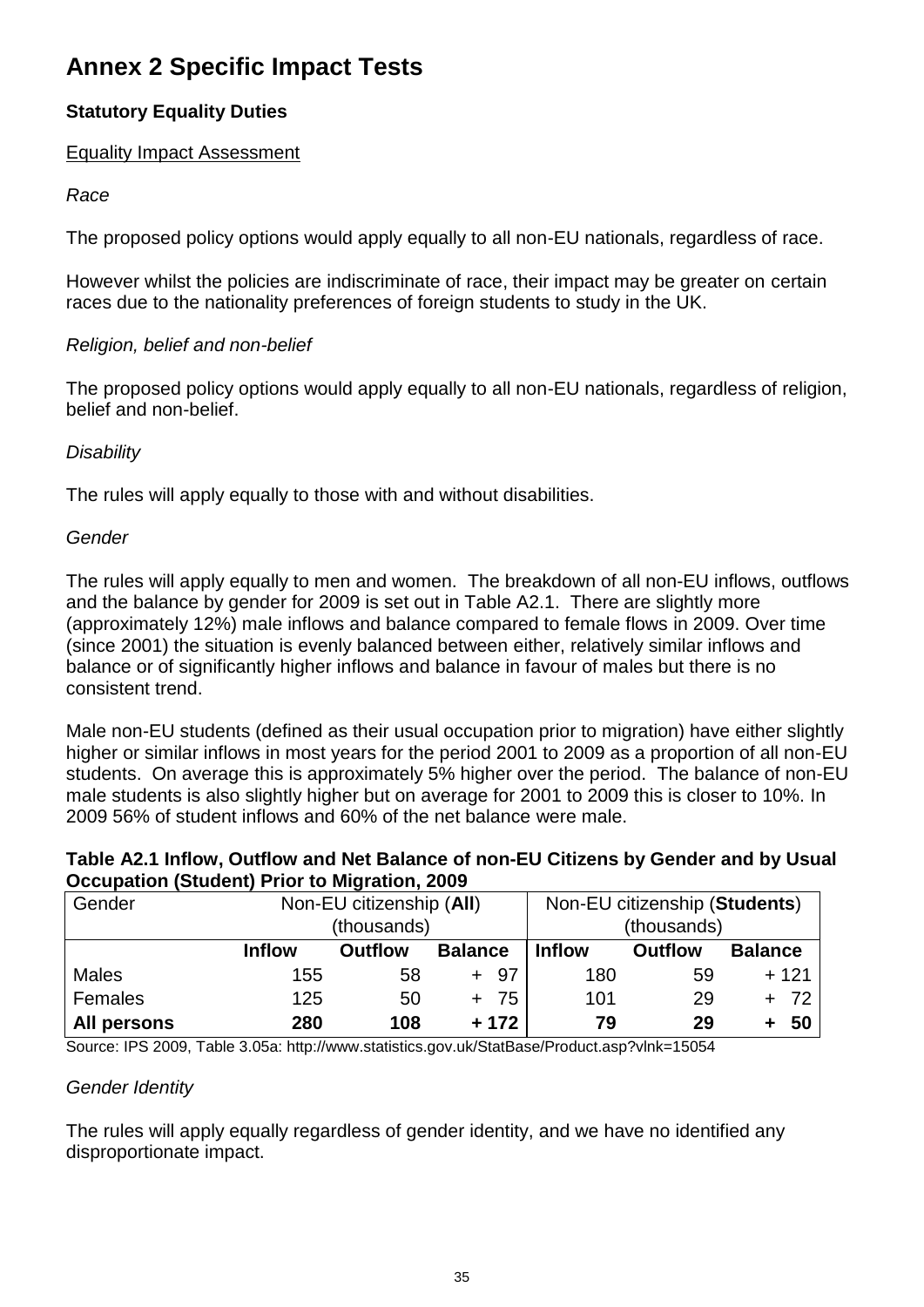# Annex 2 Specific Impact Tests

**Statutory Equality Duties**

Equality Impact Assessment

*Race*

The proposed policy options would apply equally to all non-EU nationals, regardless of race.

However whilst the policies are indiscriminate of race, their impact may be greater on certain races due to the nationality preferences of foreign students to study in the UK.

*Religion, belief and non-belief*

The proposed policy options would apply equally to all non-EU nationals, regardless of religion, belief and non-belief.

*Disability*

The rules will apply equally to those with and without disabilities.

*Gender*

The rules will apply equally to men and women. The breakdown of all non-EU inflows, outflows and the balance by gender for 2009 is set out in Table A2.1. There are slightly more (approximately 12%) male inflows and balance compared to female flows in 2009. Over time (since 2001) the situation is evenly balanced between either, relatively similar inflows and balance or of significantly higher inflows and balance in favour of males but there is no consistent trend.

Male non-EU students (defined as their usual occupation prior to migration) have either slightly higher or similar inflows in most years for the period 2001 to 2009 as a proportion of all non-EU students. On average this is approximately 5% higher over the period. The balance of non-EU male students is also slightly higher but on average for 2001 to 2009 this is closer to 10%. In 2009 56% of student inflows and 60% of the net balance were male.

**Table A2.1 Inflow, Outflow and Net Balance of non-EU Citizens by Gender and by Usual Occupation (Student) Prior to Migration, 2009**

| Gender | Non-EU citizenship (**All**) (thousands) | | | Non-EU citizenship (**Students**) (thousands) | | |
|---|---|---|---|---|---|---|
| | **Inflow** | **Outflow** | **Balance** | **Inflow** | **Outflow** | **Balance** |
| Males | 155 | 58 | + 97 | 180 | 59 | + 121 |
| Females | 125 | 50 | + 75 | 101 | 29 | + 72 |
| **All persons** | **280** | **108** | **+ 172** | **79** | **29** | **+ 50** |

Source: IPS 2009, Table 3.05a: http://www.statistics.gov.uk/StatBase/Product.asp?vlnk=15054

*Gender Identity*

The rules will apply equally regardless of gender identity, and we have no identified any disproportionate impact.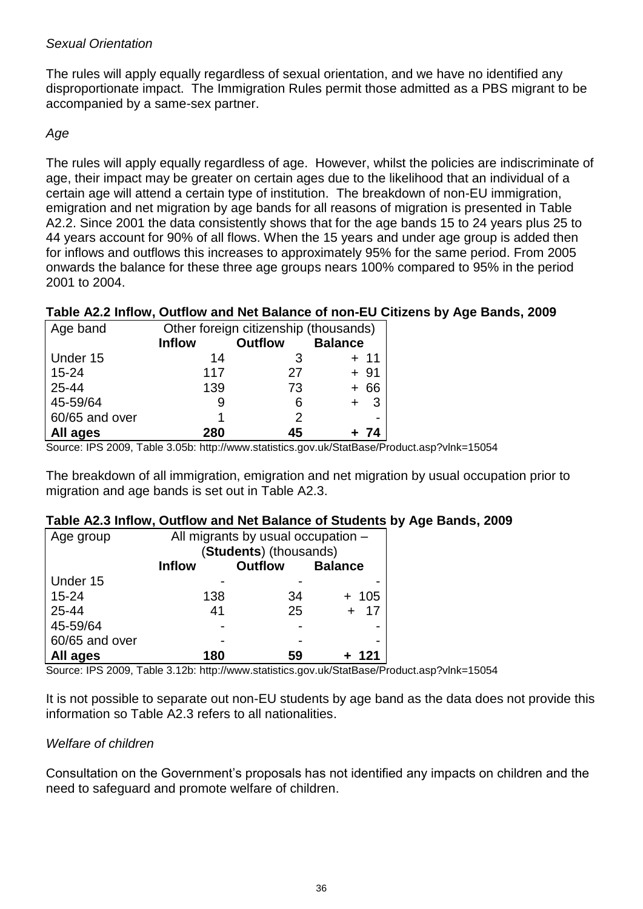*Sexual Orientation*

The rules will apply equally regardless of sexual orientation, and we have no identified any disproportionate impact. The Immigration Rules permit those admitted as a PBS migrant to be accompanied by a same-sex partner.

*Age*

The rules will apply equally regardless of age. However, whilst the policies are indiscriminate of age, their impact may be greater on certain ages due to the likelihood that an individual of a certain age will attend a certain type of institution. The breakdown of non-EU immigration, emigration and net migration by age bands for all reasons of migration is presented in Table A2.2. Since 2001 the data consistently shows that for the age bands 15 to 24 years plus 25 to 44 years account for 90% of all flows. When the 15 years and under age group is added then for inflows and outflows this increases to approximately 95% for the same period. From 2005 onwards the balance for these three age groups nears 100% compared to 95% in the period 2001 to 2004.

**Table A2.2 Inflow, Outflow and Net Balance of non-EU Citizens by Age Bands, 2009**

| Age band | Other foreign citizenship (thousands) | | |
|---|---|---|---|
| | **Inflow** | **Outflow** | **Balance** |
| Under 15 | 14 | 3 | + 11 |
| 15-24 | 117 | 27 | + 91 |
| 25-44 | 139 | 73 | + 66 |
| 45-59/64 | 9 | 6 | + 3 |
| 60/65 and over | 1 | 2 | - |
| **All ages** | **280** | **45** | **+ 74** |

Source: IPS 2009, Table 3.05b: http://www.statistics.gov.uk/StatBase/Product.asp?vlnk=15054

The breakdown of all immigration, emigration and net migration by usual occupation prior to migration and age bands is set out in Table A2.3.

**Table A2.3 Inflow, Outflow and Net Balance of Students by Age Bands, 2009**

| Age group | All migrants by usual occupation – (**Students**) (thousands) | | |
|---|---|---|---|
| | **Inflow** | **Outflow** | **Balance** |
| Under 15 | - | - | - |
| 15-24 | 138 | 34 | + 105 |
| 25-44 | 41 | 25 | + 17 |
| 45-59/64 | - | - | - |
| 60/65 and over | - | - | - |
| **All ages** | **180** | **59** | **+ 121** |

Source: IPS 2009, Table 3.12b: http://www.statistics.gov.uk/StatBase/Product.asp?vlnk=15054

It is not possible to separate out non-EU students by age band as the data does not provide this information so Table A2.3 refers to all nationalities.

*Welfare of children*

Consultation on the Government's proposals has not identified any impacts on children and the need to safeguard and promote welfare of children.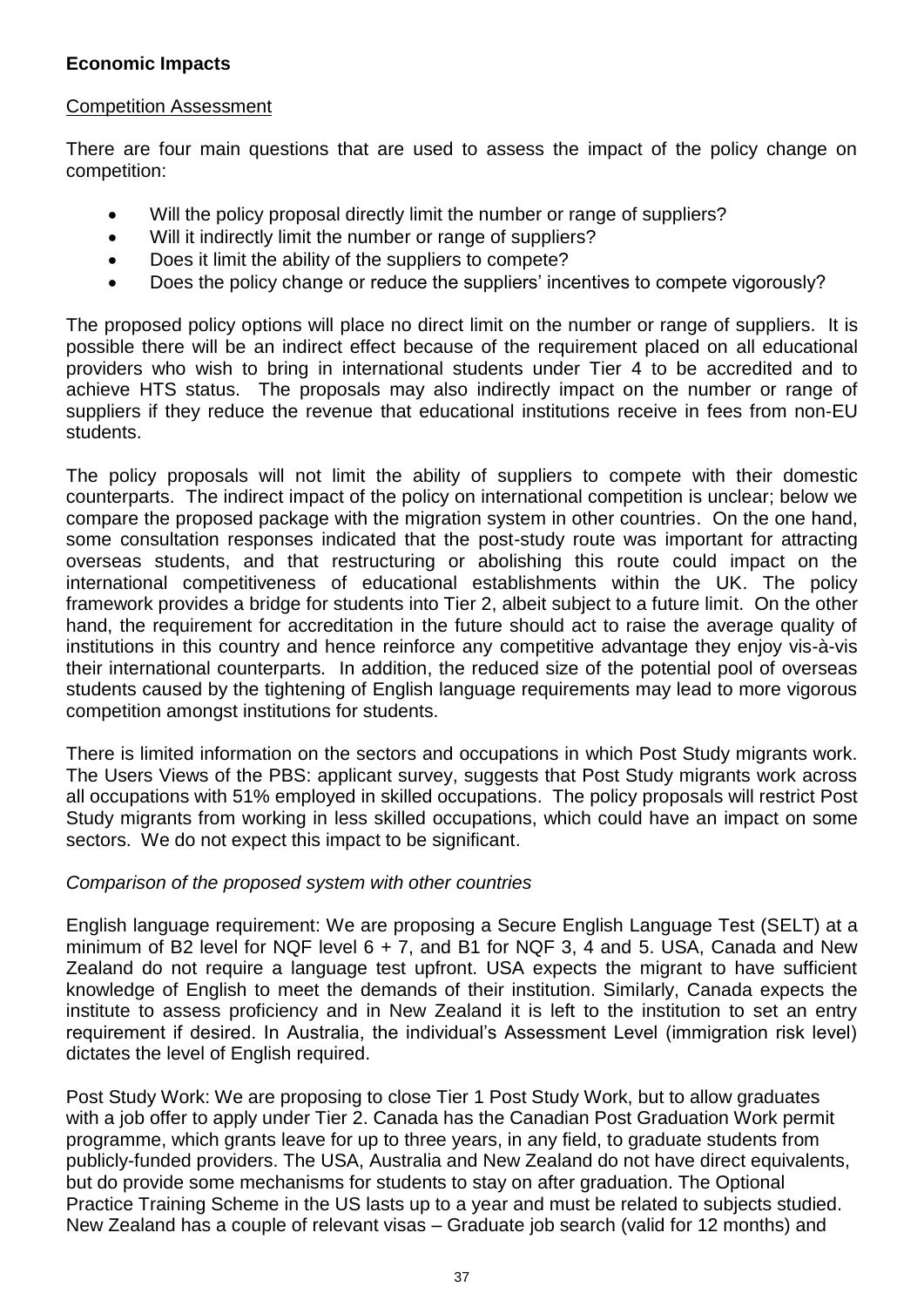**Economic Impacts**

Competition Assessment

There are four main questions that are used to assess the impact of the policy change on competition:

- Will the policy proposal directly limit the number or range of suppliers?
- Will it indirectly limit the number or range of suppliers?
- Does it limit the ability of the suppliers to compete?
- Does the policy change or reduce the suppliers' incentives to compete vigorously?

The proposed policy options will place no direct limit on the number or range of suppliers. It is possible there will be an indirect effect because of the requirement placed on all educational providers who wish to bring in international students under Tier 4 to be accredited and to achieve HTS status. The proposals may also indirectly impact on the number or range of suppliers if they reduce the revenue that educational institutions receive in fees from non-EU students.

The policy proposals will not limit the ability of suppliers to compete with their domestic counterparts. The indirect impact of the policy on international competition is unclear; below we compare the proposed package with the migration system in other countries. On the one hand, some consultation responses indicated that the post-study route was important for attracting overseas students, and that restructuring or abolishing this route could impact on the international competitiveness of educational establishments within the UK. The policy framework provides a bridge for students into Tier 2, albeit subject to a future limit. On the other hand, the requirement for accreditation in the future should act to raise the average quality of institutions in this country and hence reinforce any competitive advantage they enjoy vis-à-vis their international counterparts. In addition, the reduced size of the potential pool of overseas students caused by the tightening of English language requirements may lead to more vigorous competition amongst institutions for students.

There is limited information on the sectors and occupations in which Post Study migrants work. The Users Views of the PBS: applicant survey, suggests that Post Study migrants work across all occupations with 51% employed in skilled occupations. The policy proposals will restrict Post Study migrants from working in less skilled occupations, which could have an impact on some sectors. We do not expect this impact to be significant.

*Comparison of the proposed system with other countries*

English language requirement: We are proposing a Secure English Language Test (SELT) at a minimum of B2 level for NQF level 6 + 7, and B1 for NQF 3, 4 and 5. USA, Canada and New Zealand do not require a language test upfront. USA expects the migrant to have sufficient knowledge of English to meet the demands of their institution. Similarly, Canada expects the institute to assess proficiency and in New Zealand it is left to the institution to set an entry requirement if desired. In Australia, the individual's Assessment Level (immigration risk level) dictates the level of English required.

Post Study Work: We are proposing to close Tier 1 Post Study Work, but to allow graduates with a job offer to apply under Tier 2. Canada has the Canadian Post Graduation Work permit programme, which grants leave for up to three years, in any field, to graduate students from publicly-funded providers. The USA, Australia and New Zealand do not have direct equivalents, but do provide some mechanisms for students to stay on after graduation. The Optional Practice Training Scheme in the US lasts up to a year and must be related to subjects studied. New Zealand has a couple of relevant visas – Graduate job search (valid for 12 months) and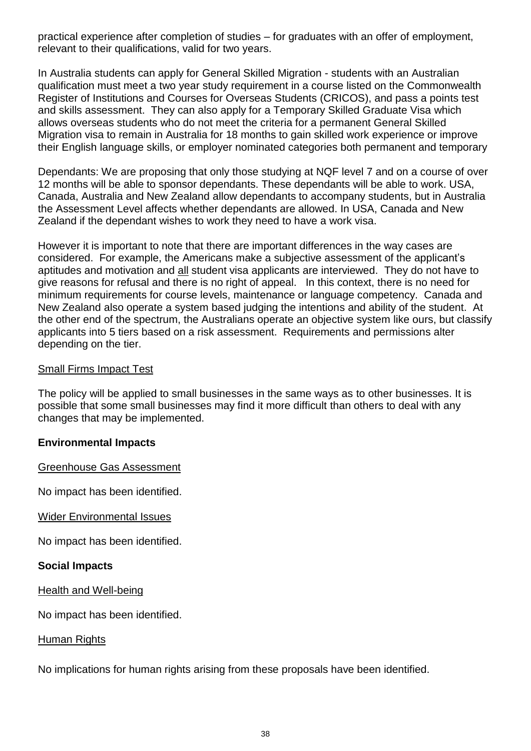practical experience after completion of studies – for graduates with an offer of employment, relevant to their qualifications, valid for two years.

In Australia students can apply for General Skilled Migration - students with an Australian qualification must meet a two year study requirement in a course listed on the Commonwealth Register of Institutions and Courses for Overseas Students (CRICOS), and pass a points test and skills assessment. They can also apply for a Temporary Skilled Graduate Visa which allows overseas students who do not meet the criteria for a permanent General Skilled Migration visa to remain in Australia for 18 months to gain skilled work experience or improve their English language skills, or employer nominated categories both permanent and temporary

Dependants: We are proposing that only those studying at NQF level 7 and on a course of over 12 months will be able to sponsor dependants. These dependants will be able to work. USA, Canada, Australia and New Zealand allow dependants to accompany students, but in Australia the Assessment Level affects whether dependants are allowed. In USA, Canada and New Zealand if the dependant wishes to work they need to have a work visa.

However it is important to note that there are important differences in the way cases are considered. For example, the Americans make a subjective assessment of the applicant's aptitudes and motivation and all student visa applicants are interviewed. They do not have to give reasons for refusal and there is no right of appeal. In this context, there is no need for minimum requirements for course levels, maintenance or language competency. Canada and New Zealand also operate a system based judging the intentions and ability of the student. At the other end of the spectrum, the Australians operate an objective system like ours, but classify applicants into 5 tiers based on a risk assessment. Requirements and permissions alter depending on the tier.

Small Firms Impact Test

The policy will be applied to small businesses in the same ways as to other businesses. It is possible that some small businesses may find it more difficult than others to deal with any changes that may be implemented.

**Environmental Impacts**

Greenhouse Gas Assessment

No impact has been identified.

Wider Environmental Issues

No impact has been identified.

**Social Impacts**

Health and Well-being

No impact has been identified.

Human Rights

No implications for human rights arising from these proposals have been identified.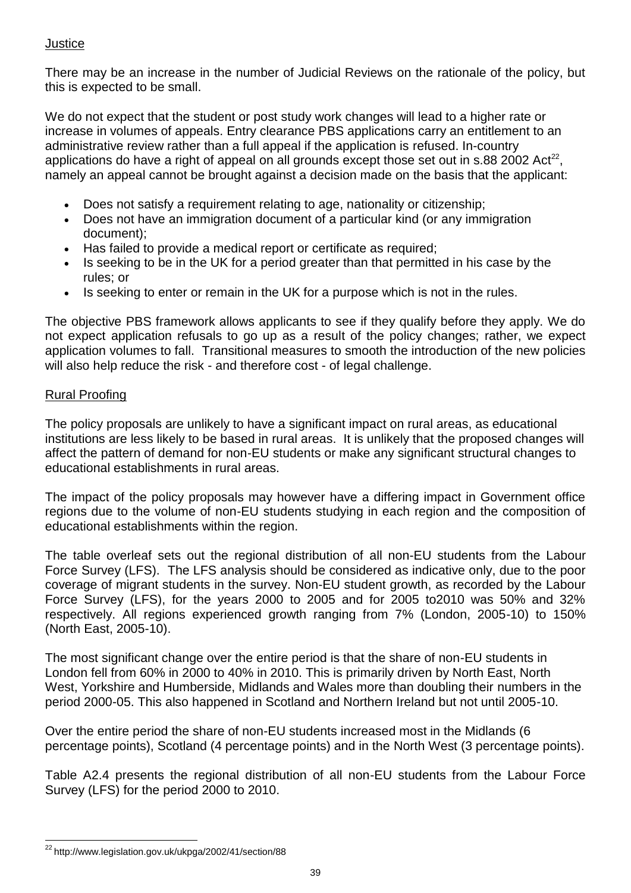## Justice

There may be an increase in the number of Judicial Reviews on the rationale of the policy, but this is expected to be small.

We do not expect that the student or post study work changes will lead to a higher rate or increase in volumes of appeals. Entry clearance PBS applications carry an entitlement to an administrative review rather than a full appeal if the application is refused. In-country applications do have a right of appeal on all grounds except those set out in s.88 2002 Act[22], namely an appeal cannot be brought against a decision made on the basis that the applicant:

- Does not satisfy a requirement relating to age, nationality or citizenship;
- Does not have an immigration document of a particular kind (or any immigration document);
- Has failed to provide a medical report or certificate as required;
- Is seeking to be in the UK for a period greater than that permitted in his case by the rules; or
- Is seeking to enter or remain in the UK for a purpose which is not in the rules.

The objective PBS framework allows applicants to see if they qualify before they apply. We do not expect application refusals to go up as a result of the policy changes; rather, we expect application volumes to fall. Transitional measures to smooth the introduction of the new policies will also help reduce the risk - and therefore cost - of legal challenge.

## Rural Proofing

The policy proposals are unlikely to have a significant impact on rural areas, as educational institutions are less likely to be based in rural areas. It is unlikely that the proposed changes will affect the pattern of demand for non-EU students or make any significant structural changes to educational establishments in rural areas.

The impact of the policy proposals may however have a differing impact in Government office regions due to the volume of non-EU students studying in each region and the composition of educational establishments within the region.

The table overleaf sets out the regional distribution of all non-EU students from the Labour Force Survey (LFS). The LFS analysis should be considered as indicative only, due to the poor coverage of migrant students in the survey. Non-EU student growth, as recorded by the Labour Force Survey (LFS), for the years 2000 to 2005 and for 2005 to2010 was 50% and 32% respectively. All regions experienced growth ranging from 7% (London, 2005-10) to 150% (North East, 2005-10).

The most significant change over the entire period is that the share of non-EU students in London fell from 60% in 2000 to 40% in 2010. This is primarily driven by North East, North West, Yorkshire and Humberside, Midlands and Wales more than doubling their numbers in the period 2000-05. This also happened in Scotland and Northern Ireland but not until 2005-10.

Over the entire period the share of non-EU students increased most in the Midlands (6 percentage points), Scotland (4 percentage points) and in the North West (3 percentage points).

Table A2.4 presents the regional distribution of all non-EU students from the Labour Force Survey (LFS) for the period 2000 to 2010.

[22] http://www.legislation.gov.uk/ukpga/2002/41/section/88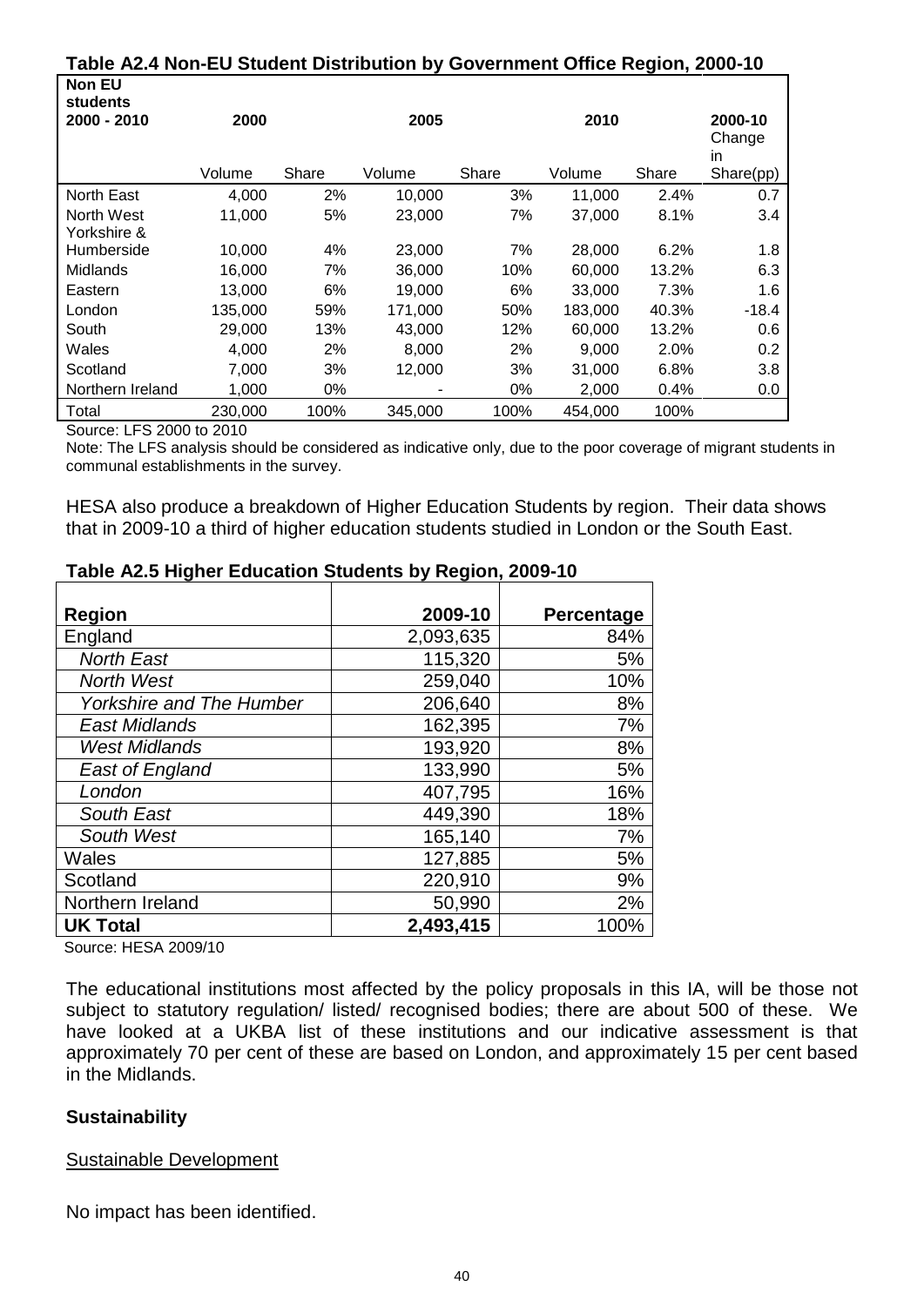**Table A2.4 Non-EU Student Distribution by Government Office Region, 2000-10**

| Non EU students 2000 - 2010 | 2000 | | 2005 | | 2010 | | 2000-10 Change in |
|---|---|---|---|---|---|---|---|
| | Volume | Share | Volume | Share | Volume | Share | Share(pp) |
| North East | 4,000 | 2% | 10,000 | 3% | 11,000 | 2.4% | 0.7 |
| North West | 11,000 | 5% | 23,000 | 7% | 37,000 | 8.1% | 3.4 |
| Yorkshire & Humberside | 10,000 | 4% | 23,000 | 7% | 28,000 | 6.2% | 1.8 |
| Midlands | 16,000 | 7% | 36,000 | 10% | 60,000 | 13.2% | 6.3 |
| Eastern | 13,000 | 6% | 19,000 | 6% | 33,000 | 7.3% | 1.6 |
| London | 135,000 | 59% | 171,000 | 50% | 183,000 | 40.3% | -18.4 |
| South | 29,000 | 13% | 43,000 | 12% | 60,000 | 13.2% | 0.6 |
| Wales | 4,000 | 2% | 8,000 | 2% | 9,000 | 2.0% | 0.2 |
| Scotland | 7,000 | 3% | 12,000 | 3% | 31,000 | 6.8% | 3.8 |
| Northern Ireland | 1,000 | 0% | - | 0% | 2,000 | 0.4% | 0.0 |
| Total | 230,000 | 100% | 345,000 | 100% | 454,000 | 100% | |

Source: LFS 2000 to 2010

Note: The LFS analysis should be considered as indicative only, due to the poor coverage of migrant students in communal establishments in the survey.

HESA also produce a breakdown of Higher Education Students by region. Their data shows that in 2009-10 a third of higher education students studied in London or the South East.

**Table A2.5 Higher Education Students by Region, 2009-10**

| **Region** | **2009-10** | **Percentage** |
|---|---|---|
| England | 2,093,635 | 84% |
| *North East* | 115,320 | 5% |
| *North West* | 259,040 | 10% |
| *Yorkshire and The Humber* | 206,640 | 8% |
| *East Midlands* | 162,395 | 7% |
| *West Midlands* | 193,920 | 8% |
| *East of England* | 133,990 | 5% |
| *London* | 407,795 | 16% |
| *South East* | 449,390 | 18% |
| *South West* | 165,140 | 7% |
| Wales | 127,885 | 5% |
| Scotland | 220,910 | 9% |
| Northern Ireland | 50,990 | 2% |
| **UK Total** | **2,493,415** | 100% |

Source: HESA 2009/10

The educational institutions most affected by the policy proposals in this IA, will be those not subject to statutory regulation/ listed/ recognised bodies; there are about 500 of these. We have looked at a UKBA list of these institutions and our indicative assessment is that approximately 70 per cent of these are based on London, and approximately 15 per cent based in the Midlands.

**Sustainability**

Sustainable Development

No impact has been identified.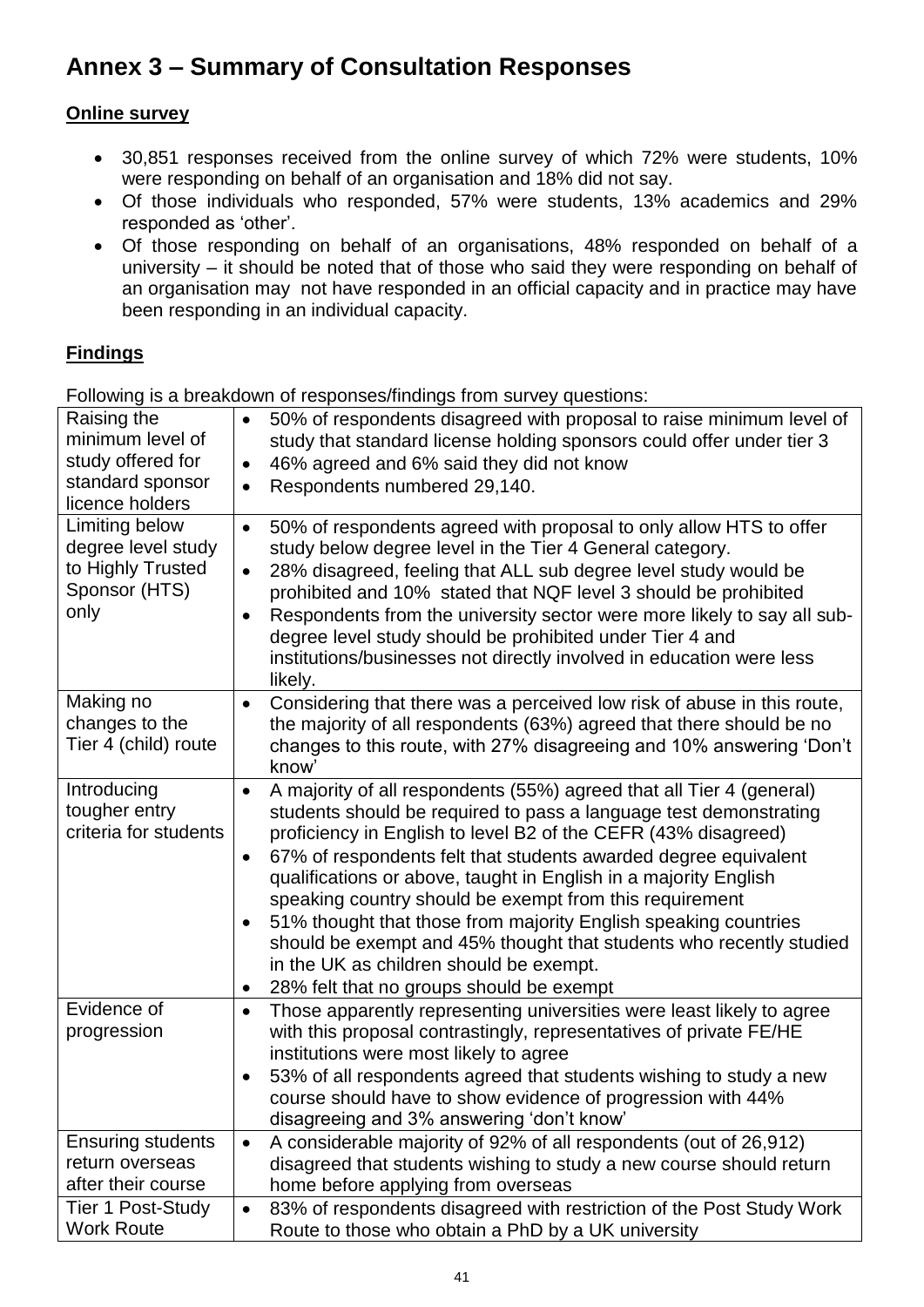# Annex 3 – Summary of Consultation Responses

## Online survey

- 30,851 responses received from the online survey of which 72% were students, 10% were responding on behalf of an organisation and 18% did not say.
- Of those individuals who responded, 57% were students, 13% academics and 29% responded as 'other'.
- Of those responding on behalf of an organisations, 48% responded on behalf of a university – it should be noted that of those who said they were responding on behalf of an organisation may not have responded in an official capacity and in practice may have been responding in an individual capacity.

## Findings

Following is a breakdown of responses/findings from survey questions:

| | |
|---|---|
| Raising the minimum level of study offered for standard sponsor licence holders | • 50% of respondents disagreed with proposal to raise minimum level of study that standard license holding sponsors could offer under tier 3<br>• 46% agreed and 6% said they did not know<br>• Respondents numbered 29,140. |
| Limiting below degree level study to Highly Trusted Sponsor (HTS) only | • 50% of respondents agreed with proposal to only allow HTS to offer study below degree level in the Tier 4 General category.<br>• 28% disagreed, feeling that ALL sub degree level study would be prohibited and 10% stated that NQF level 3 should be prohibited<br>• Respondents from the university sector were more likely to say all sub-degree level study should be prohibited under Tier 4 and institutions/businesses not directly involved in education were less likely. |
| Making no changes to the Tier 4 (child) route | • Considering that there was a perceived low risk of abuse in this route, the majority of all respondents (63%) agreed that there should be no changes to this route, with 27% disagreeing and 10% answering 'Don't know' |
| Introducing tougher entry criteria for students | • A majority of all respondents (55%) agreed that all Tier 4 (general) students should be required to pass a language test demonstrating proficiency in English to level B2 of the CEFR (43% disagreed)<br>• 67% of respondents felt that students awarded degree equivalent qualifications or above, taught in English in a majority English speaking country should be exempt from this requirement<br>• 51% thought that those from majority English speaking countries should be exempt and 45% thought that students who recently studied in the UK as children should be exempt.<br>• 28% felt that no groups should be exempt |
| Evidence of progression | • Those apparently representing universities were least likely to agree with this proposal contrastingly, representatives of private FE/HE institutions were most likely to agree<br>• 53% of all respondents agreed that students wishing to study a new course should have to show evidence of progression with 44% disagreeing and 3% answering 'don't know' |
| Ensuring students return overseas after their course | • A considerable majority of 92% of all respondents (out of 26,912) disagreed that students wishing to study a new course should return home before applying from overseas |
| Tier 1 Post-Study Work Route | • 83% of respondents disagreed with restriction of the Post Study Work Route to those who obtain a PhD by a UK university |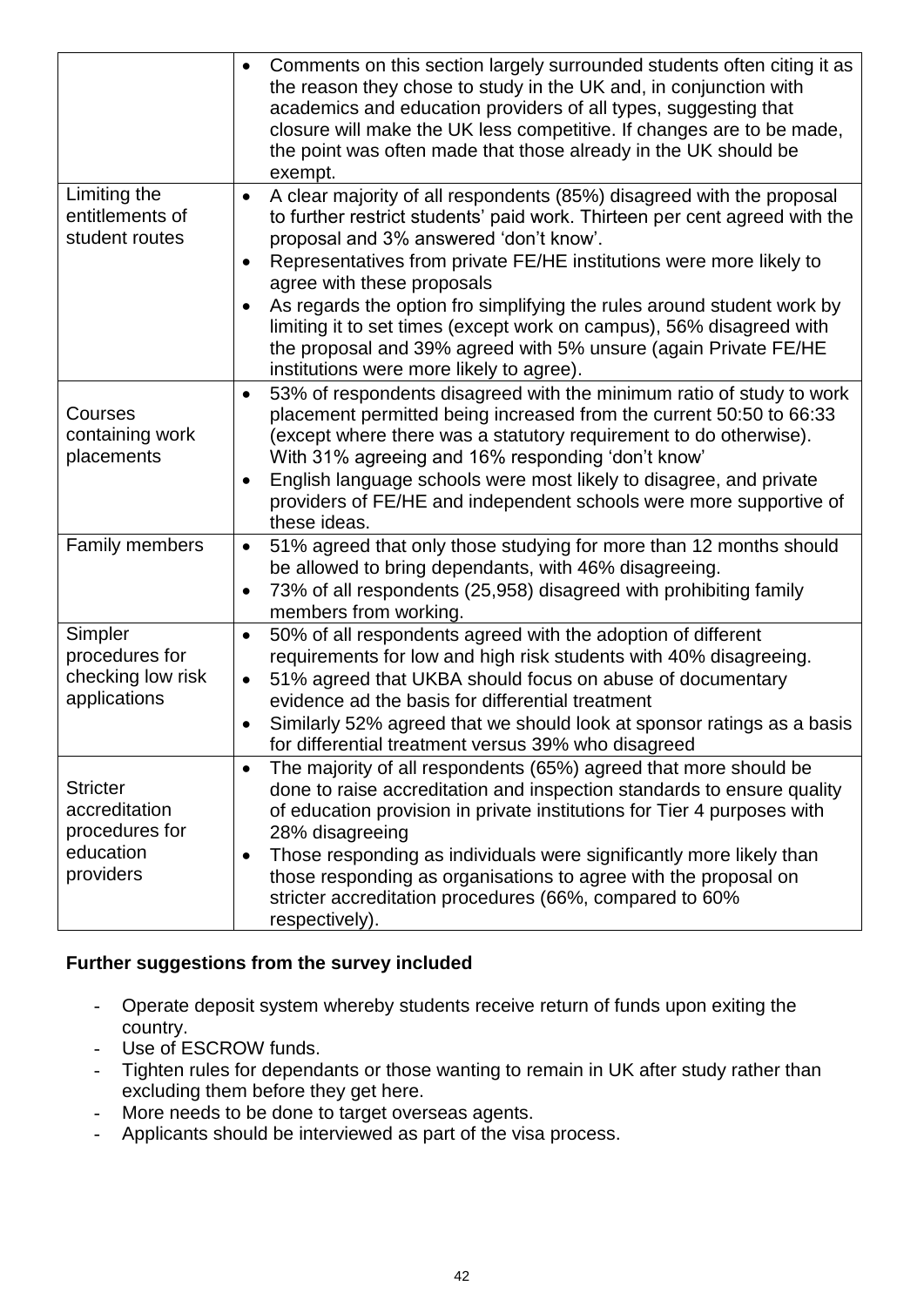| | |
|---|---|
| | • Comments on this section largely surrounded students often citing it as the reason they chose to study in the UK and, in conjunction with academics and education providers of all types, suggesting that closure will make the UK less competitive. If changes are to be made, the point was often made that those already in the UK should be exempt. |
| Limiting the entitlements of student routes | • A clear majority of all respondents (85%) disagreed with the proposal to further restrict students' paid work. Thirteen per cent agreed with the proposal and 3% answered 'don't know'.<br>• Representatives from private FE/HE institutions were more likely to agree with these proposals<br>• As regards the option fro simplifying the rules around student work by limiting it to set times (except work on campus), 56% disagreed with the proposal and 39% agreed with 5% unsure (again Private FE/HE institutions were more likely to agree). |
| Courses containing work placements | • 53% of respondents disagreed with the minimum ratio of study to work placement permitted being increased from the current 50:50 to 66:33 (except where there was a statutory requirement to do otherwise). With 31% agreeing and 16% responding 'don't know'<br>• English language schools were most likely to disagree, and private providers of FE/HE and independent schools were more supportive of these ideas. |
| Family members | • 51% agreed that only those studying for more than 12 months should be allowed to bring dependants, with 46% disagreeing.<br>• 73% of all respondents (25,958) disagreed with prohibiting family members from working. |
| Simpler procedures for checking low risk applications | • 50% of all respondents agreed with the adoption of different requirements for low and high risk students with 40% disagreeing.<br>• 51% agreed that UKBA should focus on abuse of documentary evidence ad the basis for differential treatment<br>• Similarly 52% agreed that we should look at sponsor ratings as a basis for differential treatment versus 39% who disagreed |
| Stricter accreditation procedures for education providers | • The majority of all respondents (65%) agreed that more should be done to raise accreditation and inspection standards to ensure quality of education provision in private institutions for Tier 4 purposes with 28% disagreeing<br>• Those responding as individuals were significantly more likely than those responding as organisations to agree with the proposal on stricter accreditation procedures (66%, compared to 60% respectively). |

**Further suggestions from the survey included**

- Operate deposit system whereby students receive return of funds upon exiting the country.
- Use of ESCROW funds.
- Tighten rules for dependants or those wanting to remain in UK after study rather than excluding them before they get here.
- More needs to be done to target overseas agents.
- Applicants should be interviewed as part of the visa process.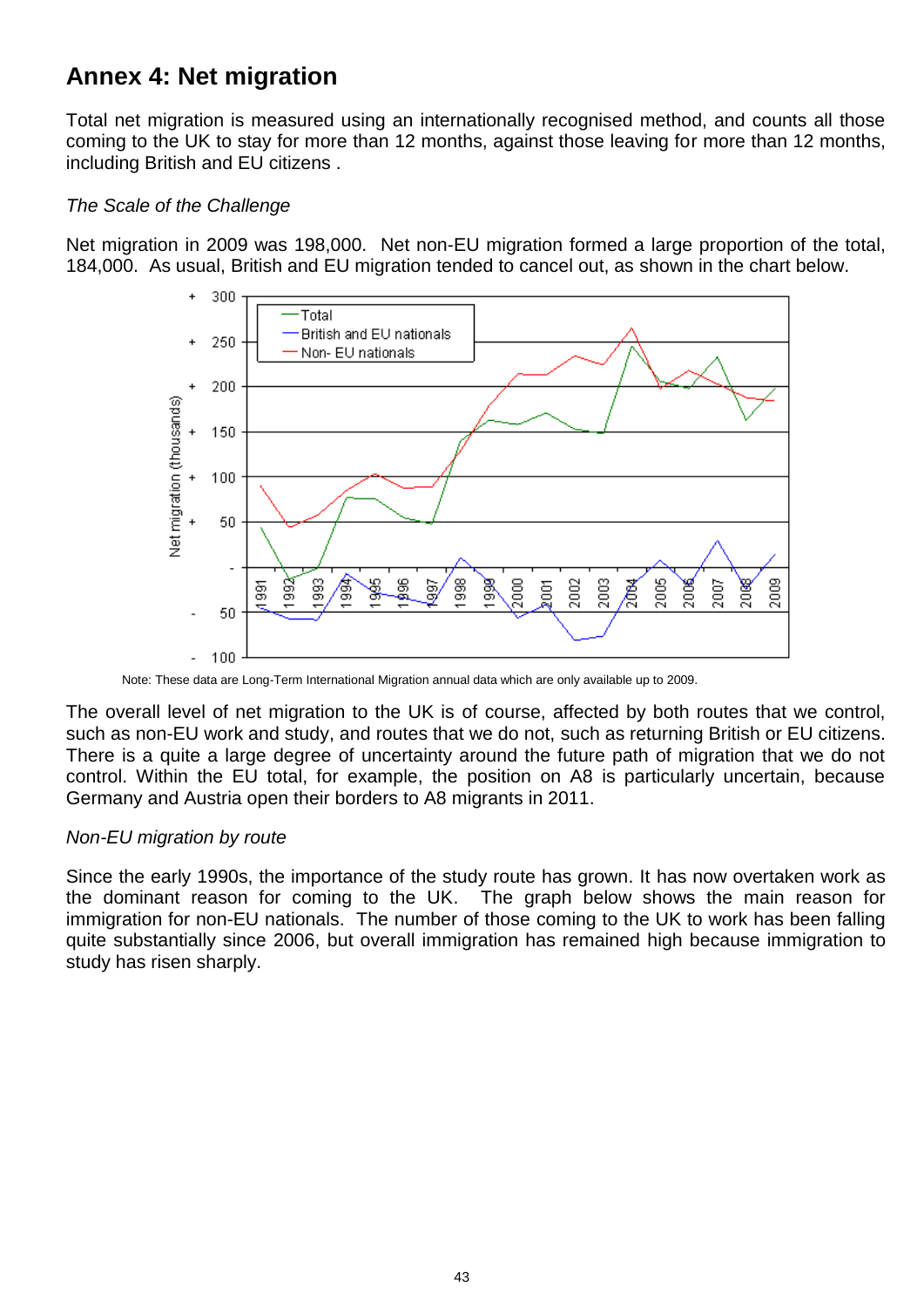# Annex 4: Net migration

Total net migration is measured using an internationally recognised method, and counts all those coming to the UK to stay for more than 12 months, against those leaving for more than 12 months, including British and EU citizens .

*The Scale of the Challenge*

Net migration in 2009 was 198,000. Net non-EU migration formed a large proportion of the total, 184,000. As usual, British and EU migration tended to cancel out, as shown in the chart below.

Note: These data are Long-Term International Migration annual data which are only available up to 2009.

The overall level of net migration to the UK is of course, affected by both routes that we control, such as non-EU work and study, and routes that we do not, such as returning British or EU citizens. There is a quite a large degree of uncertainty around the future path of migration that we do not control. Within the EU total, for example, the position on A8 is particularly uncertain, because Germany and Austria open their borders to A8 migrants in 2011.

*Non-EU migration by route*

Since the early 1990s, the importance of the study route has grown. It has now overtaken work as the dominant reason for coming to the UK. The graph below shows the main reason for immigration for non-EU nationals. The number of those coming to the UK to work has been falling quite substantially since 2006, but overall immigration has remained high because immigration to study has risen sharply.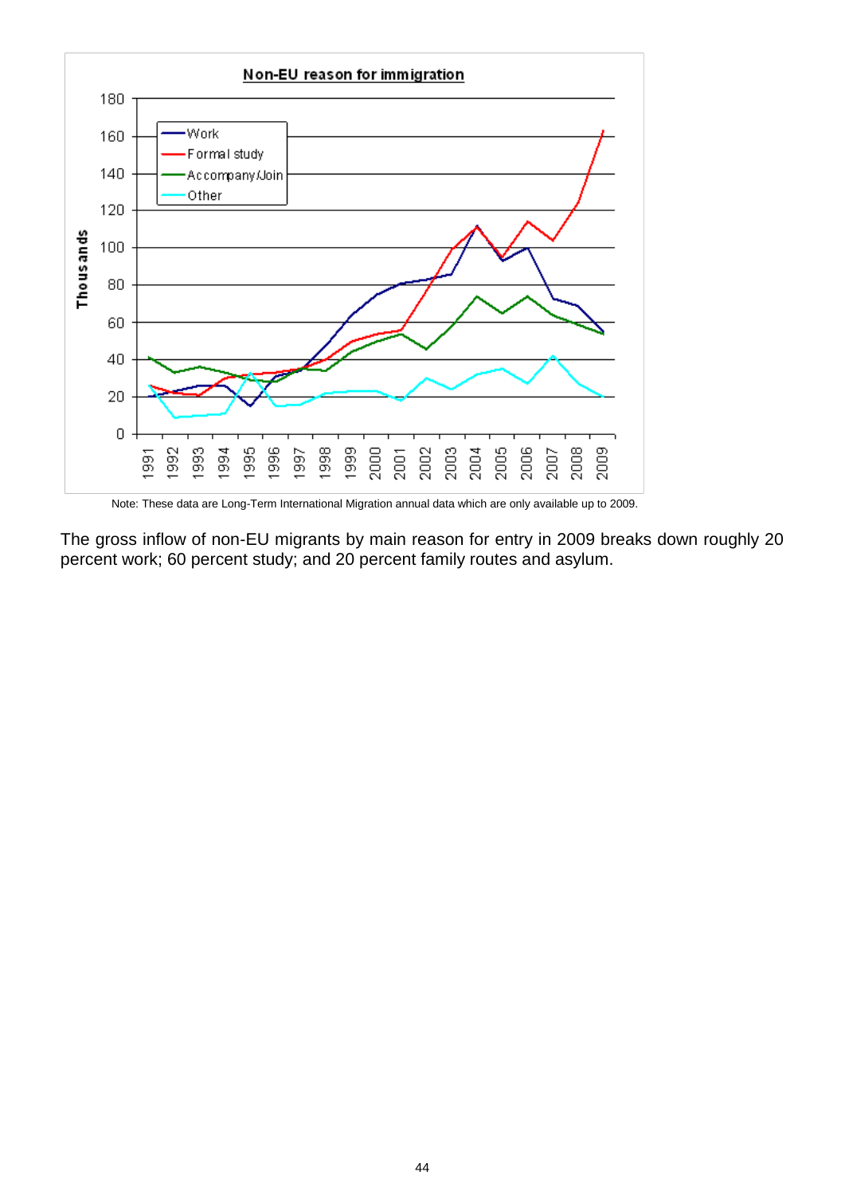**Non-EU reason for immigration**

Note: These data are Long-Term International Migration annual data which are only available up to 2009.

The gross inflow of non-EU migrants by main reason for entry in 2009 breaks down roughly 20 percent work; 60 percent study; and 20 percent family routes and asylum.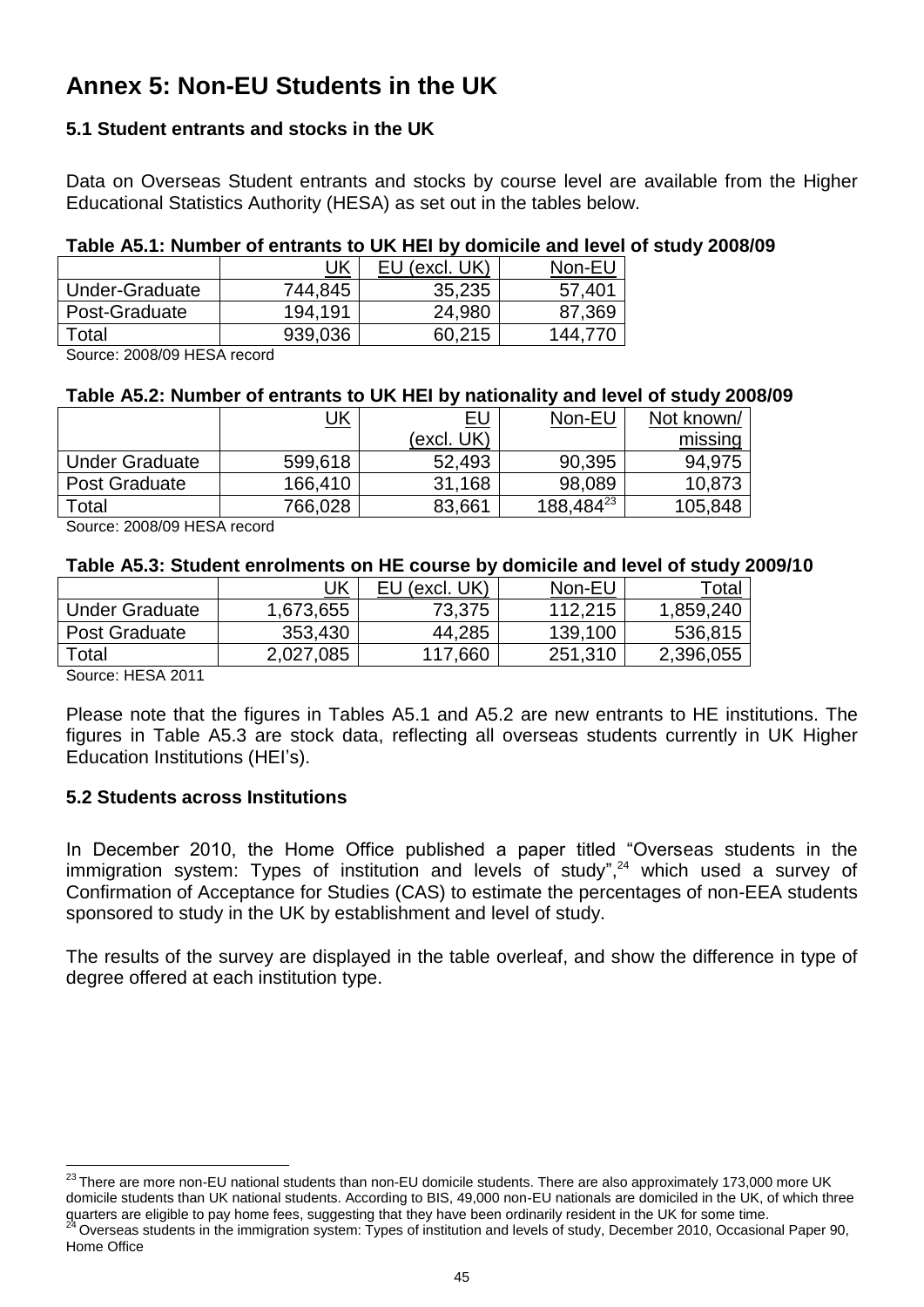# Annex 5: Non-EU Students in the UK

### 5.1 Student entrants and stocks in the UK

Data on Overseas Student entrants and stocks by course level are available from the Higher Educational Statistics Authority (HESA) as set out in the tables below.

**Table A5.1: Number of entrants to UK HEI by domicile and level of study 2008/09**

| | UK | EU (excl. UK) | Non-EU |
|---|---|---|---|
| Under-Graduate | 744,845 | 35,235 | 57,401 |
| Post-Graduate | 194,191 | 24,980 | 87,369 |
| Total | 939,036 | 60,215 | 144,770 |

Source: 2008/09 HESA record

**Table A5.2: Number of entrants to UK HEI by nationality and level of study 2008/09**

| | UK | EU (excl. UK) | Non-EU | Not known/ missing |
|---|---|---|---|---|
| Under Graduate | 599,618 | 52,493 | 90,395 | 94,975 |
| Post Graduate | 166,410 | 31,168 | 98,089 | 10,873 |
| Total | 766,028 | 83,661 | 188,484[23] | 105,848 |

Source: 2008/09 HESA record

**Table A5.3: Student enrolments on HE course by domicile and level of study 2009/10**

| | UK | EU (excl. UK) | Non-EU | Total |
|---|---|---|---|---|
| Under Graduate | 1,673,655 | 73,375 | 112,215 | 1,859,240 |
| Post Graduate | 353,430 | 44,285 | 139,100 | 536,815 |
| Total | 2,027,085 | 117,660 | 251,310 | 2,396,055 |

Source: HESA 2011

Please note that the figures in Tables A5.1 and A5.2 are new entrants to HE institutions. The figures in Table A5.3 are stock data, reflecting all overseas students currently in UK Higher Education Institutions (HEI's).

### 5.2 Students across Institutions

In December 2010, the Home Office published a paper titled "Overseas students in the immigration system: Types of institution and levels of study",[24] which used a survey of Confirmation of Acceptance for Studies (CAS) to estimate the percentages of non-EEA students sponsored to study in the UK by establishment and level of study.

The results of the survey are displayed in the table overleaf, and show the difference in type of degree offered at each institution type.

---

[23] There are more non-EU national students than non-EU domicile students. There are also approximately 173,000 more UK domicile students than UK national students. According to BIS, 49,000 non-EU nationals are domiciled in the UK, of which three quarters are eligible to pay home fees, suggesting that they have been ordinarily resident in the UK for some time.

[24] Overseas students in the immigration system: Types of institution and levels of study, December 2010, Occasional Paper 90, Home Office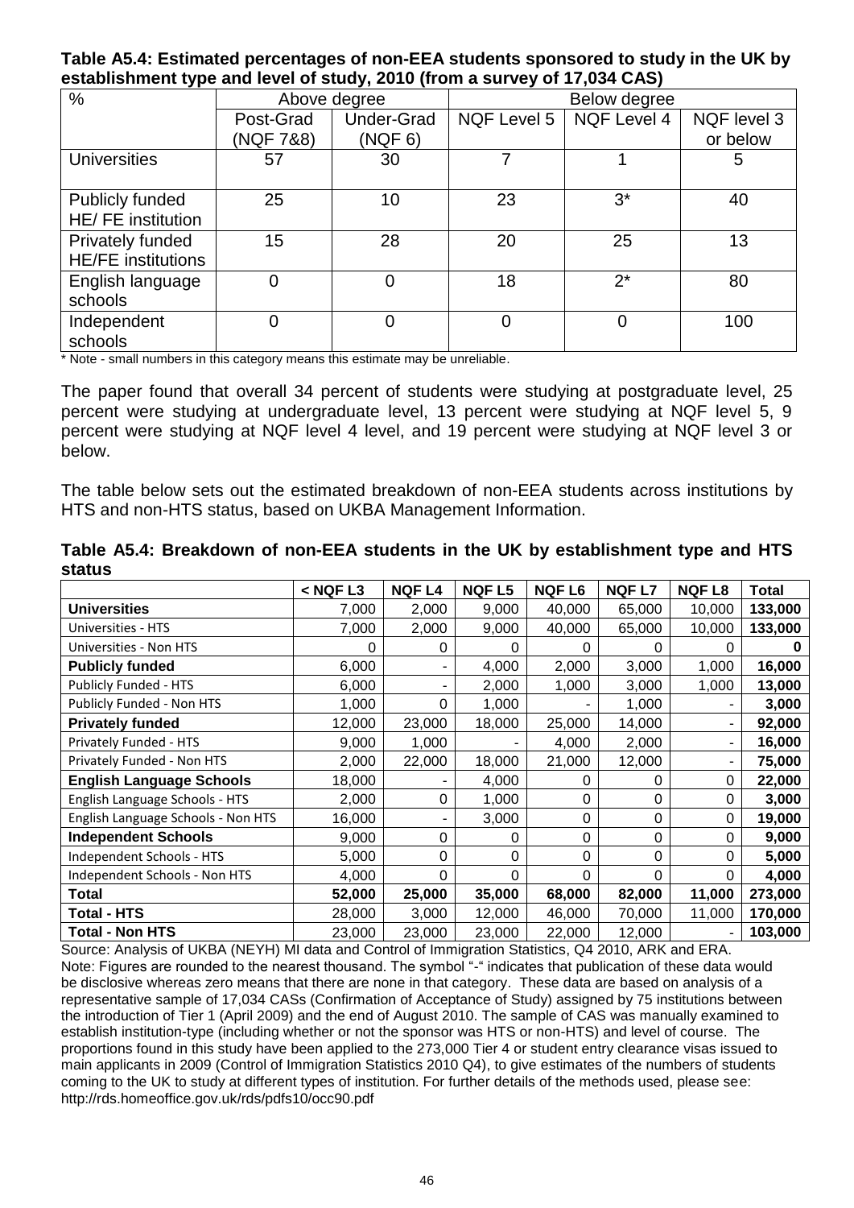**Table A5.4: Estimated percentages of non-EEA students sponsored to study in the UK by establishment type and level of study, 2010 (from a survey of 17,034 CAS)**

| % | Above degree | | Below degree | | |
|---|---|---|---|---|---|
| | Post-Grad (NQF 7&8) | Under-Grad (NQF 6) | NQF Level 5 | NQF Level 4 | NQF level 3 or below |
| Universities | 57 | 30 | 7 | 1 | 5 |
| Publicly funded HE/ FE institution | 25 | 10 | 23 | 3* | 40 |
| Privately funded HE/FE institutions | 15 | 28 | 20 | 25 | 13 |
| English language schools | 0 | 0 | 18 | 2* | 80 |
| Independent schools | 0 | 0 | 0 | 0 | 100 |

\* Note - small numbers in this category means this estimate may be unreliable.

The paper found that overall 34 percent of students were studying at postgraduate level, 25 percent were studying at undergraduate level, 13 percent were studying at NQF level 5, 9 percent were studying at NQF level 4 level, and 19 percent were studying at NQF level 3 or below.

The table below sets out the estimated breakdown of non-EEA students across institutions by HTS and non-HTS status, based on UKBA Management Information.

**Table A5.4: Breakdown of non-EEA students in the UK by establishment type and HTS status**

| | < NQF L3 | NQF L4 | NQF L5 | NQF L6 | NQF L7 | NQF L8 | Total |
|---|---|---|---|---|---|---|---|
| **Universities** | 7,000 | 2,000 | 9,000 | 40,000 | 65,000 | 10,000 | **133,000** |
| Universities - HTS | 7,000 | 2,000 | 9,000 | 40,000 | 65,000 | 10,000 | **133,000** |
| Universities - Non HTS | 0 | 0 | 0 | 0 | 0 | 0 | **0** |
| **Publicly funded** | 6,000 | - | 4,000 | 2,000 | 3,000 | 1,000 | **16,000** |
| Publicly Funded - HTS | 6,000 | - | 2,000 | 1,000 | 3,000 | 1,000 | **13,000** |
| Publicly Funded - Non HTS | 1,000 | 0 | 1,000 | - | 1,000 | - | **3,000** |
| **Privately funded** | 12,000 | 23,000 | 18,000 | 25,000 | 14,000 | - | **92,000** |
| Privately Funded - HTS | 9,000 | 1,000 | - | 4,000 | 2,000 | - | **16,000** |
| Privately Funded - Non HTS | 2,000 | 22,000 | 18,000 | 21,000 | 12,000 | - | **75,000** |
| **English Language Schools** | 18,000 | - | 4,000 | 0 | 0 | 0 | **22,000** |
| English Language Schools - HTS | 2,000 | 0 | 1,000 | 0 | 0 | 0 | **3,000** |
| English Language Schools - Non HTS | 16,000 | - | 3,000 | 0 | 0 | 0 | **19,000** |
| **Independent Schools** | 9,000 | 0 | 0 | 0 | 0 | 0 | **9,000** |
| Independent Schools - HTS | 5,000 | 0 | 0 | 0 | 0 | 0 | **5,000** |
| Independent Schools - Non HTS | 4,000 | 0 | 0 | 0 | 0 | 0 | **4,000** |
| **Total** | **52,000** | **25,000** | **35,000** | **68,000** | **82,000** | **11,000** | **273,000** |
| **Total - HTS** | 28,000 | 3,000 | 12,000 | 46,000 | 70,000 | 11,000 | **170,000** |
| **Total - Non HTS** | 23,000 | 23,000 | 23,000 | 22,000 | 12,000 | - | **103,000** |

Source: Analysis of UKBA (NEYH) MI data and Control of Immigration Statistics, Q4 2010, ARK and ERA.
Note: Figures are rounded to the nearest thousand. The symbol "-" indicates that publication of these data would be disclosive whereas zero means that there are none in that category. These data are based on analysis of a representative sample of 17,034 CASs (Confirmation of Acceptance of Study) assigned by 75 institutions between the introduction of Tier 1 (April 2009) and the end of August 2010. The sample of CAS was manually examined to establish institution-type (including whether or not the sponsor was HTS or non-HTS) and level of course. The proportions found in this study have been applied to the 273,000 Tier 4 or student entry clearance visas issued to main applicants in 2009 (Control of Immigration Statistics 2010 Q4), to give estimates of the numbers of students coming to the UK to study at different types of institution. For further details of the methods used, please see: http://rds.homeoffice.gov.uk/rds/pdfs10/occ90.pdf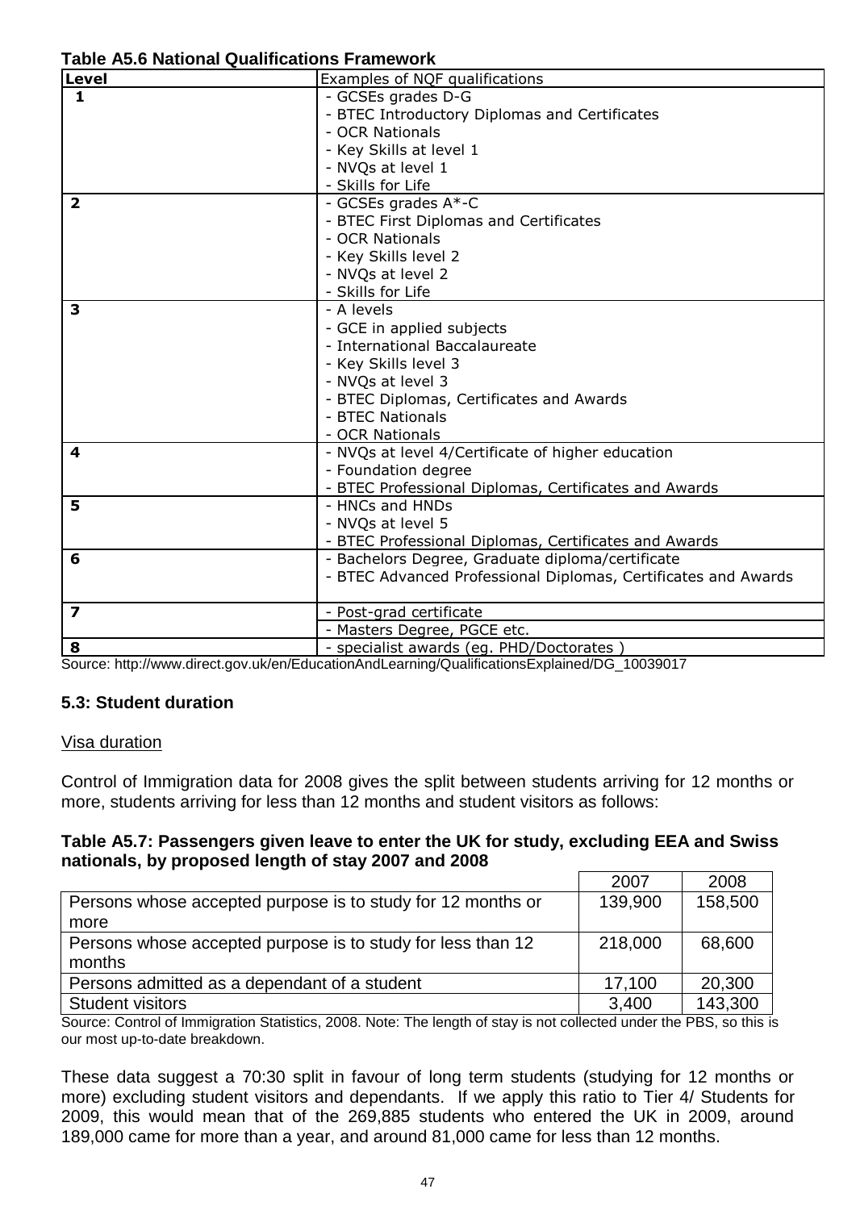**Table A5.6 National Qualifications Framework**

| Level | Examples of NQF qualifications |
|---|---|
| 1 | - GCSEs grades D-G<br>- BTEC Introductory Diplomas and Certificates<br>- OCR Nationals<br>- Key Skills at level 1<br>- NVQs at level 1<br>- Skills for Life |
| 2 | - GCSEs grades A*-C<br>- BTEC First Diplomas and Certificates<br>- OCR Nationals<br>- Key Skills level 2<br>- NVQs at level 2<br>- Skills for Life |
| 3 | - A levels<br>- GCE in applied subjects<br>- International Baccalaureate<br>- Key Skills level 3<br>- NVQs at level 3<br>- BTEC Diplomas, Certificates and Awards<br>- BTEC Nationals<br>- OCR Nationals |
| 4 | - NVQs at level 4/Certificate of higher education<br>- Foundation degree<br>- BTEC Professional Diplomas, Certificates and Awards |
| 5 | - HNCs and HNDs<br>- NVQs at level 5<br>- BTEC Professional Diplomas, Certificates and Awards |
| 6 | - Bachelors Degree, Graduate diploma/certificate<br>- BTEC Advanced Professional Diplomas, Certificates and Awards |
| 7 | - Post-grad certificate<br>- Masters Degree, PGCE etc. |
| 8 | - specialist awards (eg. PHD/Doctorates ) |

Source: http://www.direct.gov.uk/en/EducationAndLearning/QualificationsExplained/DG_10039017

### 5.3: Student duration

Visa duration

Control of Immigration data for 2008 gives the split between students arriving for 12 months or more, students arriving for less than 12 months and student visitors as follows:

**Table A5.7: Passengers given leave to enter the UK for study, excluding EEA and Swiss nationals, by proposed length of stay 2007 and 2008**

| | 2007 | 2008 |
|---|---|---|
| Persons whose accepted purpose is to study for 12 months or more | 139,900 | 158,500 |
| Persons whose accepted purpose is to study for less than 12 months | 218,000 | 68,600 |
| Persons admitted as a dependant of a student | 17,100 | 20,300 |
| Student visitors | 3,400 | 143,300 |

Source: Control of Immigration Statistics, 2008. Note: The length of stay is not collected under the PBS, so this is our most up-to-date breakdown.

These data suggest a 70:30 split in favour of long term students (studying for 12 months or more) excluding student visitors and dependants. If we apply this ratio to Tier 4/ Students for 2009, this would mean that of the 269,885 students who entered the UK in 2009, around 189,000 came for more than a year, and around 81,000 came for less than 12 months.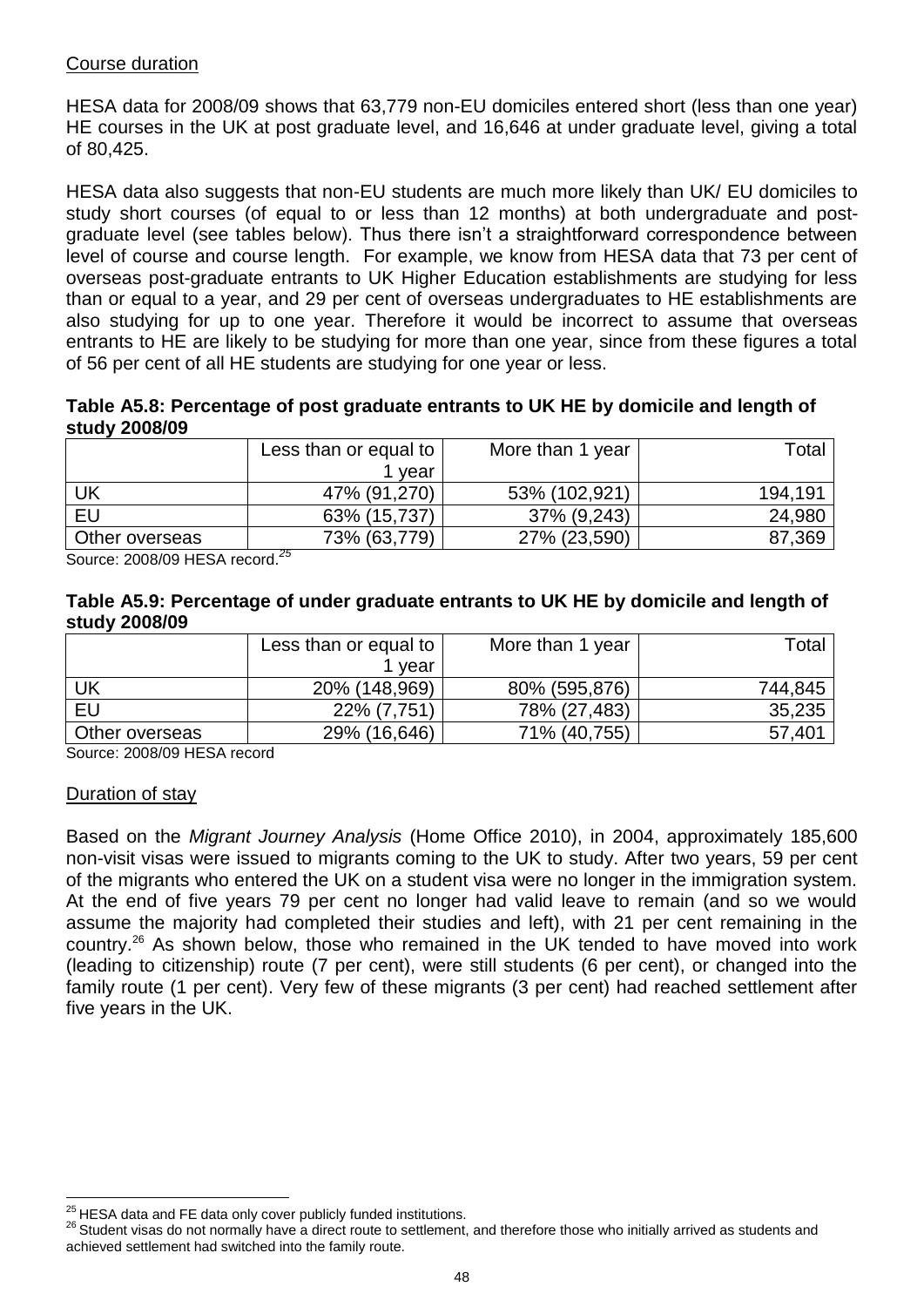Course duration

HESA data for 2008/09 shows that 63,779 non-EU domiciles entered short (less than one year) HE courses in the UK at post graduate level, and 16,646 at under graduate level, giving a total of 80,425.

HESA data also suggests that non-EU students are much more likely than UK/ EU domiciles to study short courses (of equal to or less than 12 months) at both undergraduate and post-graduate level (see tables below). Thus there isn't a straightforward correspondence between level of course and course length. For example, we know from HESA data that 73 per cent of overseas post-graduate entrants to UK Higher Education establishments are studying for less than or equal to a year, and 29 per cent of overseas undergraduates to HE establishments are also studying for up to one year. Therefore it would be incorrect to assume that overseas entrants to HE are likely to be studying for more than one year, since from these figures a total of 56 per cent of all HE students are studying for one year or less.

**Table A5.8: Percentage of post graduate entrants to UK HE by domicile and length of study 2008/09**

| | Less than or equal to 1 year | More than 1 year | Total |
|---|---|---|---|
| UK | 47% (91,270) | 53% (102,921) | 194,191 |
| EU | 63% (15,737) | 37% (9,243) | 24,980 |
| Other overseas | 73% (63,779) | 27% (23,590) | 87,369 |

Source: 2008/09 HESA record.[25]

**Table A5.9: Percentage of under graduate entrants to UK HE by domicile and length of study 2008/09**

| | Less than or equal to 1 year | More than 1 year | Total |
|---|---|---|---|
| UK | 20% (148,969) | 80% (595,876) | 744,845 |
| EU | 22% (7,751) | 78% (27,483) | 35,235 |
| Other overseas | 29% (16,646) | 71% (40,755) | 57,401 |

Source: 2008/09 HESA record

Duration of stay

Based on the *Migrant Journey Analysis* (Home Office 2010), in 2004, approximately 185,600 non-visit visas were issued to migrants coming to the UK to study. After two years, 59 per cent of the migrants who entered the UK on a student visa were no longer in the immigration system. At the end of five years 79 per cent no longer had valid leave to remain (and so we would assume the majority had completed their studies and left), with 21 per cent remaining in the country.[26] As shown below, those who remained in the UK tended to have moved into work (leading to citizenship) route (7 per cent), were still students (6 per cent), or changed into the family route (1 per cent). Very few of these migrants (3 per cent) had reached settlement after five years in the UK.

[25] HESA data and FE data only cover publicly funded institutions.

[26] Student visas do not normally have a direct route to settlement, and therefore those who initially arrived as students and achieved settlement had switched into the family route.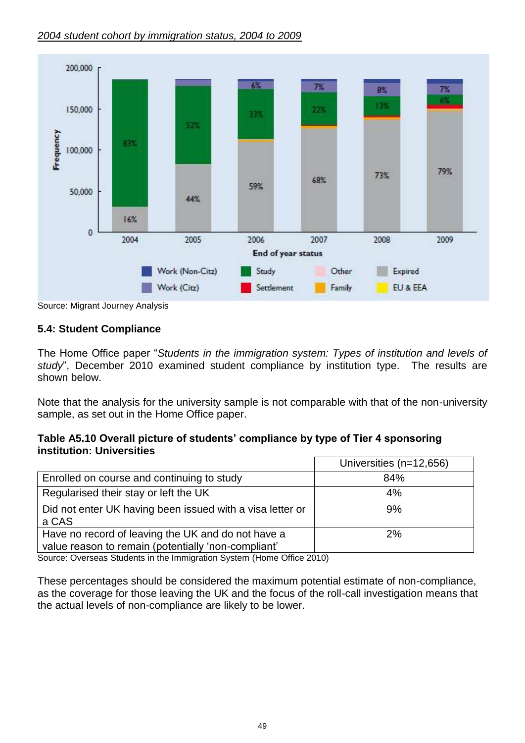*2004 student cohort by immigration status, 2004 to 2009*

Source: Migrant Journey Analysis

### 5.4: Student Compliance

The Home Office paper "*Students in the immigration system: Types of institution and levels of study*", December 2010 examined student compliance by institution type. The results are shown below.

Note that the analysis for the university sample is not comparable with that of the non-university sample, as set out in the Home Office paper.

**Table A5.10 Overall picture of students' compliance by type of Tier 4 sponsoring institution: Universities**

| | Universities (n=12,656) |
|---|---|
| Enrolled on course and continuing to study | 84% |
| Regularised their stay or left the UK | 4% |
| Did not enter UK having been issued with a visa letter or a CAS | 9% |
| Have no record of leaving the UK and do not have a value reason to remain (potentially 'non-compliant' | 2% |

Source: Overseas Students in the Immigration System (Home Office 2010)

These percentages should be considered the maximum potential estimate of non-compliance, as the coverage for those leaving the UK and the focus of the roll-call investigation means that the actual levels of non-compliance are likely to be lower.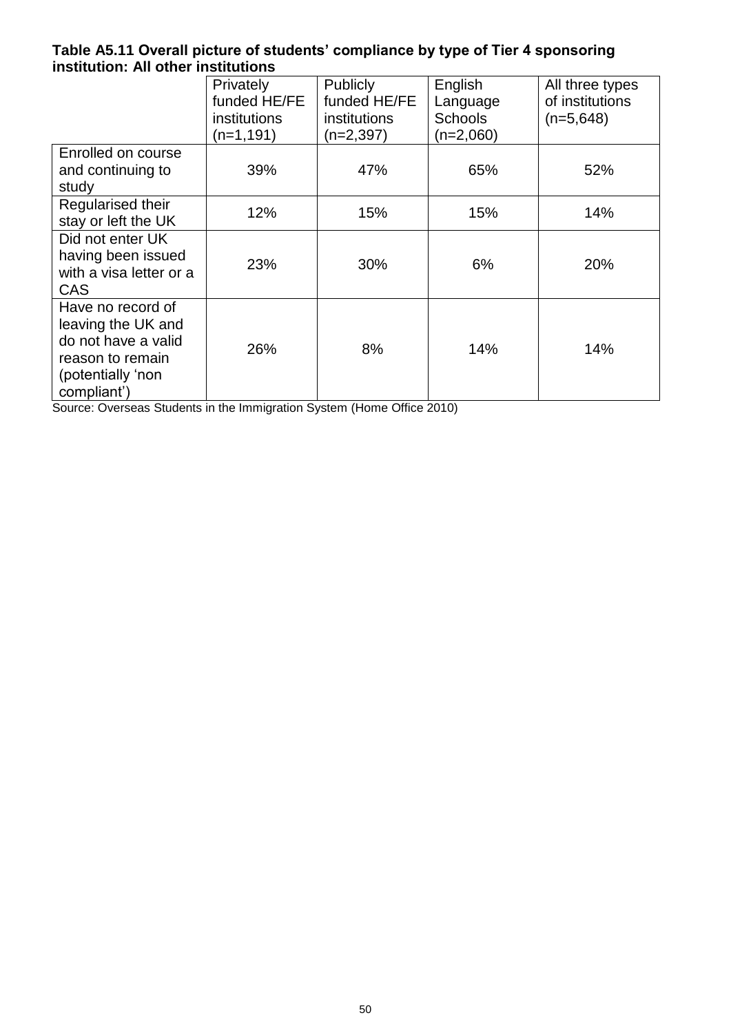**Table A5.11 Overall picture of students' compliance by type of Tier 4 sponsoring institution: All other institutions**

| | Privately funded HE/FE institutions (n=1,191) | Publicly funded HE/FE institutions (n=2,397) | English Language Schools (n=2,060) | All three types of institutions (n=5,648) |
|---|---|---|---|---|
| Enrolled on course and continuing to study | 39% | 47% | 65% | 52% |
| Regularised their stay or left the UK | 12% | 15% | 15% | 14% |
| Did not enter UK having been issued with a visa letter or a CAS | 23% | 30% | 6% | 20% |
| Have no record of leaving the UK and do not have a valid reason to remain (potentially 'non compliant') | 26% | 8% | 14% | 14% |

Source: Overseas Students in the Immigration System (Home Office 2010)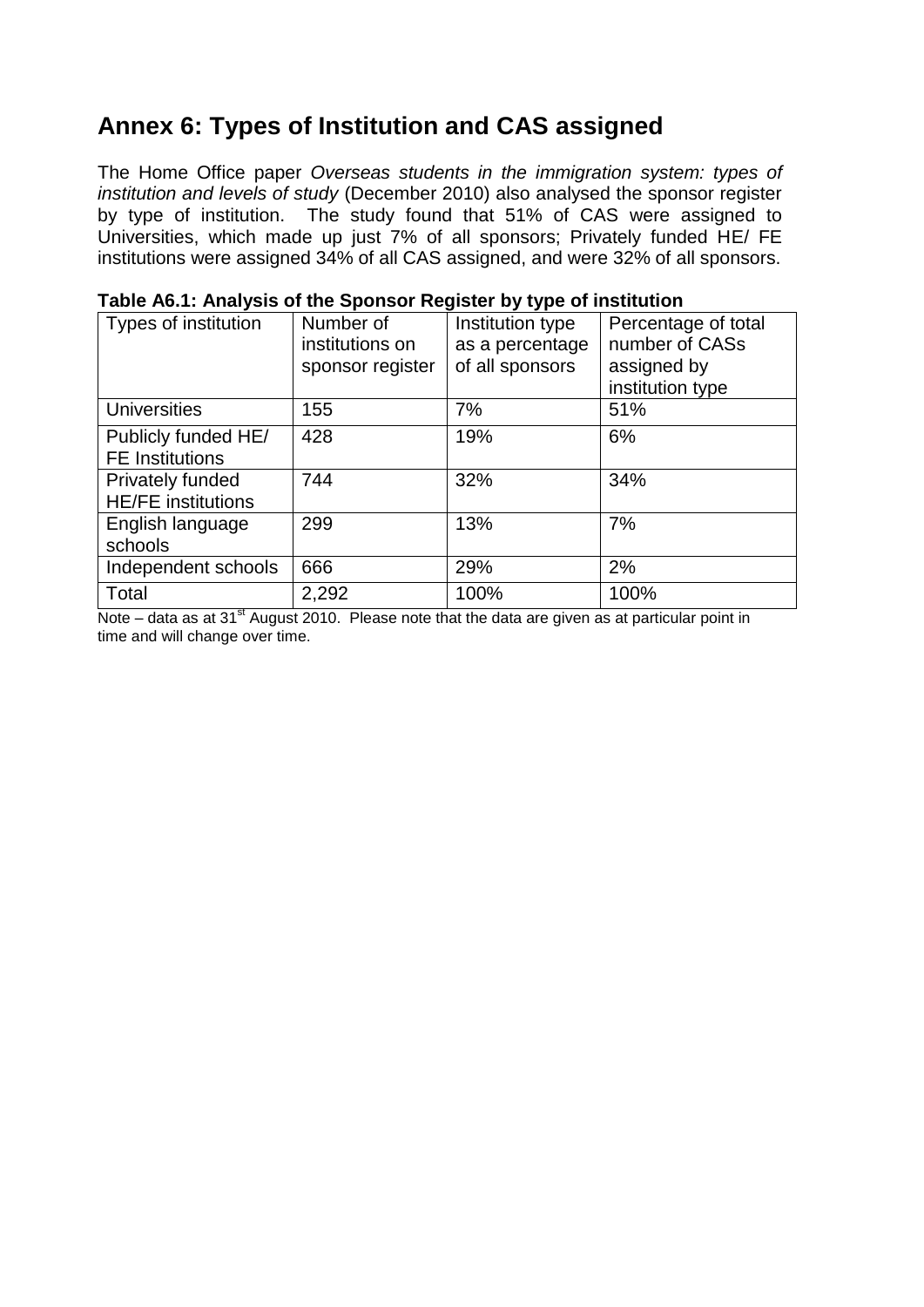## Annex 6: Types of Institution and CAS assigned

The Home Office paper *Overseas students in the immigration system: types of institution and levels of study* (December 2010) also analysed the sponsor register by type of institution. The study found that 51% of CAS were assigned to Universities, which made up just 7% of all sponsors; Privately funded HE/ FE institutions were assigned 34% of all CAS assigned, and were 32% of all sponsors.

**Table A6.1: Analysis of the Sponsor Register by type of institution**

| Types of institution | Number of institutions on sponsor register | Institution type as a percentage of all sponsors | Percentage of total number of CASs assigned by institution type |
|---|---|---|---|
| Universities | 155 | 7% | 51% |
| Publicly funded HE/ FE Institutions | 428 | 19% | 6% |
| Privately funded HE/FE institutions | 744 | 32% | 34% |
| English language schools | 299 | 13% | 7% |
| Independent schools | 666 | 29% | 2% |
| Total | 2,292 | 100% | 100% |

Note – data as at 31st August 2010. Please note that the data are given as at particular point in time and will change over time.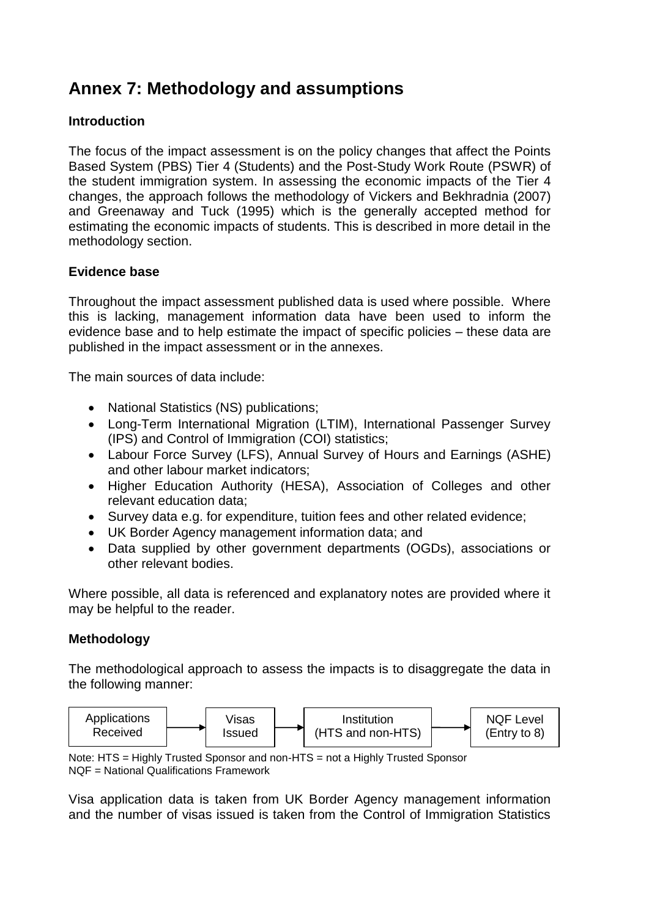# Annex 7: Methodology and assumptions

### Introduction

The focus of the impact assessment is on the policy changes that affect the Points Based System (PBS) Tier 4 (Students) and the Post-Study Work Route (PSWR) of the student immigration system. In assessing the economic impacts of the Tier 4 changes, the approach follows the methodology of Vickers and Bekhradnia (2007) and Greenaway and Tuck (1995) which is the generally accepted method for estimating the economic impacts of students. This is described in more detail in the methodology section.

### Evidence base

Throughout the impact assessment published data is used where possible. Where this is lacking, management information data have been used to inform the evidence base and to help estimate the impact of specific policies – these data are published in the impact assessment or in the annexes.

The main sources of data include:

- National Statistics (NS) publications;
- Long-Term International Migration (LTIM), International Passenger Survey (IPS) and Control of Immigration (COI) statistics;
- Labour Force Survey (LFS), Annual Survey of Hours and Earnings (ASHE) and other labour market indicators;
- Higher Education Authority (HESA), Association of Colleges and other relevant education data;
- Survey data e.g. for expenditure, tuition fees and other related evidence;
- UK Border Agency management information data; and
- Data supplied by other government departments (OGDs), associations or other relevant bodies.

Where possible, all data is referenced and explanatory notes are provided where it may be helpful to the reader.

### Methodology

The methodological approach to assess the impacts is to disaggregate the data in the following manner:

Applications Received → Visas Issued → Institution (HTS and non-HTS) → NQF Level (Entry to 8)

Note: HTS = Highly Trusted Sponsor and non-HTS = not a Highly Trusted Sponsor
NQF = National Qualifications Framework

Visa application data is taken from UK Border Agency management information and the number of visas issued is taken from the Control of Immigration Statistics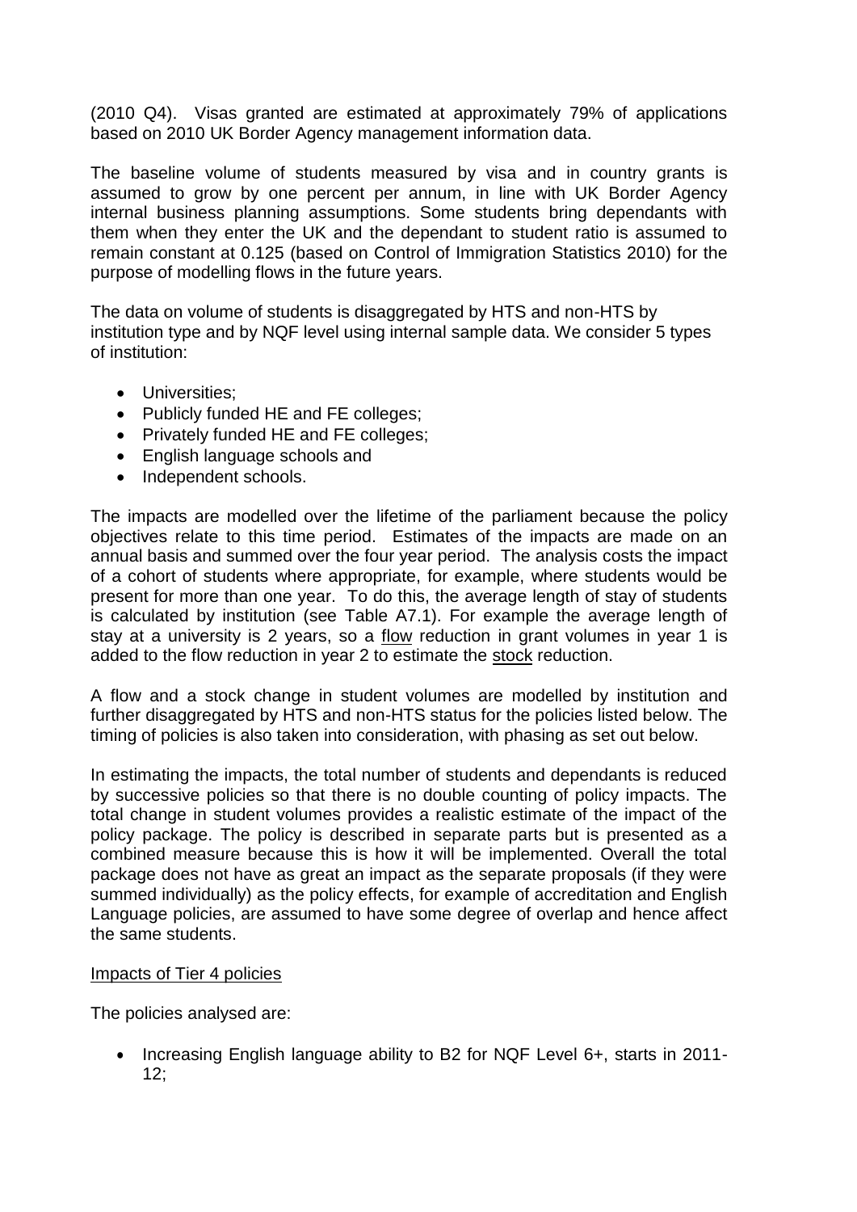(2010 Q4). Visas granted are estimated at approximately 79% of applications based on 2010 UK Border Agency management information data.

The baseline volume of students measured by visa and in country grants is assumed to grow by one percent per annum, in line with UK Border Agency internal business planning assumptions. Some students bring dependants with them when they enter the UK and the dependant to student ratio is assumed to remain constant at 0.125 (based on Control of Immigration Statistics 2010) for the purpose of modelling flows in the future years.

The data on volume of students is disaggregated by HTS and non-HTS by institution type and by NQF level using internal sample data. We consider 5 types of institution:

- Universities;
- Publicly funded HE and FE colleges;
- Privately funded HE and FE colleges;
- English language schools and
- Independent schools.

The impacts are modelled over the lifetime of the parliament because the policy objectives relate to this time period. Estimates of the impacts are made on an annual basis and summed over the four year period. The analysis costs the impact of a cohort of students where appropriate, for example, where students would be present for more than one year. To do this, the average length of stay of students is calculated by institution (see Table A7.1). For example the average length of stay at a university is 2 years, so a flow reduction in grant volumes in year 1 is added to the flow reduction in year 2 to estimate the stock reduction.

A flow and a stock change in student volumes are modelled by institution and further disaggregated by HTS and non-HTS status for the policies listed below. The timing of policies is also taken into consideration, with phasing as set out below.

In estimating the impacts, the total number of students and dependants is reduced by successive policies so that there is no double counting of policy impacts. The total change in student volumes provides a realistic estimate of the impact of the policy package. The policy is described in separate parts but is presented as a combined measure because this is how it will be implemented. Overall the total package does not have as great an impact as the separate proposals (if they were summed individually) as the policy effects, for example of accreditation and English Language policies, are assumed to have some degree of overlap and hence affect the same students.

Impacts of Tier 4 policies

The policies analysed are:

- Increasing English language ability to B2 for NQF Level 6+, starts in 2011-12;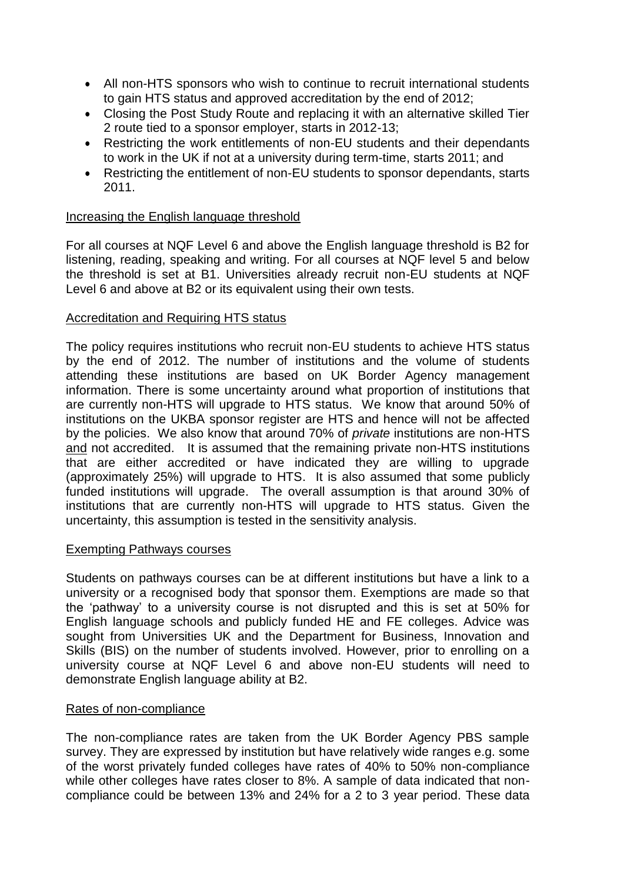- All non-HTS sponsors who wish to continue to recruit international students to gain HTS status and approved accreditation by the end of 2012;
- Closing the Post Study Route and replacing it with an alternative skilled Tier 2 route tied to a sponsor employer, starts in 2012-13;
- Restricting the work entitlements of non-EU students and their dependants to work in the UK if not at a university during term-time, starts 2011; and
- Restricting the entitlement of non-EU students to sponsor dependants, starts 2011.

Increasing the English language threshold

For all courses at NQF Level 6 and above the English language threshold is B2 for listening, reading, speaking and writing. For all courses at NQF level 5 and below the threshold is set at B1. Universities already recruit non-EU students at NQF Level 6 and above at B2 or its equivalent using their own tests.

Accreditation and Requiring HTS status

The policy requires institutions who recruit non-EU students to achieve HTS status by the end of 2012. The number of institutions and the volume of students attending these institutions are based on UK Border Agency management information. There is some uncertainty around what proportion of institutions that are currently non-HTS will upgrade to HTS status. We know that around 50% of institutions on the UKBA sponsor register are HTS and hence will not be affected by the policies. We also know that around 70% of *private* institutions are non-HTS and not accredited. It is assumed that the remaining private non-HTS institutions that are either accredited or have indicated they are willing to upgrade (approximately 25%) will upgrade to HTS. It is also assumed that some publicly funded institutions will upgrade. The overall assumption is that around 30% of institutions that are currently non-HTS will upgrade to HTS status. Given the uncertainty, this assumption is tested in the sensitivity analysis.

Exempting Pathways courses

Students on pathways courses can be at different institutions but have a link to a university or a recognised body that sponsor them. Exemptions are made so that the 'pathway' to a university course is not disrupted and this is set at 50% for English language schools and publicly funded HE and FE colleges. Advice was sought from Universities UK and the Department for Business, Innovation and Skills (BIS) on the number of students involved. However, prior to enrolling on a university course at NQF Level 6 and above non-EU students will need to demonstrate English language ability at B2.

Rates of non-compliance

The non-compliance rates are taken from the UK Border Agency PBS sample survey. They are expressed by institution but have relatively wide ranges e.g. some of the worst privately funded colleges have rates of 40% to 50% non-compliance while other colleges have rates closer to 8%. A sample of data indicated that non-compliance could be between 13% and 24% for a 2 to 3 year period. These data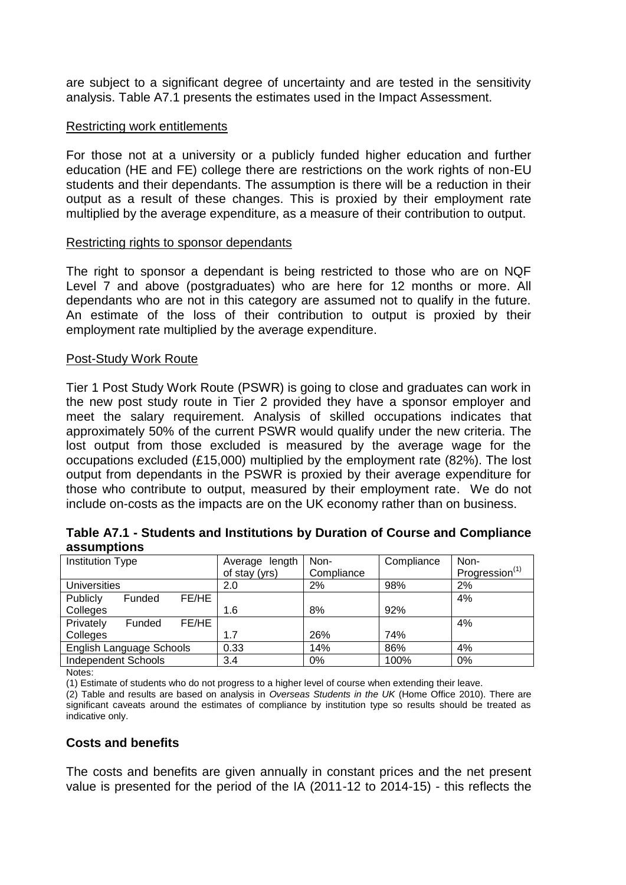are subject to a significant degree of uncertainty and are tested in the sensitivity analysis. Table A7.1 presents the estimates used in the Impact Assessment.

Restricting work entitlements

For those not at a university or a publicly funded higher education and further education (HE and FE) college there are restrictions on the work rights of non-EU students and their dependants. The assumption is there will be a reduction in their output as a result of these changes. This is proxied by their employment rate multiplied by the average expenditure, as a measure of their contribution to output.

Restricting rights to sponsor dependants

The right to sponsor a dependant is being restricted to those who are on NQF Level 7 and above (postgraduates) who are here for 12 months or more. All dependants who are not in this category are assumed not to qualify in the future. An estimate of the loss of their contribution to output is proxied by their employment rate multiplied by the average expenditure.

Post-Study Work Route

Tier 1 Post Study Work Route (PSWR) is going to close and graduates can work in the new post study route in Tier 2 provided they have a sponsor employer and meet the salary requirement. Analysis of skilled occupations indicates that approximately 50% of the current PSWR would qualify under the new criteria. The lost output from those excluded is measured by the average wage for the occupations excluded (£15,000) multiplied by the employment rate (82%). The lost output from dependants in the PSWR is proxied by their average expenditure for those who contribute to output, measured by their employment rate. We do not include on-costs as the impacts are on the UK economy rather than on business.

**Table A7.1 - Students and Institutions by Duration of Course and Compliance assumptions**

| Institution Type | Average length of stay (yrs) | Non-Compliance | Compliance | Non-Progression(1) |
|---|---|---|---|---|
| Universities | 2.0 | 2% | 98% | 2% |
| Publicly Funded FE/HE Colleges | 1.6 | 8% | 92% | 4% |
| Privately Funded FE/HE Colleges | 1.7 | 26% | 74% | 4% |
| English Language Schools | 0.33 | 14% | 86% | 4% |
| Independent Schools | 3.4 | 0% | 100% | 0% |

Notes:

(1) Estimate of students who do not progress to a higher level of course when extending their leave.

(2) Table and results are based on analysis in *Overseas Students in the UK* (Home Office 2010). There are significant caveats around the estimates of compliance by institution type so results should be treated as indicative only.

**Costs and benefits**

The costs and benefits are given annually in constant prices and the net present value is presented for the period of the IA (2011-12 to 2014-15) - this reflects the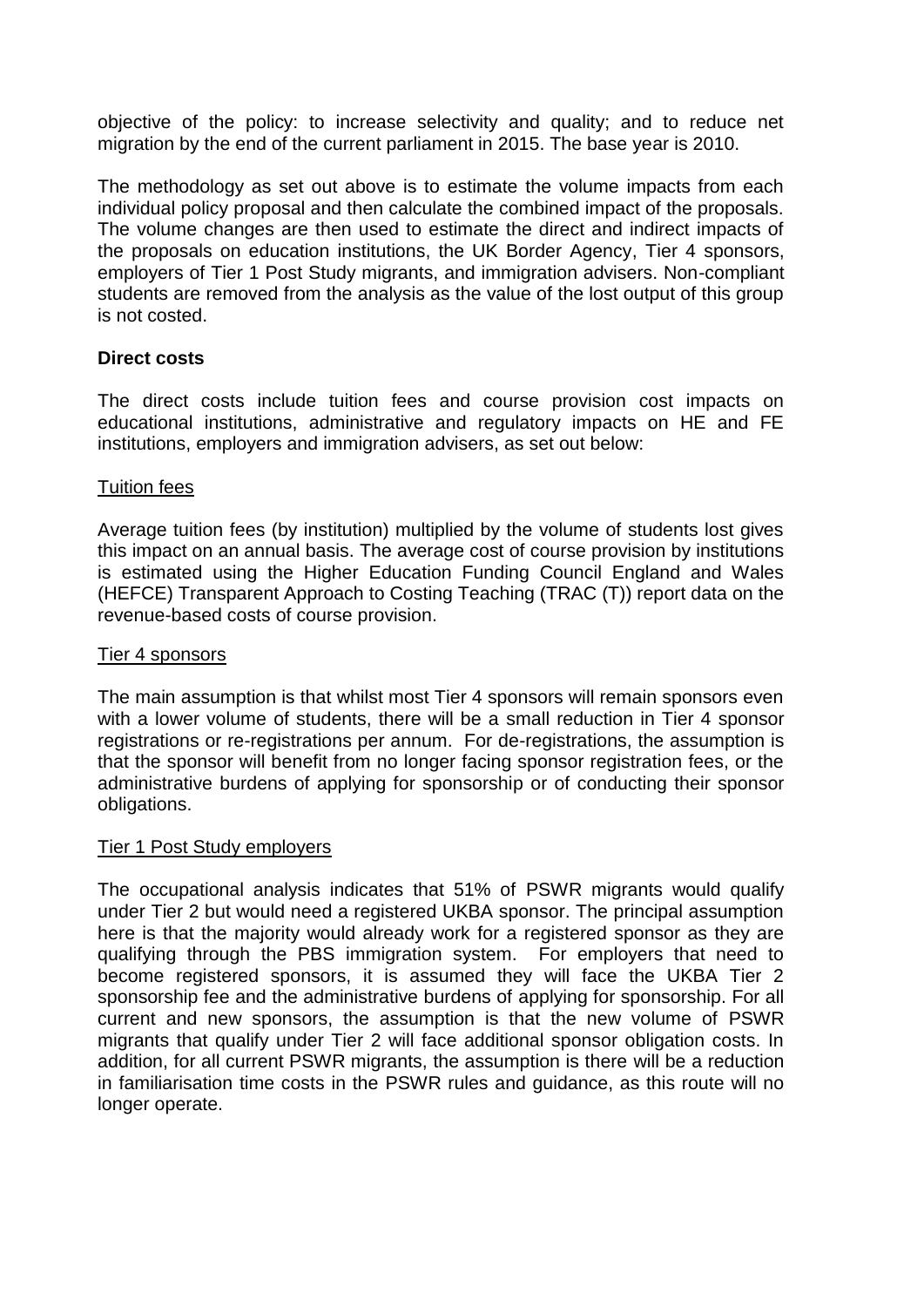objective of the policy: to increase selectivity and quality; and to reduce net migration by the end of the current parliament in 2015. The base year is 2010.

The methodology as set out above is to estimate the volume impacts from each individual policy proposal and then calculate the combined impact of the proposals. The volume changes are then used to estimate the direct and indirect impacts of the proposals on education institutions, the UK Border Agency, Tier 4 sponsors, employers of Tier 1 Post Study migrants, and immigration advisers. Non-compliant students are removed from the analysis as the value of the lost output of this group is not costed.

**Direct costs**

The direct costs include tuition fees and course provision cost impacts on educational institutions, administrative and regulatory impacts on HE and FE institutions, employers and immigration advisers, as set out below:

Tuition fees

Average tuition fees (by institution) multiplied by the volume of students lost gives this impact on an annual basis. The average cost of course provision by institutions is estimated using the Higher Education Funding Council England and Wales (HEFCE) Transparent Approach to Costing Teaching (TRAC (T)) report data on the revenue-based costs of course provision.

Tier 4 sponsors

The main assumption is that whilst most Tier 4 sponsors will remain sponsors even with a lower volume of students, there will be a small reduction in Tier 4 sponsor registrations or re-registrations per annum. For de-registrations, the assumption is that the sponsor will benefit from no longer facing sponsor registration fees, or the administrative burdens of applying for sponsorship or of conducting their sponsor obligations.

Tier 1 Post Study employers

The occupational analysis indicates that 51% of PSWR migrants would qualify under Tier 2 but would need a registered UKBA sponsor. The principal assumption here is that the majority would already work for a registered sponsor as they are qualifying through the PBS immigration system. For employers that need to become registered sponsors, it is assumed they will face the UKBA Tier 2 sponsorship fee and the administrative burdens of applying for sponsorship. For all current and new sponsors, the assumption is that the new volume of PSWR migrants that qualify under Tier 2 will face additional sponsor obligation costs. In addition, for all current PSWR migrants, the assumption is there will be a reduction in familiarisation time costs in the PSWR rules and guidance, as this route will no longer operate.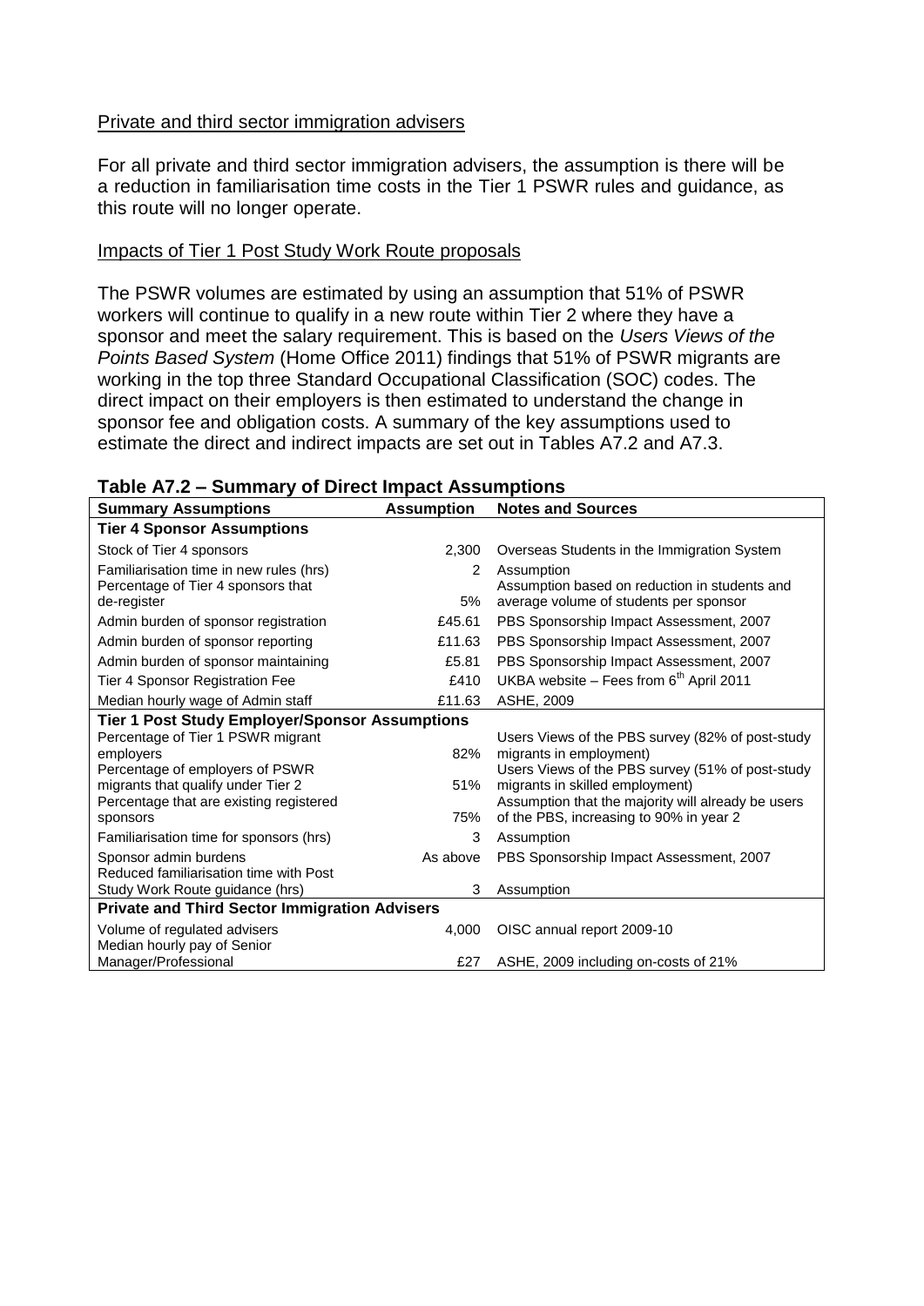Private and third sector immigration advisers

For all private and third sector immigration advisers, the assumption is there will be a reduction in familiarisation time costs in the Tier 1 PSWR rules and guidance, as this route will no longer operate.

Impacts of Tier 1 Post Study Work Route proposals

The PSWR volumes are estimated by using an assumption that 51% of PSWR workers will continue to qualify in a new route within Tier 2 where they have a sponsor and meet the salary requirement. This is based on the *Users Views of the Points Based System* (Home Office 2011) findings that 51% of PSWR migrants are working in the top three Standard Occupational Classification (SOC) codes. The direct impact on their employers is then estimated to understand the change in sponsor fee and obligation costs. A summary of the key assumptions used to estimate the direct and indirect impacts are set out in Tables A7.2 and A7.3.

**Table A7.2 – Summary of Direct Impact Assumptions**

| Summary Assumptions | Assumption | Notes and Sources |
|---|---|---|
| **Tier 4 Sponsor Assumptions** | | |
| Stock of Tier 4 sponsors | 2,300 | Overseas Students in the Immigration System |
| Familiarisation time in new rules (hrs) | 2 | Assumption |
| Percentage of Tier 4 sponsors that de-register | 5% | Assumption based on reduction in students and average volume of students per sponsor |
| Admin burden of sponsor registration | £45.61 | PBS Sponsorship Impact Assessment, 2007 |
| Admin burden of sponsor reporting | £11.63 | PBS Sponsorship Impact Assessment, 2007 |
| Admin burden of sponsor maintaining | £5.81 | PBS Sponsorship Impact Assessment, 2007 |
| Tier 4 Sponsor Registration Fee | £410 | UKBA website – Fees from 6th April 2011 |
| Median hourly wage of Admin staff | £11.63 | ASHE, 2009 |
| **Tier 1 Post Study Employer/Sponsor Assumptions** | | |
| Percentage of Tier 1 PSWR migrant employers | 82% | Users Views of the PBS survey (82% of post-study migrants in employment) |
| Percentage of employers of PSWR migrants that qualify under Tier 2 | 51% | Users Views of the PBS survey (51% of post-study migrants in skilled employment) |
| Percentage that are existing registered sponsors | 75% | Assumption that the majority will already be users of the PBS, increasing to 90% in year 2 |
| Familiarisation time for sponsors (hrs) | 3 | Assumption |
| Sponsor admin burdens | As above | PBS Sponsorship Impact Assessment, 2007 |
| Reduced familiarisation time with Post Study Work Route guidance (hrs) | 3 | Assumption |
| **Private and Third Sector Immigration Advisers** | | |
| Volume of regulated advisers | 4,000 | OISC annual report 2009-10 |
| Median hourly pay of Senior Manager/Professional | £27 | ASHE, 2009 including on-costs of 21% |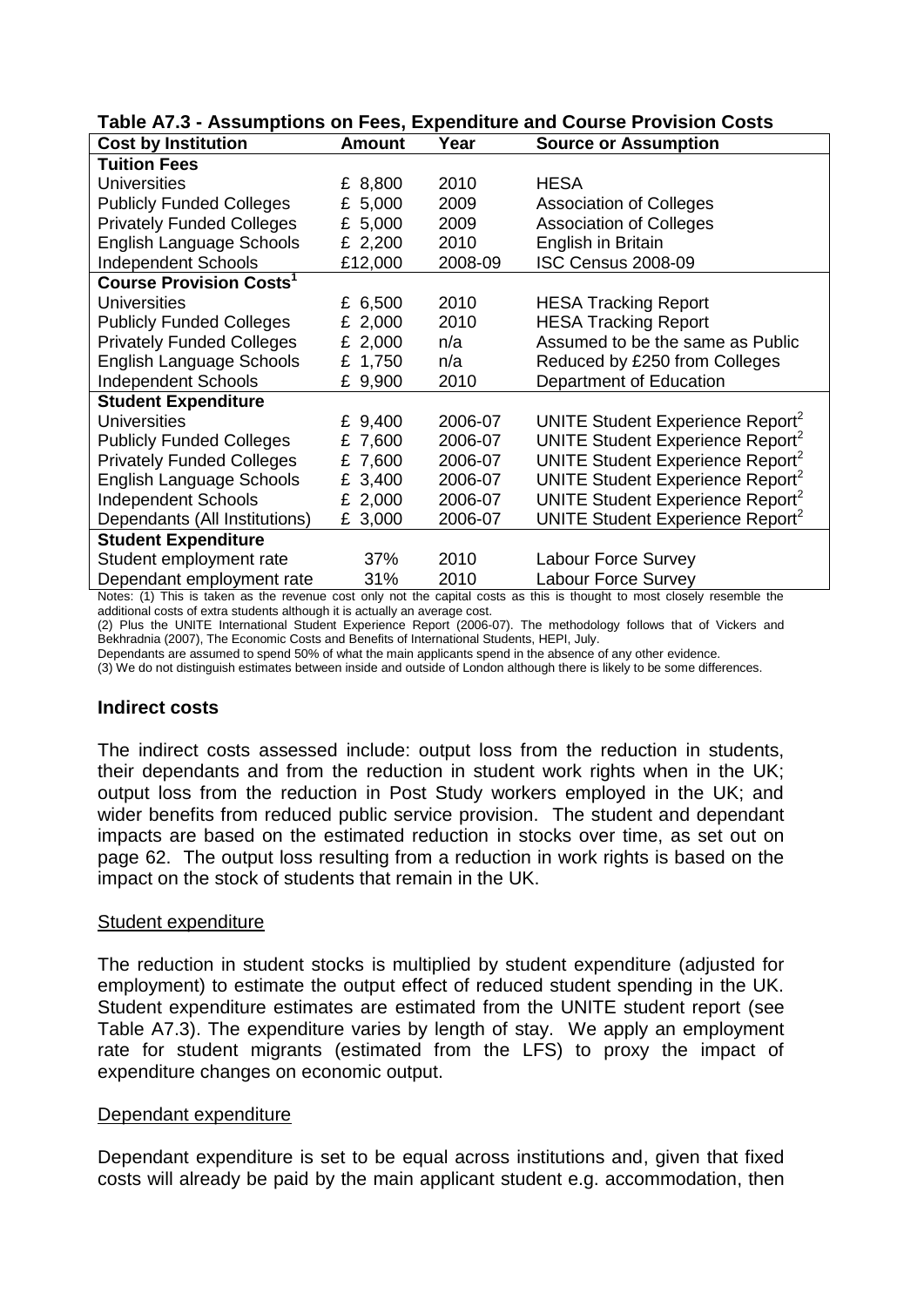**Table A7.3 - Assumptions on Fees, Expenditure and Course Provision Costs**

| Cost by Institution | Amount | Year | Source or Assumption |
|---|---|---|---|
| **Tuition Fees** | | | |
| Universities | £ 8,800 | 2010 | HESA |
| Publicly Funded Colleges | £ 5,000 | 2009 | Association of Colleges |
| Privately Funded Colleges | £ 5,000 | 2009 | Association of Colleges |
| English Language Schools | £ 2,200 | 2010 | English in Britain |
| Independent Schools | £12,000 | 2008-09 | ISC Census 2008-09 |
| **Course Provision Costs[1]** | | | |
| Universities | £ 6,500 | 2010 | HESA Tracking Report |
| Publicly Funded Colleges | £ 2,000 | 2010 | HESA Tracking Report |
| Privately Funded Colleges | £ 2,000 | n/a | Assumed to be the same as Public |
| English Language Schools | £ 1,750 | n/a | Reduced by £250 from Colleges |
| Independent Schools | £ 9,900 | 2010 | Department of Education |
| **Student Expenditure** | | | |
| Universities | £ 9,400 | 2006-07 | UNITE Student Experience Report[2] |
| Publicly Funded Colleges | £ 7,600 | 2006-07 | UNITE Student Experience Report[2] |
| Privately Funded Colleges | £ 7,600 | 2006-07 | UNITE Student Experience Report[2] |
| English Language Schools | £ 3,400 | 2006-07 | UNITE Student Experience Report[2] |
| Independent Schools | £ 2,000 | 2006-07 | UNITE Student Experience Report[2] |
| Dependants (All Institutions) | £ 3,000 | 2006-07 | UNITE Student Experience Report[2] |
| **Student Expenditure** | | | |
| Student employment rate | 37% | 2010 | Labour Force Survey |
| Dependant employment rate | 31% | 2010 | Labour Force Survey |

Notes: (1) This is taken as the revenue cost only not the capital costs as this is thought to most closely resemble the additional costs of extra students although it is actually an average cost.
(2) Plus the UNITE International Student Experience Report (2006-07). The methodology follows that of Vickers and Bekhradnia (2007), The Economic Costs and Benefits of International Students, HEPI, July.
Dependants are assumed to spend 50% of what the main applicants spend in the absence of any other evidence.
(3) We do not distinguish estimates between inside and outside of London although there is likely to be some differences.

### Indirect costs

The indirect costs assessed include: output loss from the reduction in students, their dependants and from the reduction in student work rights when in the UK; output loss from the reduction in Post Study workers employed in the UK; and wider benefits from reduced public service provision. The student and dependant impacts are based on the estimated reduction in stocks over time, as set out on page 62. The output loss resulting from a reduction in work rights is based on the impact on the stock of students that remain in the UK.

#### Student expenditure

The reduction in student stocks is multiplied by student expenditure (adjusted for employment) to estimate the output effect of reduced student spending in the UK. Student expenditure estimates are estimated from the UNITE student report (see Table A7.3). The expenditure varies by length of stay. We apply an employment rate for student migrants (estimated from the LFS) to proxy the impact of expenditure changes on economic output.

#### Dependant expenditure

Dependant expenditure is set to be equal across institutions and, given that fixed costs will already be paid by the main applicant student e.g. accommodation, then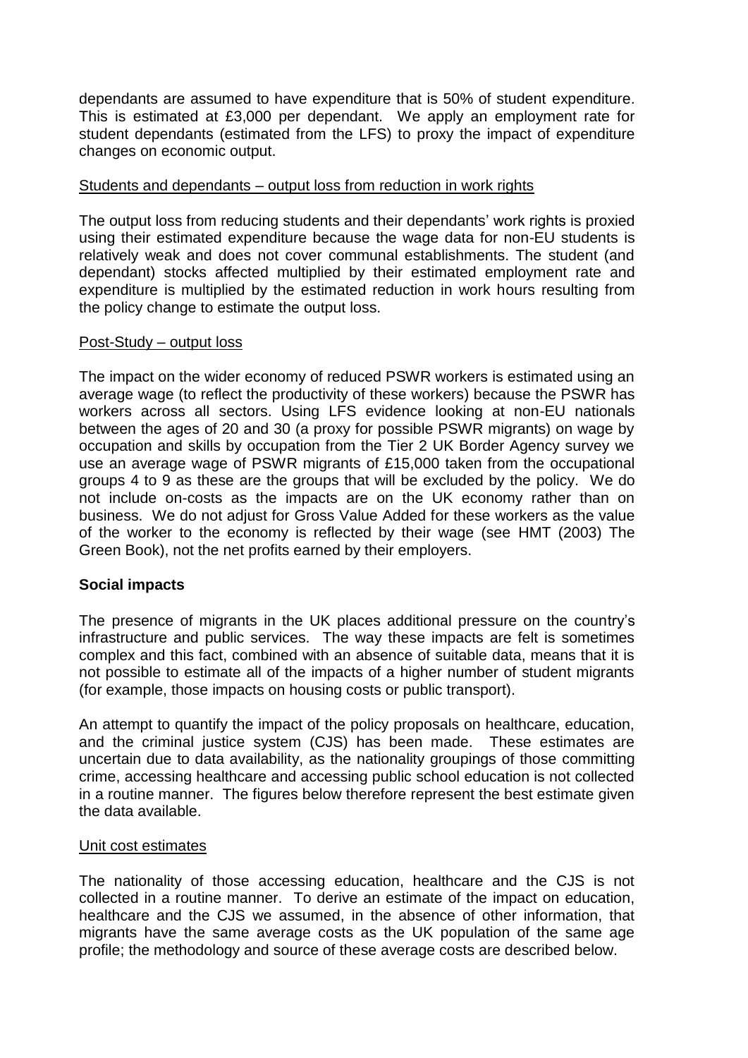dependants are assumed to have expenditure that is 50% of student expenditure. This is estimated at £3,000 per dependant. We apply an employment rate for student dependants (estimated from the LFS) to proxy the impact of expenditure changes on economic output.

Students and dependants – output loss from reduction in work rights

The output loss from reducing students and their dependants' work rights is proxied using their estimated expenditure because the wage data for non-EU students is relatively weak and does not cover communal establishments. The student (and dependant) stocks affected multiplied by their estimated employment rate and expenditure is multiplied by the estimated reduction in work hours resulting from the policy change to estimate the output loss.

Post-Study – output loss

The impact on the wider economy of reduced PSWR workers is estimated using an average wage (to reflect the productivity of these workers) because the PSWR has workers across all sectors. Using LFS evidence looking at non-EU nationals between the ages of 20 and 30 (a proxy for possible PSWR migrants) on wage by occupation and skills by occupation from the Tier 2 UK Border Agency survey we use an average wage of PSWR migrants of £15,000 taken from the occupational groups 4 to 9 as these are the groups that will be excluded by the policy. We do not include on-costs as the impacts are on the UK economy rather than on business. We do not adjust for Gross Value Added for these workers as the value of the worker to the economy is reflected by their wage (see HMT (2003) The Green Book), not the net profits earned by their employers.

**Social impacts**

The presence of migrants in the UK places additional pressure on the country's infrastructure and public services. The way these impacts are felt is sometimes complex and this fact, combined with an absence of suitable data, means that it is not possible to estimate all of the impacts of a higher number of student migrants (for example, those impacts on housing costs or public transport).

An attempt to quantify the impact of the policy proposals on healthcare, education, and the criminal justice system (CJS) has been made. These estimates are uncertain due to data availability, as the nationality groupings of those committing crime, accessing healthcare and accessing public school education is not collected in a routine manner. The figures below therefore represent the best estimate given the data available.

Unit cost estimates

The nationality of those accessing education, healthcare and the CJS is not collected in a routine manner. To derive an estimate of the impact on education, healthcare and the CJS we assumed, in the absence of other information, that migrants have the same average costs as the UK population of the same age profile; the methodology and source of these average costs are described below.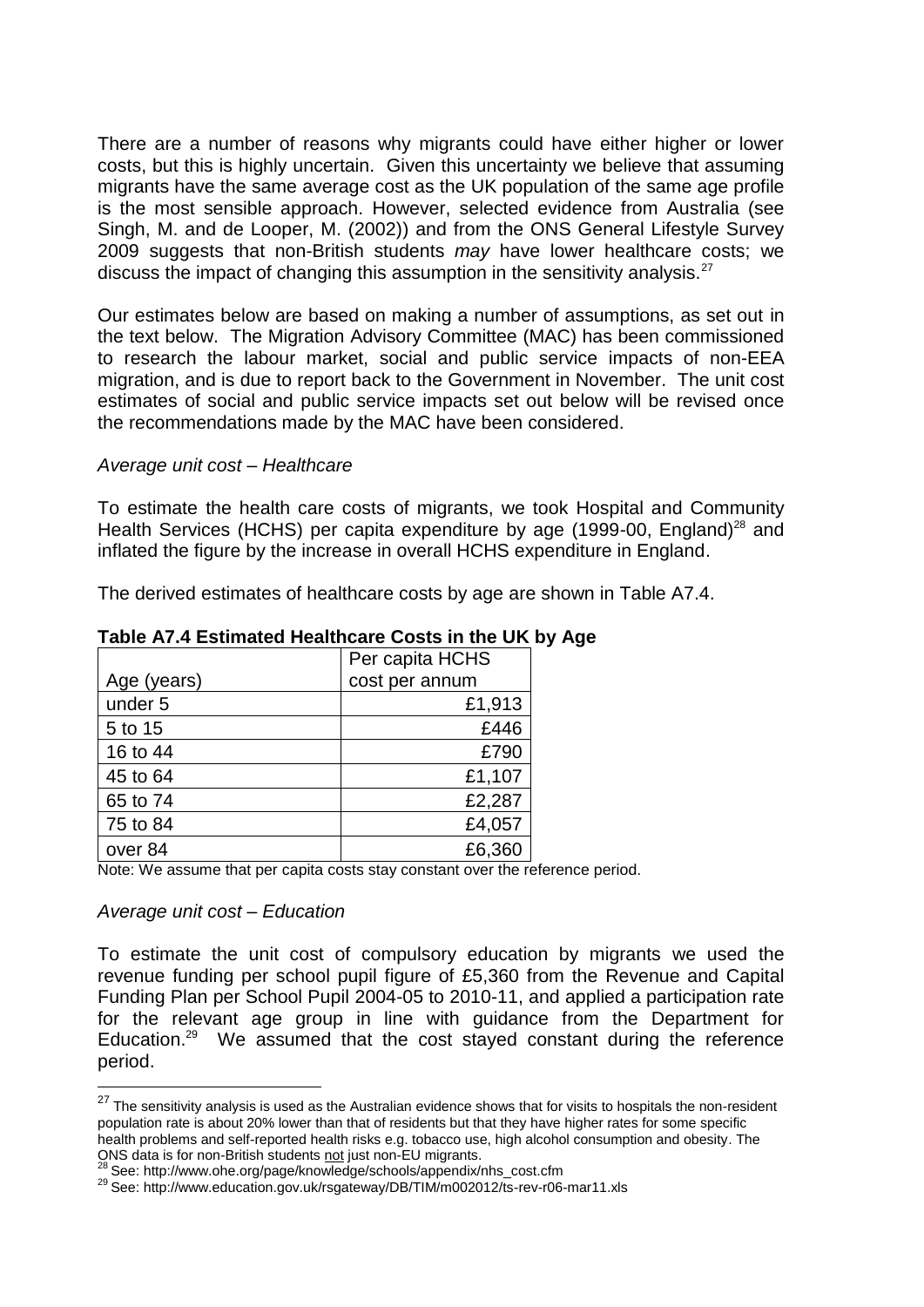There are a number of reasons why migrants could have either higher or lower costs, but this is highly uncertain. Given this uncertainty we believe that assuming migrants have the same average cost as the UK population of the same age profile is the most sensible approach. However, selected evidence from Australia (see Singh, M. and de Looper, M. (2002)) and from the ONS General Lifestyle Survey 2009 suggests that non-British students *may* have lower healthcare costs; we discuss the impact of changing this assumption in the sensitivity analysis.[27]

Our estimates below are based on making a number of assumptions, as set out in the text below. The Migration Advisory Committee (MAC) has been commissioned to research the labour market, social and public service impacts of non-EEA migration, and is due to report back to the Government in November. The unit cost estimates of social and public service impacts set out below will be revised once the recommendations made by the MAC have been considered.

*Average unit cost – Healthcare*

To estimate the health care costs of migrants, we took Hospital and Community Health Services (HCHS) per capita expenditure by age (1999-00, England)[28] and inflated the figure by the increase in overall HCHS expenditure in England.

The derived estimates of healthcare costs by age are shown in Table A7.4.

**Table A7.4 Estimated Healthcare Costs in the UK by Age**

| Age (years) | Per capita HCHS cost per annum |
|---|---|
| under 5 | £1,913 |
| 5 to 15 | £446 |
| 16 to 44 | £790 |
| 45 to 64 | £1,107 |
| 65 to 74 | £2,287 |
| 75 to 84 | £4,057 |
| over 84 | £6,360 |

Note: We assume that per capita costs stay constant over the reference period.

*Average unit cost – Education*

To estimate the unit cost of compulsory education by migrants we used the revenue funding per school pupil figure of £5,360 from the Revenue and Capital Funding Plan per School Pupil 2004-05 to 2010-11, and applied a participation rate for the relevant age group in line with guidance from the Department for Education.[29] We assumed that the cost stayed constant during the reference period.

---

[27] The sensitivity analysis is used as the Australian evidence shows that for visits to hospitals the non-resident population rate is about 20% lower than that of residents but that they have higher rates for some specific health problems and self-reported health risks e.g. tobacco use, high alcohol consumption and obesity. The ONS data is for non-British students not just non-EU migrants.

[28] See: http://www.ohe.org/page/knowledge/schools/appendix/nhs_cost.cfm

[29] See: http://www.education.gov.uk/rsgateway/DB/TIM/m002012/ts-rev-r06-mar11.xls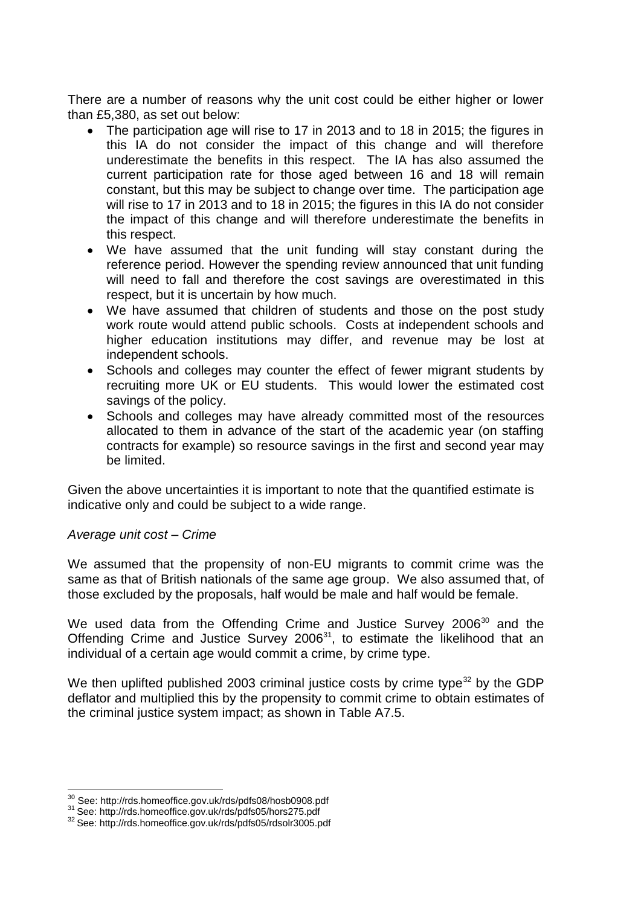There are a number of reasons why the unit cost could be either higher or lower than £5,380, as set out below:

- The participation age will rise to 17 in 2013 and to 18 in 2015; the figures in this IA do not consider the impact of this change and will therefore underestimate the benefits in this respect. The IA has also assumed the current participation rate for those aged between 16 and 18 will remain constant, but this may be subject to change over time. The participation age will rise to 17 in 2013 and to 18 in 2015; the figures in this IA do not consider the impact of this change and will therefore underestimate the benefits in this respect.
- We have assumed that the unit funding will stay constant during the reference period. However the spending review announced that unit funding will need to fall and therefore the cost savings are overestimated in this respect, but it is uncertain by how much.
- We have assumed that children of students and those on the post study work route would attend public schools. Costs at independent schools and higher education institutions may differ, and revenue may be lost at independent schools.
- Schools and colleges may counter the effect of fewer migrant students by recruiting more UK or EU students. This would lower the estimated cost savings of the policy.
- Schools and colleges may have already committed most of the resources allocated to them in advance of the start of the academic year (on staffing contracts for example) so resource savings in the first and second year may be limited.

Given the above uncertainties it is important to note that the quantified estimate is indicative only and could be subject to a wide range.

*Average unit cost – Crime*

We assumed that the propensity of non-EU migrants to commit crime was the same as that of British nationals of the same age group. We also assumed that, of those excluded by the proposals, half would be male and half would be female.

We used data from the Offending Crime and Justice Survey 2006[30] and the Offending Crime and Justice Survey 2006[31], to estimate the likelihood that an individual of a certain age would commit a crime, by crime type.

We then uplifted published 2003 criminal justice costs by crime type[32] by the GDP deflator and multiplied this by the propensity to commit crime to obtain estimates of the criminal justice system impact; as shown in Table A7.5.

---

[30] See: http://rds.homeoffice.gov.uk/rds/pdfs08/hosb0908.pdf

[31] See: http://rds.homeoffice.gov.uk/rds/pdfs05/hors275.pdf

[32] See: http://rds.homeoffice.gov.uk/rds/pdfs05/rdsolr3005.pdf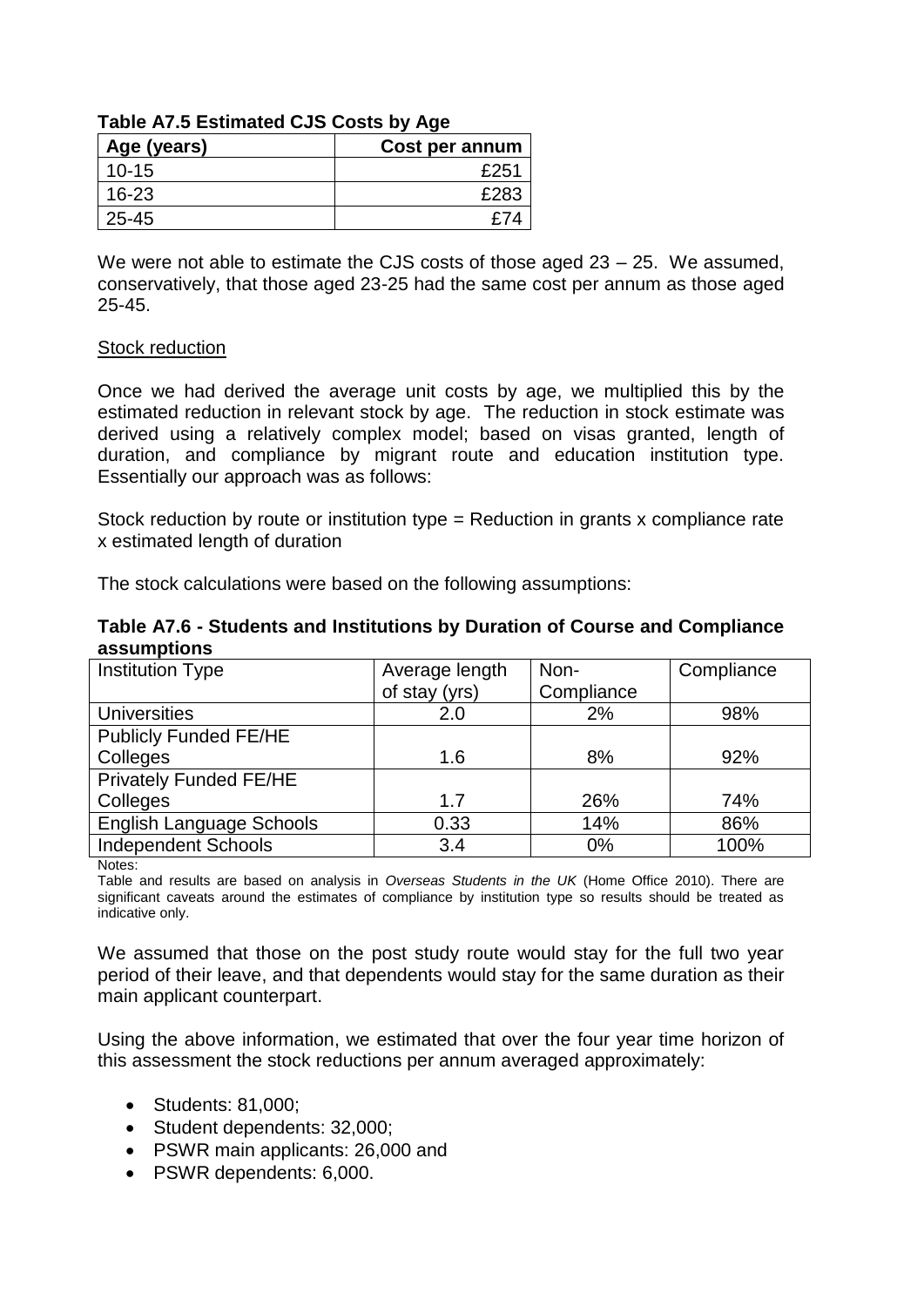**Table A7.5 Estimated CJS Costs by Age**

| Age (years) | Cost per annum |
|---|---|
| 10-15 | £251 |
| 16-23 | £283 |
| 25-45 | £74 |

We were not able to estimate the CJS costs of those aged 23 – 25. We assumed, conservatively, that those aged 23-25 had the same cost per annum as those aged 25-45.

<u>Stock reduction</u>

Once we had derived the average unit costs by age, we multiplied this by the estimated reduction in relevant stock by age. The reduction in stock estimate was derived using a relatively complex model; based on visas granted, length of duration, and compliance by migrant route and education institution type. Essentially our approach was as follows:

Stock reduction by route or institution type = Reduction in grants x compliance rate x estimated length of duration

The stock calculations were based on the following assumptions:

**Table A7.6 - Students and Institutions by Duration of Course and Compliance assumptions**

| Institution Type | Average length of stay (yrs) | Non-Compliance | Compliance |
|---|---|---|---|
| Universities | 2.0 | 2% | 98% |
| Publicly Funded FE/HE Colleges | 1.6 | 8% | 92% |
| Privately Funded FE/HE Colleges | 1.7 | 26% | 74% |
| English Language Schools | 0.33 | 14% | 86% |
| Independent Schools | 3.4 | 0% | 100% |

Notes:
Table and results are based on analysis in *Overseas Students in the UK* (Home Office 2010). There are significant caveats around the estimates of compliance by institution type so results should be treated as indicative only.

We assumed that those on the post study route would stay for the full two year period of their leave, and that dependents would stay for the same duration as their main applicant counterpart.

Using the above information, we estimated that over the four year time horizon of this assessment the stock reductions per annum averaged approximately:

- Students: 81,000;
- Student dependents: 32,000;
- PSWR main applicants: 26,000 and
- PSWR dependents: 6,000.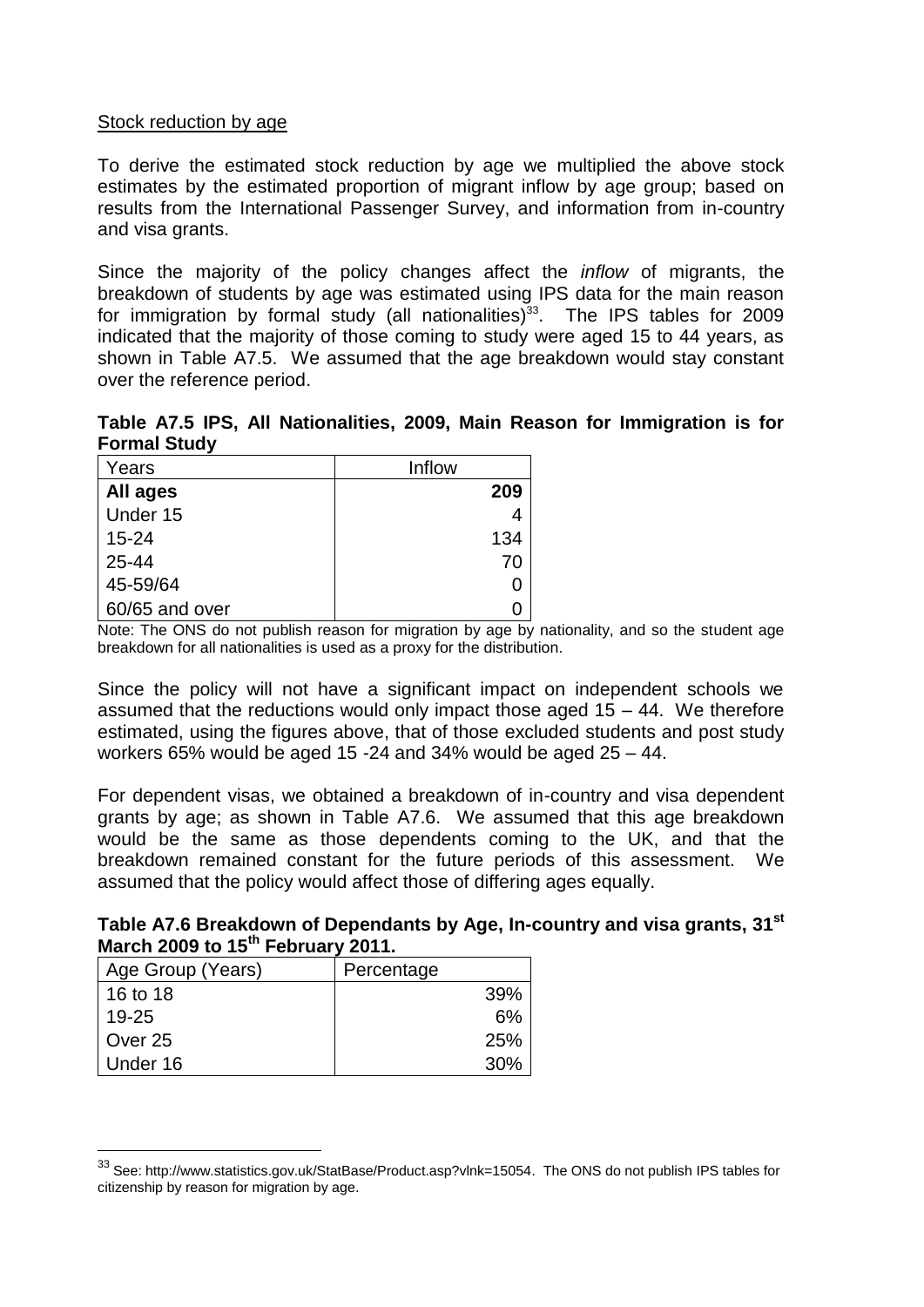Stock reduction by age

To derive the estimated stock reduction by age we multiplied the above stock estimates by the estimated proportion of migrant inflow by age group; based on results from the International Passenger Survey, and information from in-country and visa grants.

Since the majority of the policy changes affect the *inflow* of migrants, the breakdown of students by age was estimated using IPS data for the main reason for immigration by formal study (all nationalities)[33]. The IPS tables for 2009 indicated that the majority of those coming to study were aged 15 to 44 years, as shown in Table A7.5. We assumed that the age breakdown would stay constant over the reference period.

**Table A7.5 IPS, All Nationalities, 2009, Main Reason for Immigration is for Formal Study**

| Years | Inflow |
|---|---|
| **All ages** | **209** |
| Under 15 | 4 |
| 15-24 | 134 |
| 25-44 | 70 |
| 45-59/64 | 0 |
| 60/65 and over | 0 |

Note: The ONS do not publish reason for migration by age by nationality, and so the student age breakdown for all nationalities is used as a proxy for the distribution.

Since the policy will not have a significant impact on independent schools we assumed that the reductions would only impact those aged 15 – 44. We therefore estimated, using the figures above, that of those excluded students and post study workers 65% would be aged 15 -24 and 34% would be aged 25 – 44.

For dependent visas, we obtained a breakdown of in-country and visa dependent grants by age; as shown in Table A7.6. We assumed that this age breakdown would be the same as those dependents coming to the UK, and that the breakdown remained constant for the future periods of this assessment. We assumed that the policy would affect those of differing ages equally.

**Table A7.6 Breakdown of Dependants by Age, In-country and visa grants, 31st March 2009 to 15th February 2011.**

| Age Group (Years) | Percentage |
|---|---|
| 16 to 18 | 39% |
| 19-25 | 6% |
| Over 25 | 25% |
| Under 16 | 30% |

[33] See: http://www.statistics.gov.uk/StatBase/Product.asp?vlnk=15054. The ONS do not publish IPS tables for citizenship by reason for migration by age.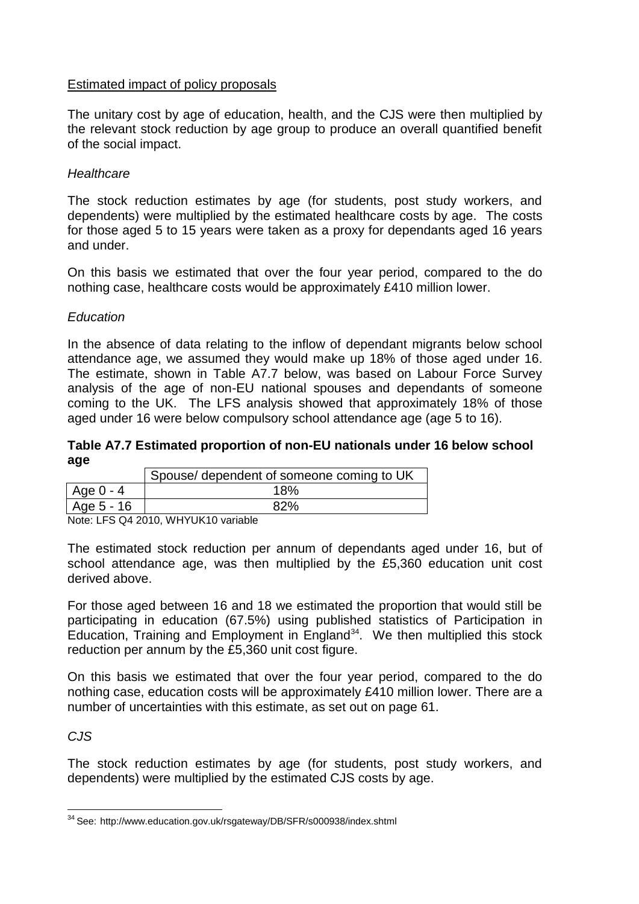Estimated impact of policy proposals

The unitary cost by age of education, health, and the CJS were then multiplied by the relevant stock reduction by age group to produce an overall quantified benefit of the social impact.

*Healthcare*

The stock reduction estimates by age (for students, post study workers, and dependents) were multiplied by the estimated healthcare costs by age. The costs for those aged 5 to 15 years were taken as a proxy for dependants aged 16 years and under.

On this basis we estimated that over the four year period, compared to the do nothing case, healthcare costs would be approximately £410 million lower.

*Education*

In the absence of data relating to the inflow of dependant migrants below school attendance age, we assumed they would make up 18% of those aged under 16. The estimate, shown in Table A7.7 below, was based on Labour Force Survey analysis of the age of non-EU national spouses and dependants of someone coming to the UK. The LFS analysis showed that approximately 18% of those aged under 16 were below compulsory school attendance age (age 5 to 16).

**Table A7.7 Estimated proportion of non-EU nationals under 16 below school age**

| | Spouse/ dependent of someone coming to UK |
|---|---|
| Age 0 - 4 | 18% |
| Age 5 - 16 | 82% |

Note: LFS Q4 2010, WHYUK10 variable

The estimated stock reduction per annum of dependants aged under 16, but of school attendance age, was then multiplied by the £5,360 education unit cost derived above.

For those aged between 16 and 18 we estimated the proportion that would still be participating in education (67.5%) using published statistics of Participation in Education, Training and Employment in England[34]. We then multiplied this stock reduction per annum by the £5,360 unit cost figure.

On this basis we estimated that over the four year period, compared to the do nothing case, education costs will be approximately £410 million lower. There are a number of uncertainties with this estimate, as set out on page 61.

*CJS*

The stock reduction estimates by age (for students, post study workers, and dependents) were multiplied by the estimated CJS costs by age.

[34] See: http://www.education.gov.uk/rsgateway/DB/SFR/s000938/index.shtml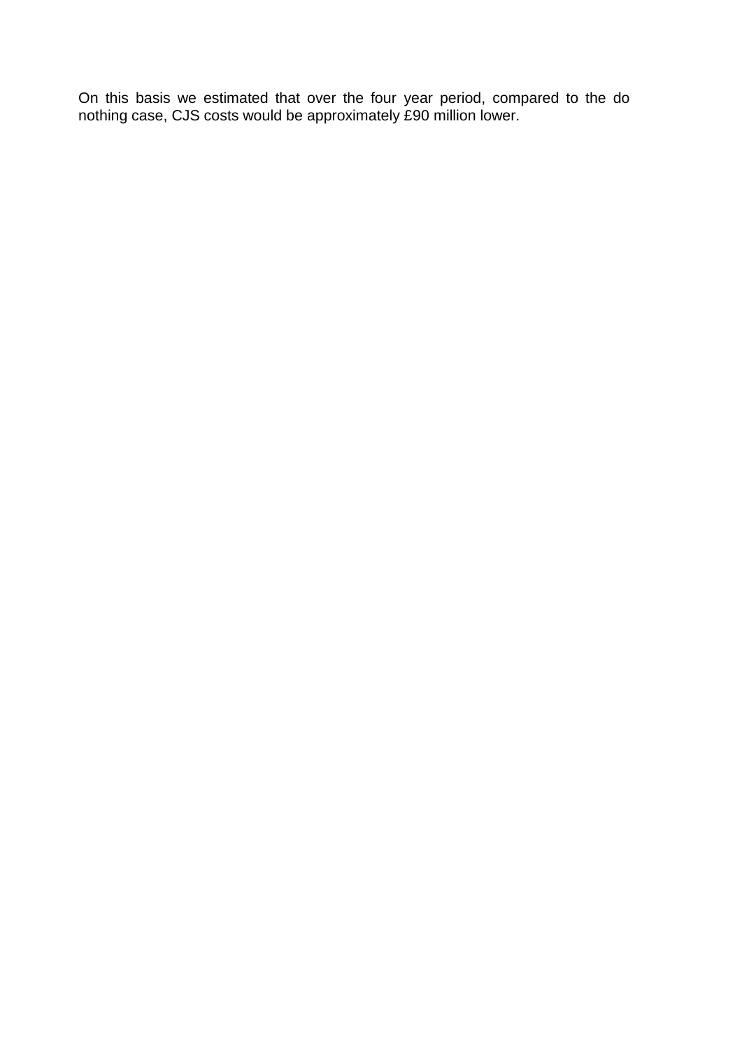On this basis we estimated that over the four year period, compared to the do nothing case, CJS costs would be approximately £90 million lower.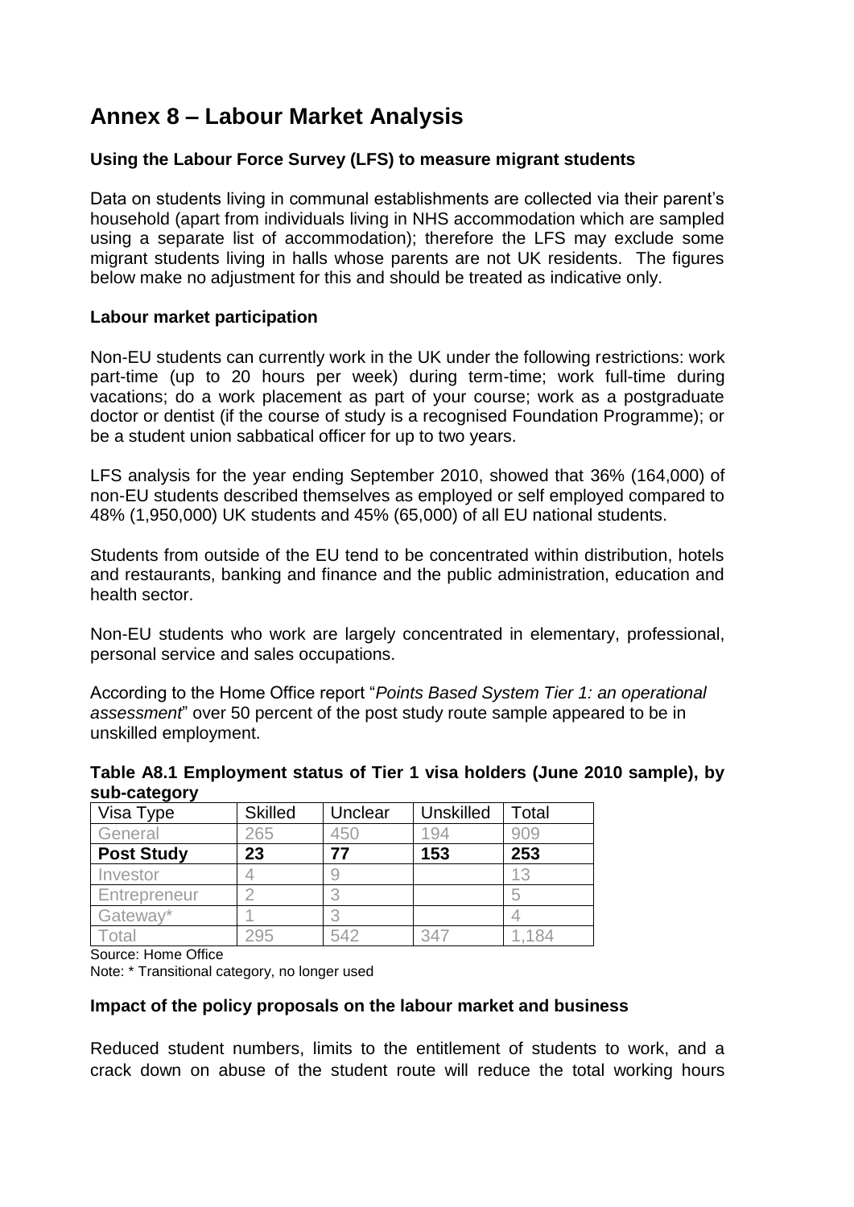# Annex 8 – Labour Market Analysis

### Using the Labour Force Survey (LFS) to measure migrant students

Data on students living in communal establishments are collected via their parent's household (apart from individuals living in NHS accommodation which are sampled using a separate list of accommodation); therefore the LFS may exclude some migrant students living in halls whose parents are not UK residents. The figures below make no adjustment for this and should be treated as indicative only.

### Labour market participation

Non-EU students can currently work in the UK under the following restrictions: work part-time (up to 20 hours per week) during term-time; work full-time during vacations; do a work placement as part of your course; work as a postgraduate doctor or dentist (if the course of study is a recognised Foundation Programme); or be a student union sabbatical officer for up to two years.

LFS analysis for the year ending September 2010, showed that 36% (164,000) of non-EU students described themselves as employed or self employed compared to 48% (1,950,000) UK students and 45% (65,000) of all EU national students.

Students from outside of the EU tend to be concentrated within distribution, hotels and restaurants, banking and finance and the public administration, education and health sector.

Non-EU students who work are largely concentrated in elementary, professional, personal service and sales occupations.

According to the Home Office report "*Points Based System Tier 1: an operational assessment*" over 50 percent of the post study route sample appeared to be in unskilled employment.

**Table A8.1 Employment status of Tier 1 visa holders (June 2010 sample), by sub-category**

| Visa Type | Skilled | Unclear | Unskilled | Total |
|---|---|---|---|---|
| General | 265 | 450 | 194 | 909 |
| **Post Study** | **23** | **77** | **153** | **253** |
| Investor | 4 | 9 | | 13 |
| Entrepreneur | 2 | 3 | | 5 |
| Gateway* | 1 | 3 | | 4 |
| Total | 295 | 542 | 347 | 1,184 |

Source: Home Office

Note: * Transitional category, no longer used

### Impact of the policy proposals on the labour market and business

Reduced student numbers, limits to the entitlement of students to work, and a crack down on abuse of the student route will reduce the total working hours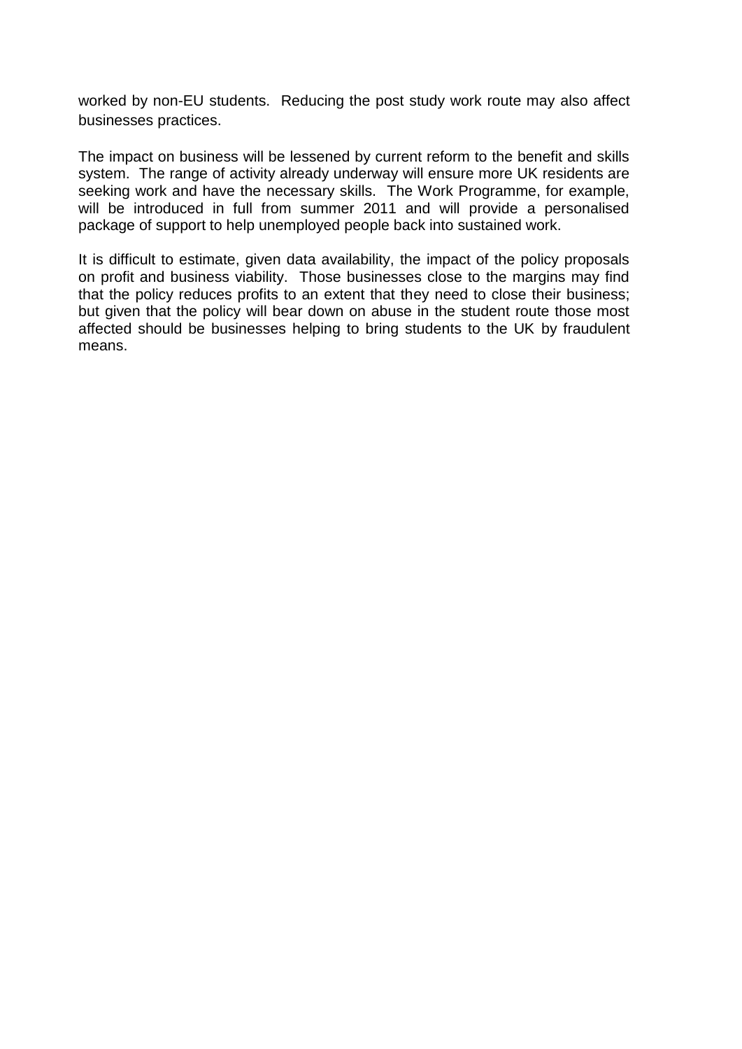worked by non-EU students. Reducing the post study work route may also affect businesses practices.

The impact on business will be lessened by current reform to the benefit and skills system. The range of activity already underway will ensure more UK residents are seeking work and have the necessary skills. The Work Programme, for example, will be introduced in full from summer 2011 and will provide a personalised package of support to help unemployed people back into sustained work.

It is difficult to estimate, given data availability, the impact of the policy proposals on profit and business viability. Those businesses close to the margins may find that the policy reduces profits to an extent that they need to close their business; but given that the policy will bear down on abuse in the student route those most affected should be businesses helping to bring students to the UK by fraudulent means.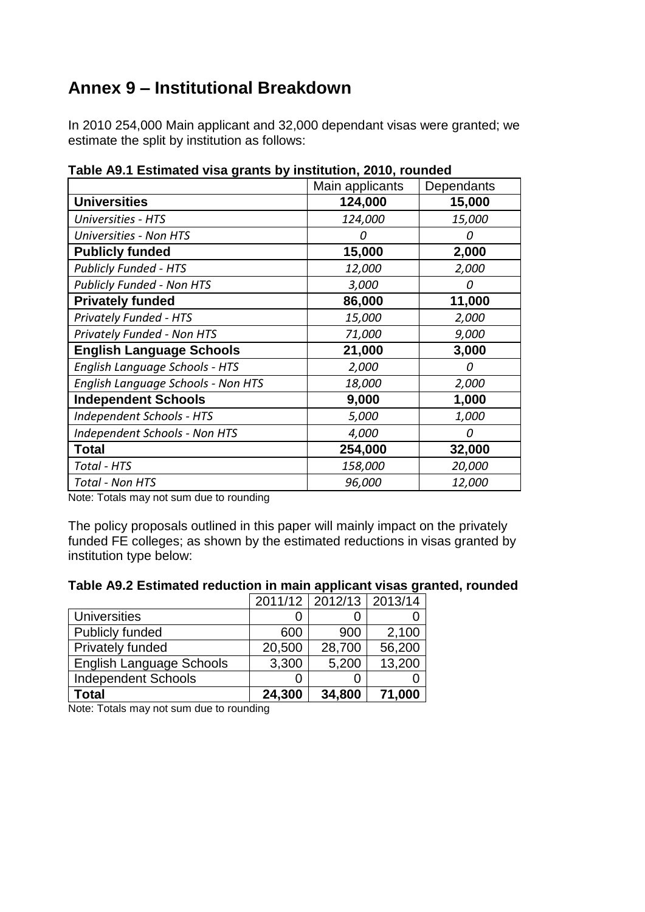## Annex 9 – Institutional Breakdown

In 2010 254,000 Main applicant and 32,000 dependant visas were granted; we estimate the split by institution as follows:

**Table A9.1 Estimated visa grants by institution, 2010, rounded**

| | Main applicants | Dependants |
|---|---|---|
| **Universities** | **124,000** | **15,000** |
| *Universities - HTS* | *124,000* | *15,000* |
| *Universities - Non HTS* | *0* | *0* |
| **Publicly funded** | **15,000** | **2,000** |
| *Publicly Funded - HTS* | *12,000* | *2,000* |
| *Publicly Funded - Non HTS* | *3,000* | *0* |
| **Privately funded** | **86,000** | **11,000** |
| *Privately Funded - HTS* | *15,000* | *2,000* |
| *Privately Funded - Non HTS* | *71,000* | *9,000* |
| **English Language Schools** | **21,000** | **3,000** |
| *English Language Schools - HTS* | *2,000* | *0* |
| *English Language Schools - Non HTS* | *18,000* | *2,000* |
| **Independent Schools** | **9,000** | **1,000** |
| *Independent Schools - HTS* | *5,000* | *1,000* |
| *Independent Schools - Non HTS* | *4,000* | *0* |
| **Total** | **254,000** | **32,000** |
| *Total - HTS* | *158,000* | *20,000* |
| *Total - Non HTS* | *96,000* | *12,000* |

Note: Totals may not sum due to rounding

The policy proposals outlined in this paper will mainly impact on the privately funded FE colleges; as shown by the estimated reductions in visas granted by institution type below:

**Table A9.2 Estimated reduction in main applicant visas granted, rounded**

| | 2011/12 | 2012/13 | 2013/14 |
|---|---|---|---|
| Universities | 0 | 0 | 0 |
| Publicly funded | 600 | 900 | 2,100 |
| Privately funded | 20,500 | 28,700 | 56,200 |
| English Language Schools | 3,300 | 5,200 | 13,200 |
| Independent Schools | 0 | 0 | 0 |
| **Total** | **24,300** | **34,800** | **71,000** |

Note: Totals may not sum due to rounding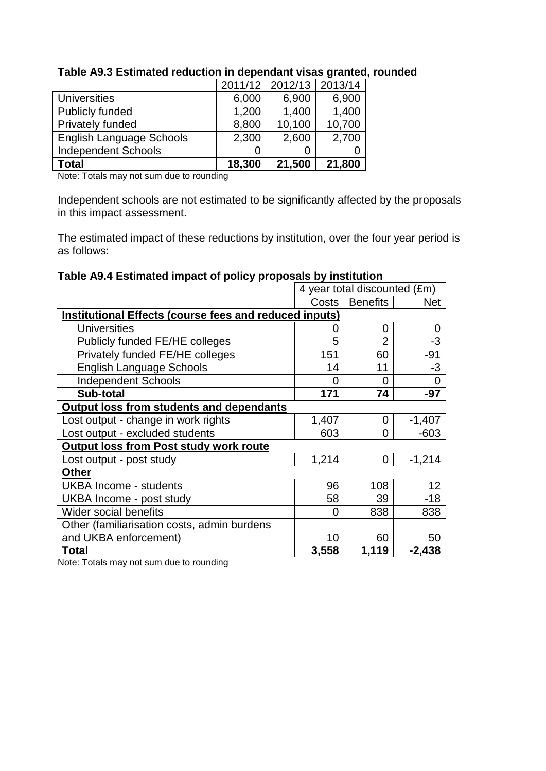**Table A9.3 Estimated reduction in dependant visas granted, rounded**

| | 2011/12 | 2012/13 | 2013/14 |
|---|---|---|---|
| Universities | 6,000 | 6,900 | 6,900 |
| Publicly funded | 1,200 | 1,400 | 1,400 |
| Privately funded | 8,800 | 10,100 | 10,700 |
| English Language Schools | 2,300 | 2,600 | 2,700 |
| Independent Schools | 0 | 0 | 0 |
| **Total** | **18,300** | **21,500** | **21,800** |

Note: Totals may not sum due to rounding

Independent schools are not estimated to be significantly affected by the proposals in this impact assessment.

The estimated impact of these reductions by institution, over the four year period is as follows:

**Table A9.4 Estimated impact of policy proposals by institution**

| | 4 year total discounted (£m) | | |
|---|---|---|---|
| | Costs | Benefits | Net |
| **Institutional Effects (course fees and reduced inputs)** | | | |
| Universities | 0 | 0 | 0 |
| Publicly funded FE/HE colleges | 5 | 2 | -3 |
| Privately funded FE/HE colleges | 151 | 60 | -91 |
| English Language Schools | 14 | 11 | -3 |
| Independent Schools | 0 | 0 | 0 |
| **Sub-total** | **171** | **74** | **-97** |
| **Output loss from students and dependants** | | | |
| Lost output - change in work rights | 1,407 | 0 | -1,407 |
| Lost output - excluded students | 603 | 0 | -603 |
| **Output loss from Post study work route** | | | |
| Lost output - post study | 1,214 | 0 | -1,214 |
| **Other** | | | |
| UKBA Income - students | 96 | 108 | 12 |
| UKBA Income - post study | 58 | 39 | -18 |
| Wider social benefits | 0 | 838 | 838 |
| Other (familiarisation costs, admin burdens and UKBA enforcement) | 10 | 60 | 50 |
| **Total** | **3,558** | **1,119** | **-2,438** |

Note: Totals may not sum due to rounding